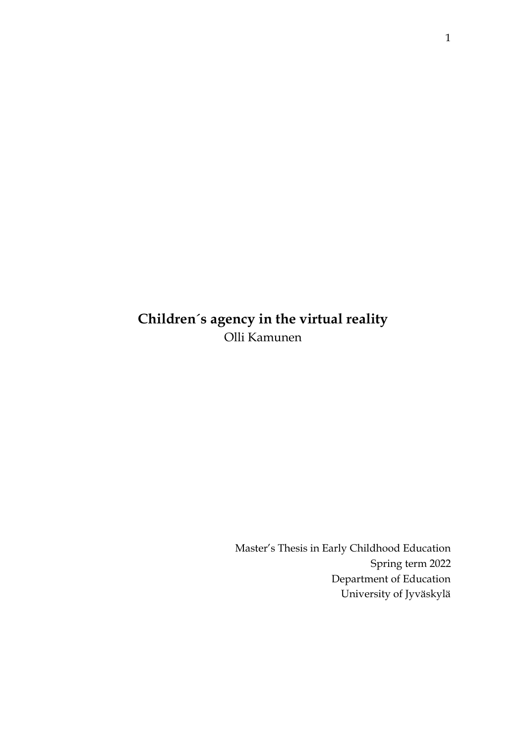# Children´s agency in the virtual reality

Olli Kamunen

Master's Thesis in Early Childhood Education
Spring term 2022
Department of Education
University of Jyväskylä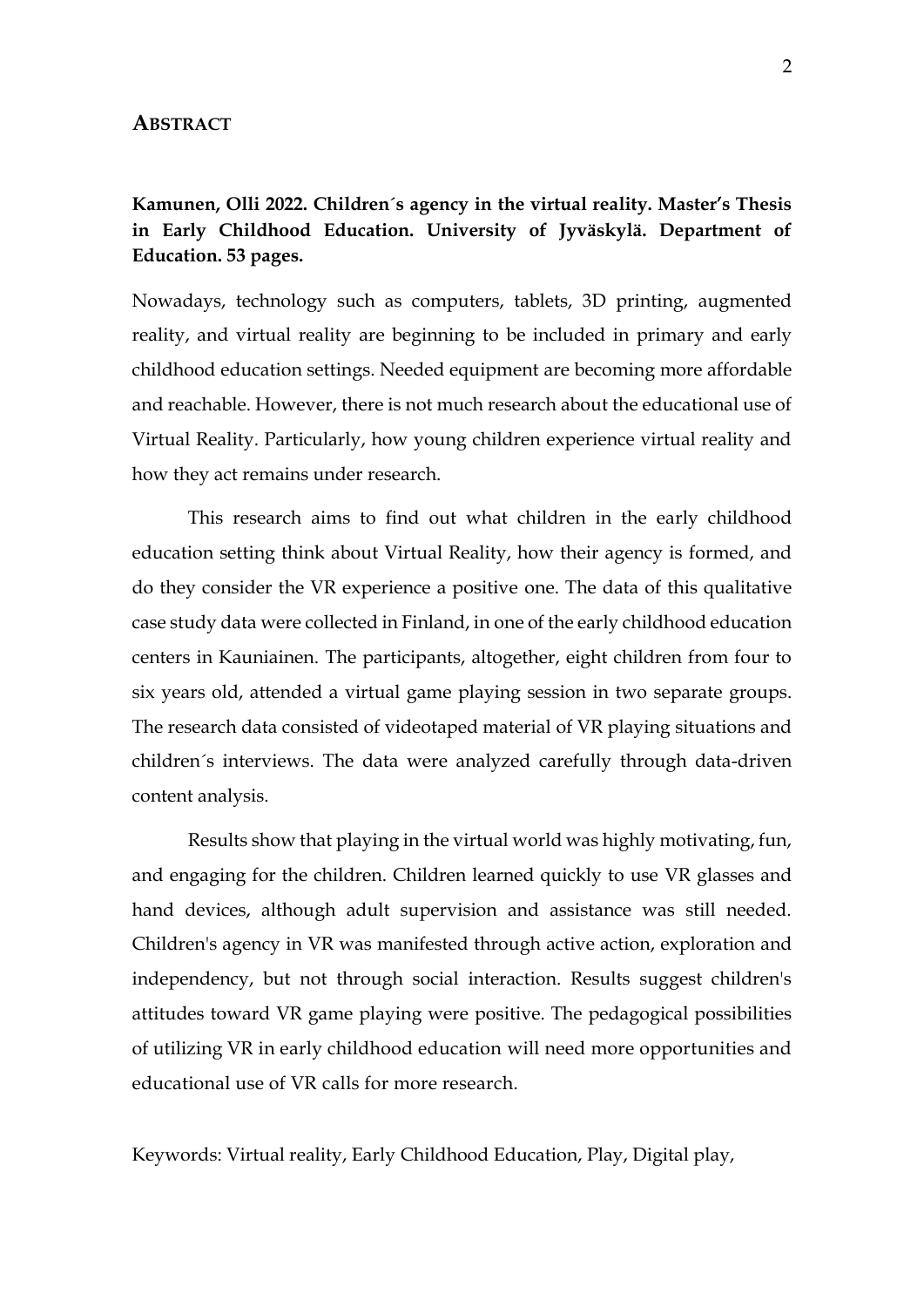## ABSTRACT

**Kamunen, Olli 2022. Children´s agency in the virtual reality. Master's Thesis in Early Childhood Education. University of Jyväskylä. Department of Education. 53 pages.**

Nowadays, technology such as computers, tablets, 3D printing, augmented reality, and virtual reality are beginning to be included in primary and early childhood education settings. Needed equipment are becoming more affordable and reachable. However, there is not much research about the educational use of Virtual Reality. Particularly, how young children experience virtual reality and how they act remains under research.

This research aims to find out what children in the early childhood education setting think about Virtual Reality, how their agency is formed, and do they consider the VR experience a positive one. The data of this qualitative case study data were collected in Finland, in one of the early childhood education centers in Kauniainen. The participants, altogether, eight children from four to six years old, attended a virtual game playing session in two separate groups. The research data consisted of videotaped material of VR playing situations and children´s interviews. The data were analyzed carefully through data-driven content analysis.

Results show that playing in the virtual world was highly motivating, fun, and engaging for the children. Children learned quickly to use VR glasses and hand devices, although adult supervision and assistance was still needed. Children's agency in VR was manifested through active action, exploration and independency, but not through social interaction. Results suggest children's attitudes toward VR game playing were positive. The pedagogical possibilities of utilizing VR in early childhood education will need more opportunities and educational use of VR calls for more research.

Keywords: Virtual reality, Early Childhood Education, Play, Digital play,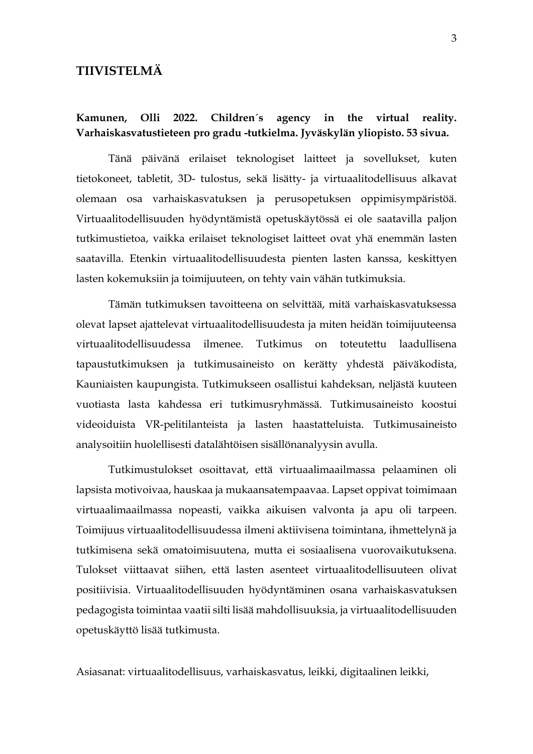# TIIVISTELMÄ

**Kamunen, Olli 2022. Children´s agency in the virtual reality. Varhaiskasvatustieteen pro gradu -tutkielma. Jyväskylän yliopisto. 53 sivua.**

Tänä päivänä erilaiset teknologiset laitteet ja sovellukset, kuten tietokoneet, tabletit, 3D- tulostus, sekä lisätty- ja virtuaalitodellisuus alkavat olemaan osa varhaiskasvatuksen ja perusopetuksen oppimisympäristöä. Virtuaalitodellisuuden hyödyntämistä opetuskäytössä ei ole saatavilla paljon tutkimustietoa, vaikka erilaiset teknologiset laitteet ovat yhä enemmän lasten saatavilla. Etenkin virtuaalitodellisuudesta pienten lasten kanssa, keskittyen lasten kokemuksiin ja toimijuuteen, on tehty vain vähän tutkimuksia.

Tämän tutkimuksen tavoitteena on selvittää, mitä varhaiskasvatuksessa olevat lapset ajattelevat virtuaalitodellisuudesta ja miten heidän toimijuuteensa virtuaalitodellisuudessa ilmenee. Tutkimus on toteutettu laadullisena tapaustutkimuksen ja tutkimusaineisto on kerätty yhdestä päiväkodista, Kauniaisten kaupungista. Tutkimukseen osallistui kahdeksan, neljästä kuuteen vuotiasta lasta kahdessa eri tutkimusryhmässä. Tutkimusaineisto koostui videoiduista VR-pelitilanteista ja lasten haastatteluista. Tutkimusaineisto analysoitiin huolellisesti datalähtöisen sisällönanalyysin avulla.

Tutkimustulokset osoittavat, että virtuaalimaailmassa pelaaminen oli lapsista motivoivaa, hauskaa ja mukaansatempaavaa. Lapset oppivat toimimaan virtuaalimaailmassa nopeasti, vaikka aikuisen valvonta ja apu oli tarpeen. Toimijuus virtuaalitodellisuudessa ilmeni aktiivisena toimintana, ihmettelynä ja tutkimisena sekä omatoimisuutena, mutta ei sosiaalisena vuorovaikutuksena. Tulokset viittaavat siihen, että lasten asenteet virtuaalitodellisuuteen olivat positiivisia. Virtuaalitodellisuuden hyödyntäminen osana varhaiskasvatuksen pedagogista toimintaa vaatii silti lisää mahdollisuuksia, ja virtuaalitodellisuuden opetuskäyttö lisää tutkimusta.

Asiasanat: virtuaalitodellisuus, varhaiskasvatus, leikki, digitaalinen leikki,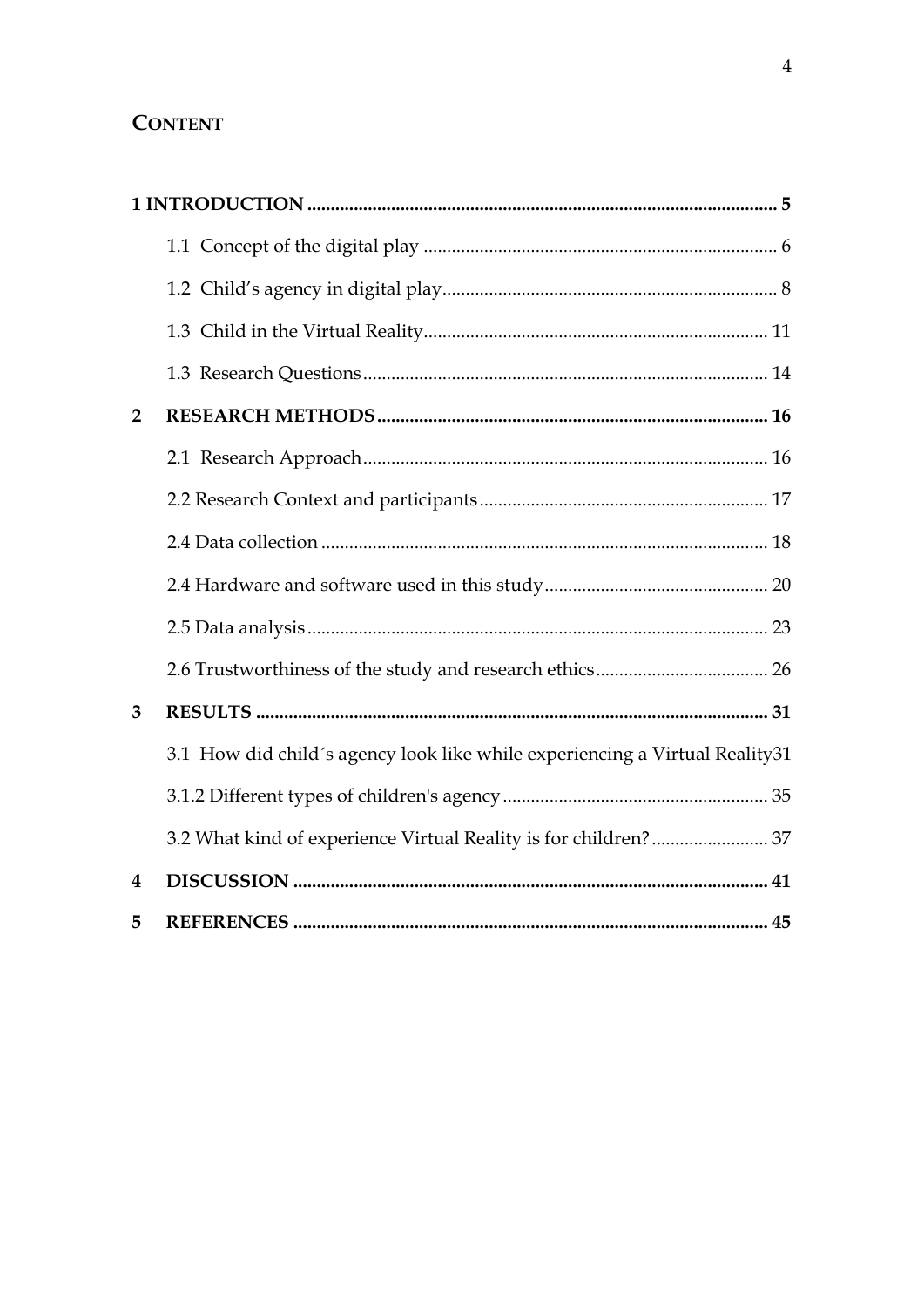## CONTENT

**1 INTRODUCTION** ..................................................................................................... **5**

1.1 Concept of the digital play ........................................................................... 6

1.2 Child's agency in digital play....................................................................... 8

1.3 Child in the Virtual Reality......................................................................... 11

1.3 Research Questions...................................................................................... 14

**2 RESEARCH METHODS** ................................................................................... **16**

2.1 Research Approach...................................................................................... 16

2.2 Research Context and participants............................................................. 17

2.4 Data collection ............................................................................................... 18

2.4 Hardware and software used in this study................................................ 20

2.5 Data analysis.................................................................................................. 23

2.6 Trustworthiness of the study and research ethics..................................... 26

**3 RESULTS** ............................................................................................................. **31**

3.1 How did child´s agency look like while experiencing a Virtual Reality31

3.1.2 Different types of children's agency......................................................... 35

3.2 What kind of experience Virtual Reality is for children?......................... 37

**4 DISCUSSION** ...................................................................................................... **41**

**5 REFERENCES** ...................................................................................................... **45**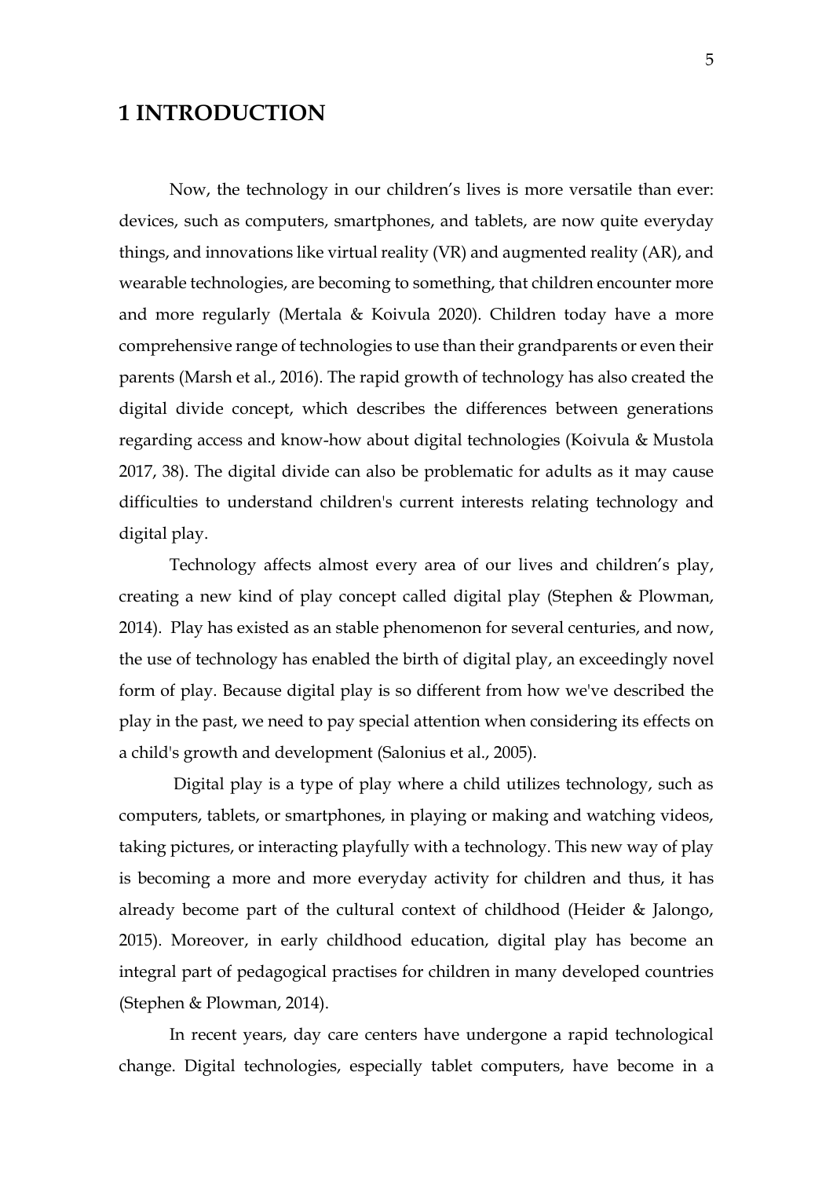# 1 INTRODUCTION

Now, the technology in our children's lives is more versatile than ever: devices, such as computers, smartphones, and tablets, are now quite everyday things, and innovations like virtual reality (VR) and augmented reality (AR), and wearable technologies, are becoming to something, that children encounter more and more regularly (Mertala & Koivula 2020). Children today have a more comprehensive range of technologies to use than their grandparents or even their parents (Marsh et al., 2016). The rapid growth of technology has also created the digital divide concept, which describes the differences between generations regarding access and know-how about digital technologies (Koivula & Mustola 2017, 38). The digital divide can also be problematic for adults as it may cause difficulties to understand children's current interests relating technology and digital play.

Technology affects almost every area of our lives and children's play, creating a new kind of play concept called digital play (Stephen & Plowman, 2014). Play has existed as an stable phenomenon for several centuries, and now, the use of technology has enabled the birth of digital play, an exceedingly novel form of play. Because digital play is so different from how we've described the play in the past, we need to pay special attention when considering its effects on a child's growth and development (Salonius et al., 2005).

Digital play is a type of play where a child utilizes technology, such as computers, tablets, or smartphones, in playing or making and watching videos, taking pictures, or interacting playfully with a technology. This new way of play is becoming a more and more everyday activity for children and thus, it has already become part of the cultural context of childhood (Heider & Jalongo, 2015). Moreover, in early childhood education, digital play has become an integral part of pedagogical practises for children in many developed countries (Stephen & Plowman, 2014).

In recent years, day care centers have undergone a rapid technological change. Digital technologies, especially tablet computers, have become in a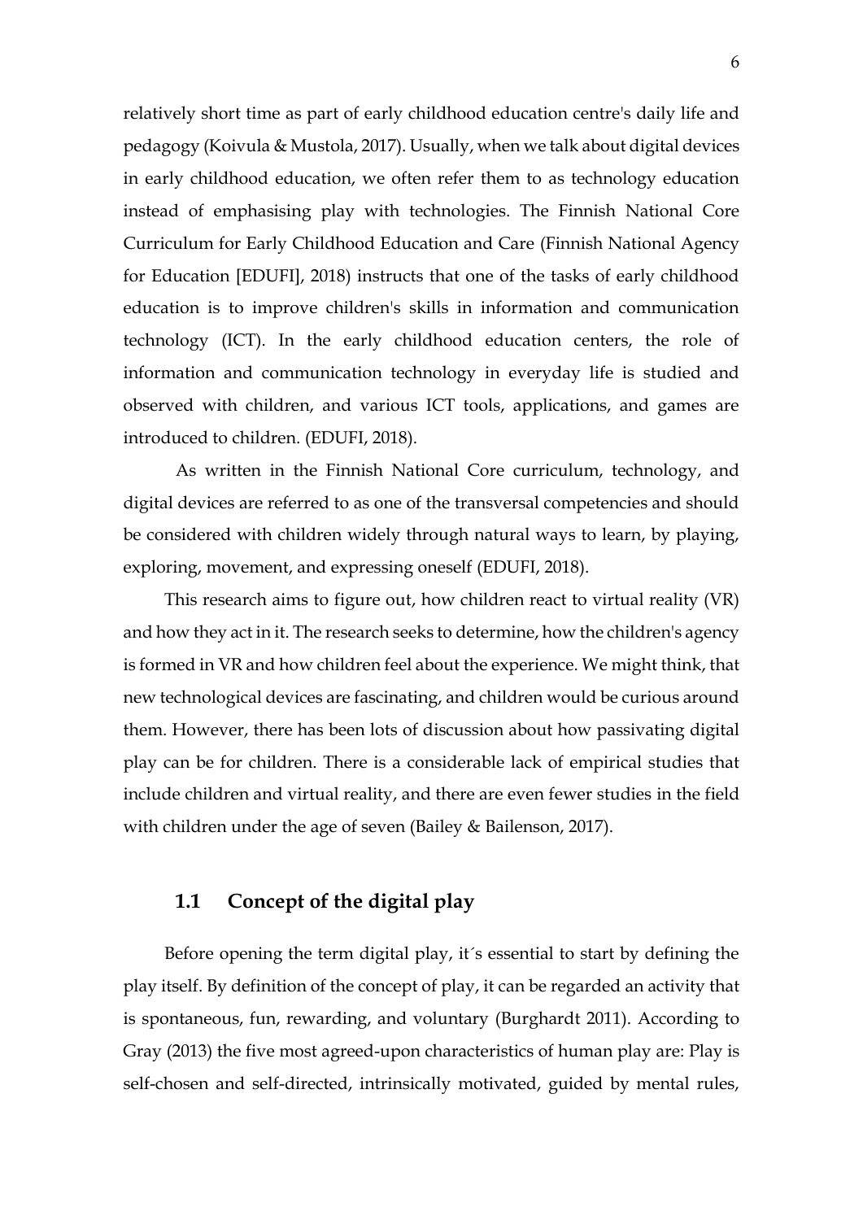relatively short time as part of early childhood education centre's daily life and pedagogy (Koivula & Mustola, 2017). Usually, when we talk about digital devices in early childhood education, we often refer them to as technology education instead of emphasising play with technologies. The Finnish National Core Curriculum for Early Childhood Education and Care (Finnish National Agency for Education [EDUFI], 2018) instructs that one of the tasks of early childhood education is to improve children's skills in information and communication technology (ICT). In the early childhood education centers, the role of information and communication technology in everyday life is studied and observed with children, and various ICT tools, applications, and games are introduced to children. (EDUFI, 2018).

As written in the Finnish National Core curriculum, technology, and digital devices are referred to as one of the transversal competencies and should be considered with children widely through natural ways to learn, by playing, exploring, movement, and expressing oneself (EDUFI, 2018).

This research aims to figure out, how children react to virtual reality (VR) and how they act in it. The research seeks to determine, how the children's agency is formed in VR and how children feel about the experience. We might think, that new technological devices are fascinating, and children would be curious around them. However, there has been lots of discussion about how passivating digital play can be for children. There is a considerable lack of empirical studies that include children and virtual reality, and there are even fewer studies in the field with children under the age of seven (Bailey & Bailenson, 2017).

## 1.1 Concept of the digital play

Before opening the term digital play, it´s essential to start by defining the play itself. By definition of the concept of play, it can be regarded an activity that is spontaneous, fun, rewarding, and voluntary (Burghardt 2011). According to Gray (2013) the five most agreed-upon characteristics of human play are: Play is self-chosen and self-directed, intrinsically motivated, guided by mental rules,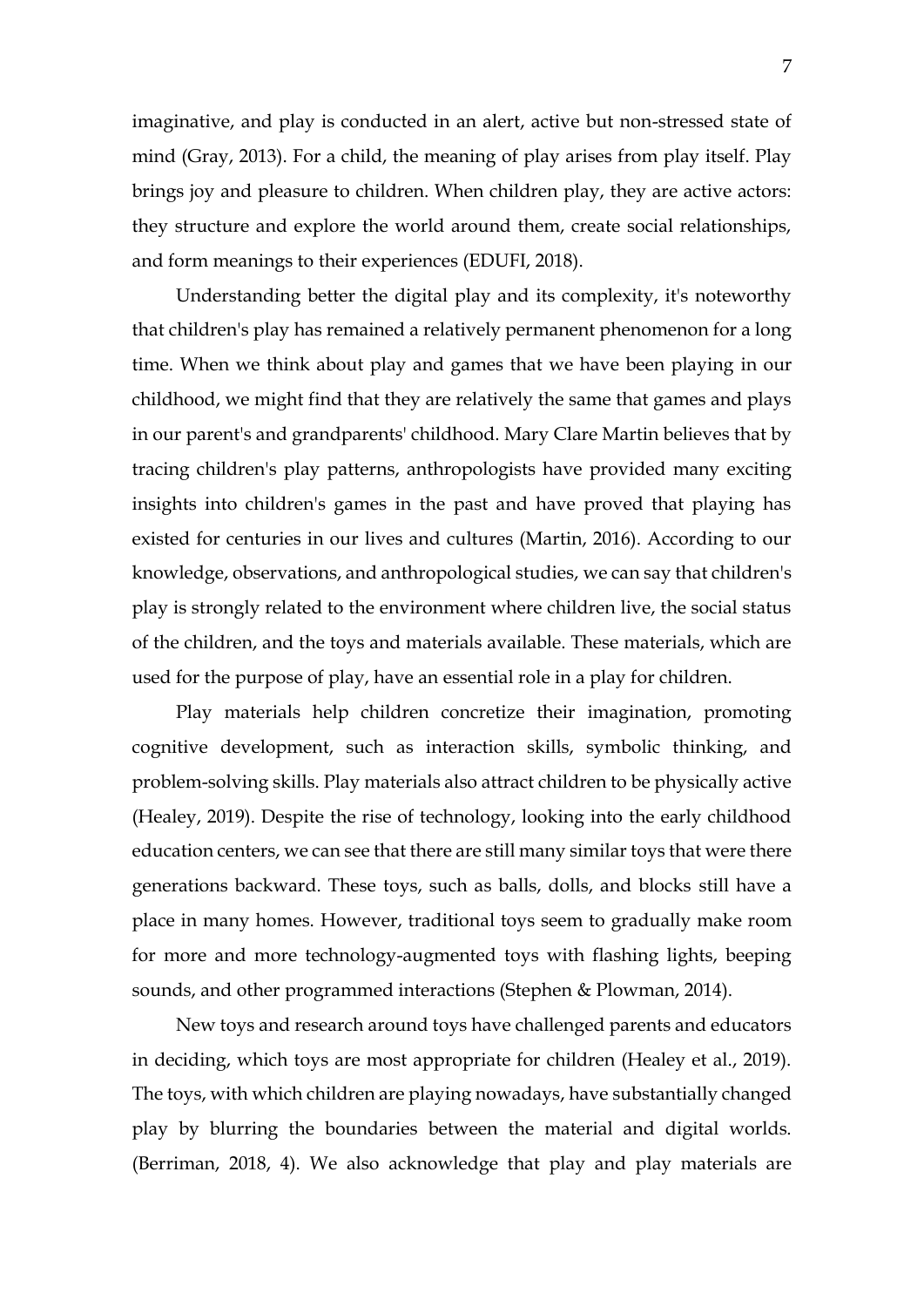imaginative, and play is conducted in an alert, active but non-stressed state of mind (Gray, 2013). For a child, the meaning of play arises from play itself. Play brings joy and pleasure to children. When children play, they are active actors: they structure and explore the world around them, create social relationships, and form meanings to their experiences (EDUFI, 2018).

Understanding better the digital play and its complexity, it's noteworthy that children's play has remained a relatively permanent phenomenon for a long time. When we think about play and games that we have been playing in our childhood, we might find that they are relatively the same that games and plays in our parent's and grandparents' childhood. Mary Clare Martin believes that by tracing children's play patterns, anthropologists have provided many exciting insights into children's games in the past and have proved that playing has existed for centuries in our lives and cultures (Martin, 2016). According to our knowledge, observations, and anthropological studies, we can say that children's play is strongly related to the environment where children live, the social status of the children, and the toys and materials available. These materials, which are used for the purpose of play, have an essential role in a play for children.

Play materials help children concretize their imagination, promoting cognitive development, such as interaction skills, symbolic thinking, and problem-solving skills. Play materials also attract children to be physically active (Healey, 2019). Despite the rise of technology, looking into the early childhood education centers, we can see that there are still many similar toys that were there generations backward. These toys, such as balls, dolls, and blocks still have a place in many homes. However, traditional toys seem to gradually make room for more and more technology-augmented toys with flashing lights, beeping sounds, and other programmed interactions (Stephen & Plowman, 2014).

New toys and research around toys have challenged parents and educators in deciding, which toys are most appropriate for children (Healey et al., 2019). The toys, with which children are playing nowadays, have substantially changed play by blurring the boundaries between the material and digital worlds. (Berriman, 2018, 4). We also acknowledge that play and play materials are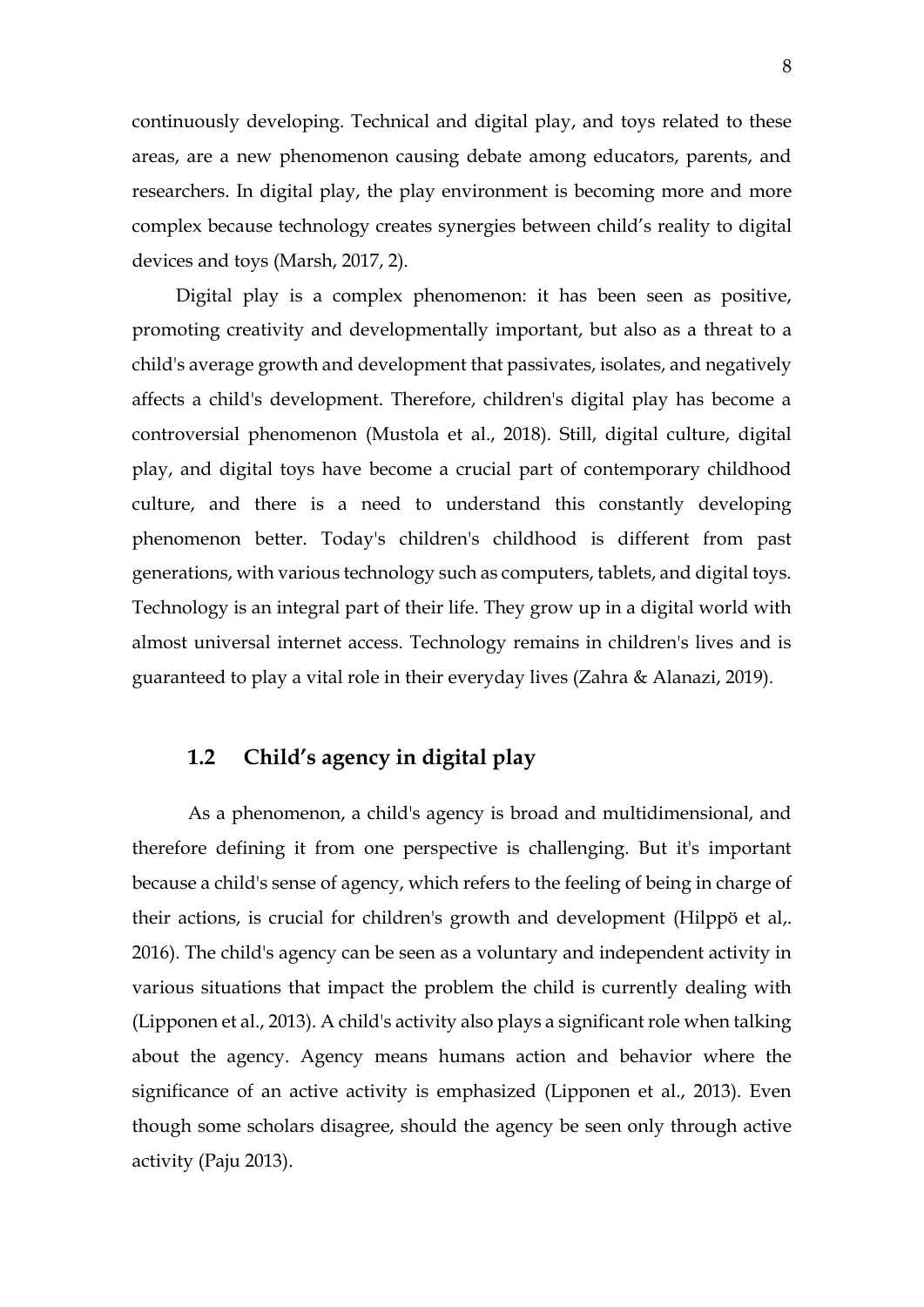continuously developing. Technical and digital play, and toys related to these areas, are a new phenomenon causing debate among educators, parents, and researchers. In digital play, the play environment is becoming more and more complex because technology creates synergies between child's reality to digital devices and toys (Marsh, 2017, 2).

Digital play is a complex phenomenon: it has been seen as positive, promoting creativity and developmentally important, but also as a threat to a child's average growth and development that passivates, isolates, and negatively affects a child's development. Therefore, children's digital play has become a controversial phenomenon (Mustola et al., 2018). Still, digital culture, digital play, and digital toys have become a crucial part of contemporary childhood culture, and there is a need to understand this constantly developing phenomenon better. Today's children's childhood is different from past generations, with various technology such as computers, tablets, and digital toys. Technology is an integral part of their life. They grow up in a digital world with almost universal internet access. Technology remains in children's lives and is guaranteed to play a vital role in their everyday lives (Zahra & Alanazi, 2019).

## 1.2 Child's agency in digital play

As a phenomenon, a child's agency is broad and multidimensional, and therefore defining it from one perspective is challenging. But it's important because a child's sense of agency, which refers to the feeling of being in charge of their actions, is crucial for children's growth and development (Hilppö et al,. 2016). The child's agency can be seen as a voluntary and independent activity in various situations that impact the problem the child is currently dealing with (Lipponen et al., 2013). A child's activity also plays a significant role when talking about the agency. Agency means humans action and behavior where the significance of an active activity is emphasized (Lipponen et al., 2013). Even though some scholars disagree, should the agency be seen only through active activity (Paju 2013).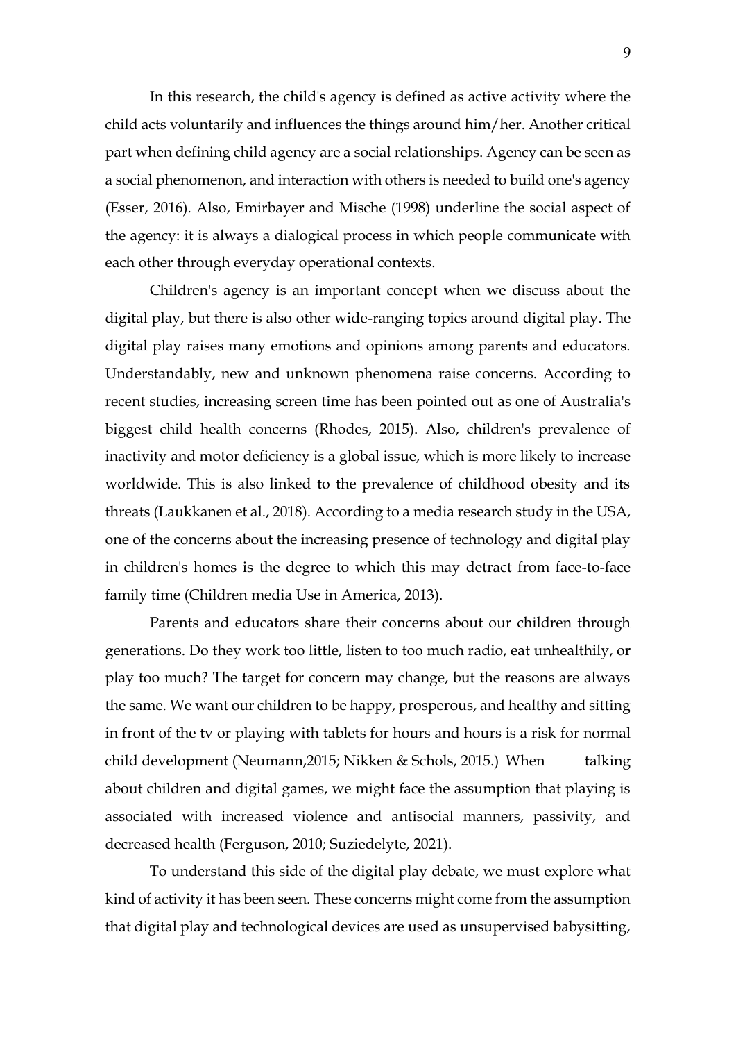In this research, the child's agency is defined as active activity where the child acts voluntarily and influences the things around him/her. Another critical part when defining child agency are a social relationships. Agency can be seen as a social phenomenon, and interaction with others is needed to build one's agency (Esser, 2016). Also, Emirbayer and Mische (1998) underline the social aspect of the agency: it is always a dialogical process in which people communicate with each other through everyday operational contexts.

Children's agency is an important concept when we discuss about the digital play, but there is also other wide-ranging topics around digital play. The digital play raises many emotions and opinions among parents and educators. Understandably, new and unknown phenomena raise concerns. According to recent studies, increasing screen time has been pointed out as one of Australia's biggest child health concerns (Rhodes, 2015). Also, children's prevalence of inactivity and motor deficiency is a global issue, which is more likely to increase worldwide. This is also linked to the prevalence of childhood obesity and its threats (Laukkanen et al., 2018). According to a media research study in the USA, one of the concerns about the increasing presence of technology and digital play in children's homes is the degree to which this may detract from face-to-face family time (Children media Use in America, 2013).

Parents and educators share their concerns about our children through generations. Do they work too little, listen to too much radio, eat unhealthily, or play too much? The target for concern may change, but the reasons are always the same. We want our children to be happy, prosperous, and healthy and sitting in front of the tv or playing with tablets for hours and hours is a risk for normal child development (Neumann,2015; Nikken & Schols, 2015.) When talking about children and digital games, we might face the assumption that playing is associated with increased violence and antisocial manners, passivity, and decreased health (Ferguson, 2010; Suziedelyte, 2021).

To understand this side of the digital play debate, we must explore what kind of activity it has been seen. These concerns might come from the assumption that digital play and technological devices are used as unsupervised babysitting,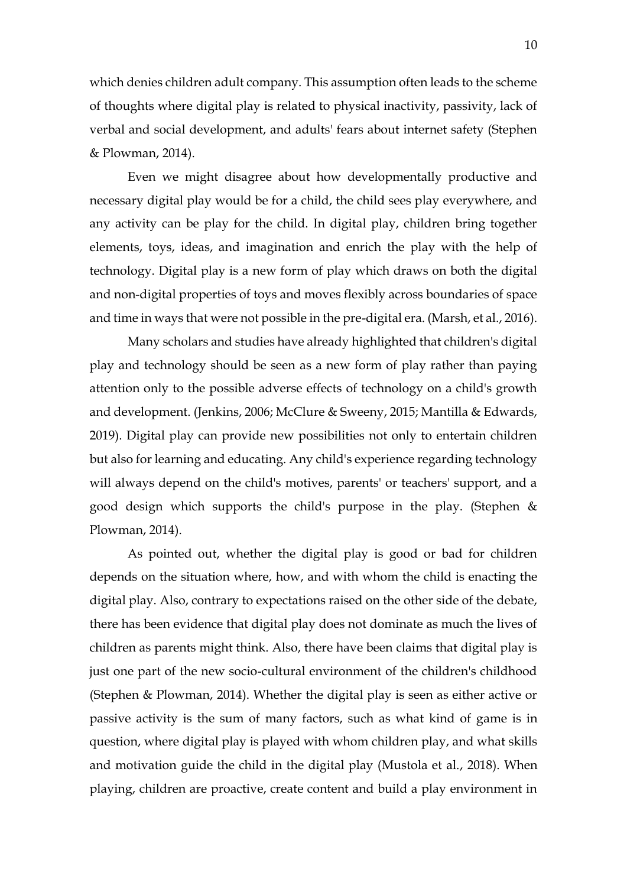which denies children adult company. This assumption often leads to the scheme of thoughts where digital play is related to physical inactivity, passivity, lack of verbal and social development, and adults' fears about internet safety (Stephen & Plowman, 2014).

Even we might disagree about how developmentally productive and necessary digital play would be for a child, the child sees play everywhere, and any activity can be play for the child. In digital play, children bring together elements, toys, ideas, and imagination and enrich the play with the help of technology. Digital play is a new form of play which draws on both the digital and non-digital properties of toys and moves flexibly across boundaries of space and time in ways that were not possible in the pre-digital era. (Marsh, et al., 2016).

Many scholars and studies have already highlighted that children's digital play and technology should be seen as a new form of play rather than paying attention only to the possible adverse effects of technology on a child's growth and development. (Jenkins, 2006; McClure & Sweeny, 2015; Mantilla & Edwards, 2019). Digital play can provide new possibilities not only to entertain children but also for learning and educating. Any child's experience regarding technology will always depend on the child's motives, parents' or teachers' support, and a good design which supports the child's purpose in the play. (Stephen & Plowman, 2014).

As pointed out, whether the digital play is good or bad for children depends on the situation where, how, and with whom the child is enacting the digital play. Also, contrary to expectations raised on the other side of the debate, there has been evidence that digital play does not dominate as much the lives of children as parents might think. Also, there have been claims that digital play is just one part of the new socio-cultural environment of the children's childhood (Stephen & Plowman, 2014). Whether the digital play is seen as either active or passive activity is the sum of many factors, such as what kind of game is in question, where digital play is played with whom children play, and what skills and motivation guide the child in the digital play (Mustola et al., 2018). When playing, children are proactive, create content and build a play environment in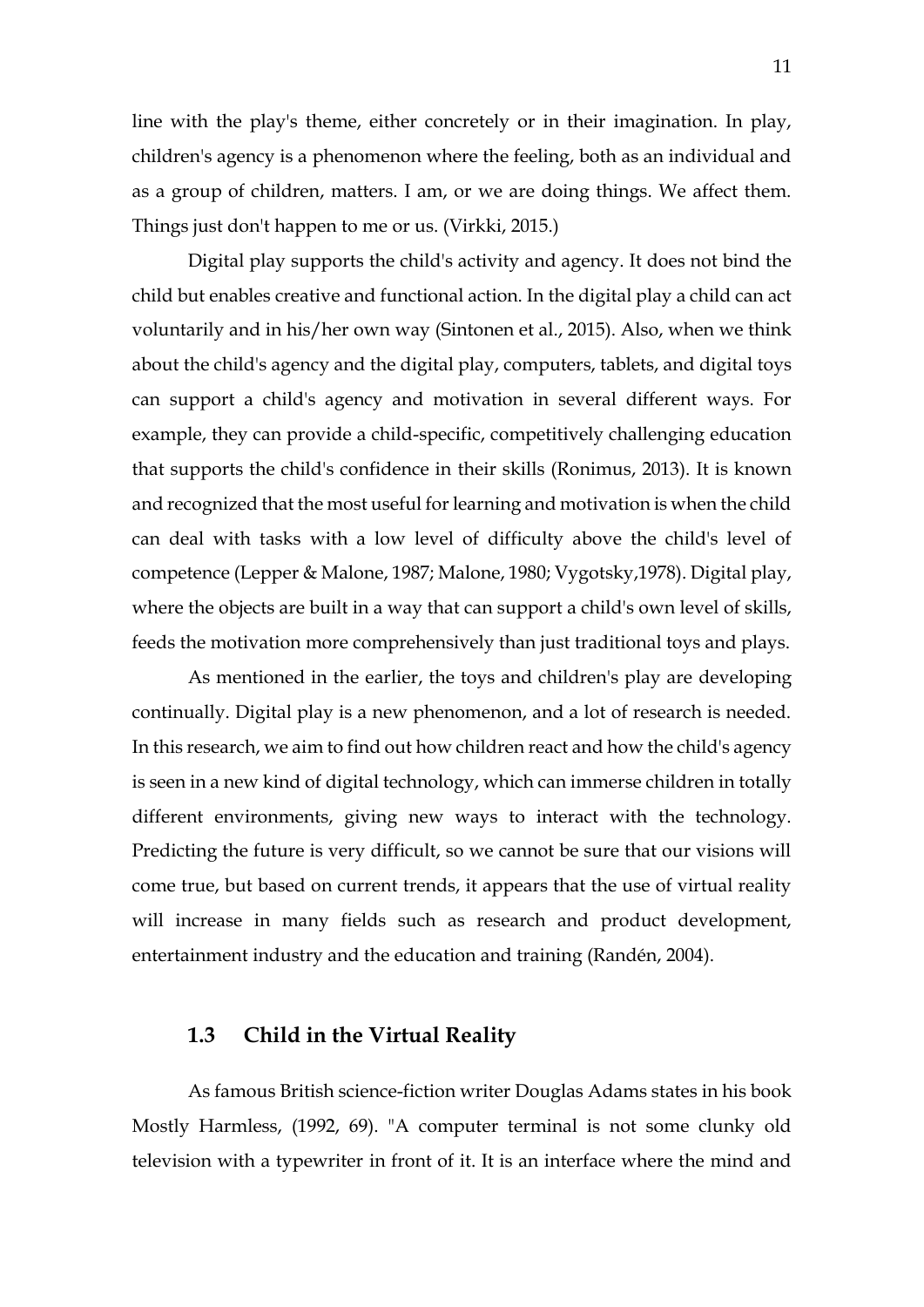line with the play's theme, either concretely or in their imagination. In play, children's agency is a phenomenon where the feeling, both as an individual and as a group of children, matters. I am, or we are doing things. We affect them. Things just don't happen to me or us. (Virkki, 2015.)

Digital play supports the child's activity and agency. It does not bind the child but enables creative and functional action. In the digital play a child can act voluntarily and in his/her own way (Sintonen et al., 2015). Also, when we think about the child's agency and the digital play, computers, tablets, and digital toys can support a child's agency and motivation in several different ways. For example, they can provide a child-specific, competitively challenging education that supports the child's confidence in their skills (Ronimus, 2013). It is known and recognized that the most useful for learning and motivation is when the child can deal with tasks with a low level of difficulty above the child's level of competence (Lepper & Malone, 1987; Malone, 1980; Vygotsky,1978). Digital play, where the objects are built in a way that can support a child's own level of skills, feeds the motivation more comprehensively than just traditional toys and plays.

As mentioned in the earlier, the toys and children's play are developing continually. Digital play is a new phenomenon, and a lot of research is needed. In this research, we aim to find out how children react and how the child's agency is seen in a new kind of digital technology, which can immerse children in totally different environments, giving new ways to interact with the technology. Predicting the future is very difficult, so we cannot be sure that our visions will come true, but based on current trends, it appears that the use of virtual reality will increase in many fields such as research and product development, entertainment industry and the education and training (Randén, 2004).

## 1.3 Child in the Virtual Reality

As famous British science-fiction writer Douglas Adams states in his book Mostly Harmless, (1992, 69). "A computer terminal is not some clunky old television with a typewriter in front of it. It is an interface where the mind and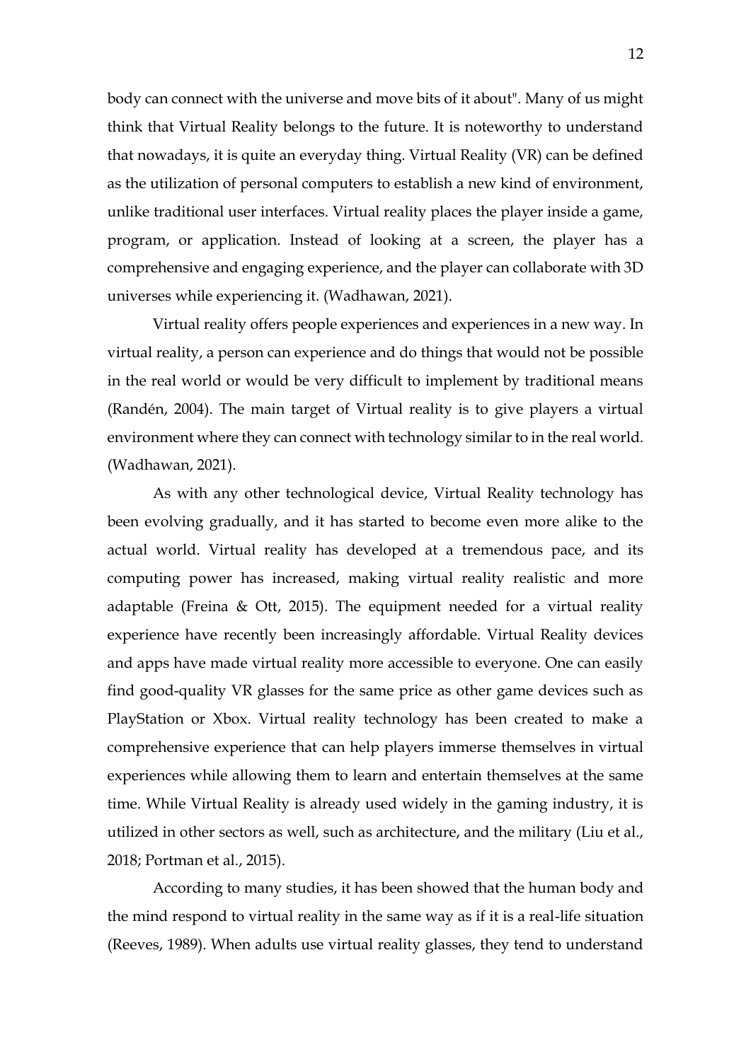body can connect with the universe and move bits of it about". Many of us might think that Virtual Reality belongs to the future. It is noteworthy to understand that nowadays, it is quite an everyday thing. Virtual Reality (VR) can be defined as the utilization of personal computers to establish a new kind of environment, unlike traditional user interfaces. Virtual reality places the player inside a game, program, or application. Instead of looking at a screen, the player has a comprehensive and engaging experience, and the player can collaborate with 3D universes while experiencing it. (Wadhawan, 2021).

Virtual reality offers people experiences and experiences in a new way. In virtual reality, a person can experience and do things that would not be possible in the real world or would be very difficult to implement by traditional means (Randén, 2004). The main target of Virtual reality is to give players a virtual environment where they can connect with technology similar to in the real world. (Wadhawan, 2021).

As with any other technological device, Virtual Reality technology has been evolving gradually, and it has started to become even more alike to the actual world. Virtual reality has developed at a tremendous pace, and its computing power has increased, making virtual reality realistic and more adaptable (Freina & Ott, 2015). The equipment needed for a virtual reality experience have recently been increasingly affordable. Virtual Reality devices and apps have made virtual reality more accessible to everyone. One can easily find good-quality VR glasses for the same price as other game devices such as PlayStation or Xbox. Virtual reality technology has been created to make a comprehensive experience that can help players immerse themselves in virtual experiences while allowing them to learn and entertain themselves at the same time. While Virtual Reality is already used widely in the gaming industry, it is utilized in other sectors as well, such as architecture, and the military (Liu et al., 2018; Portman et al., 2015).

According to many studies, it has been showed that the human body and the mind respond to virtual reality in the same way as if it is a real-life situation (Reeves, 1989). When adults use virtual reality glasses, they tend to understand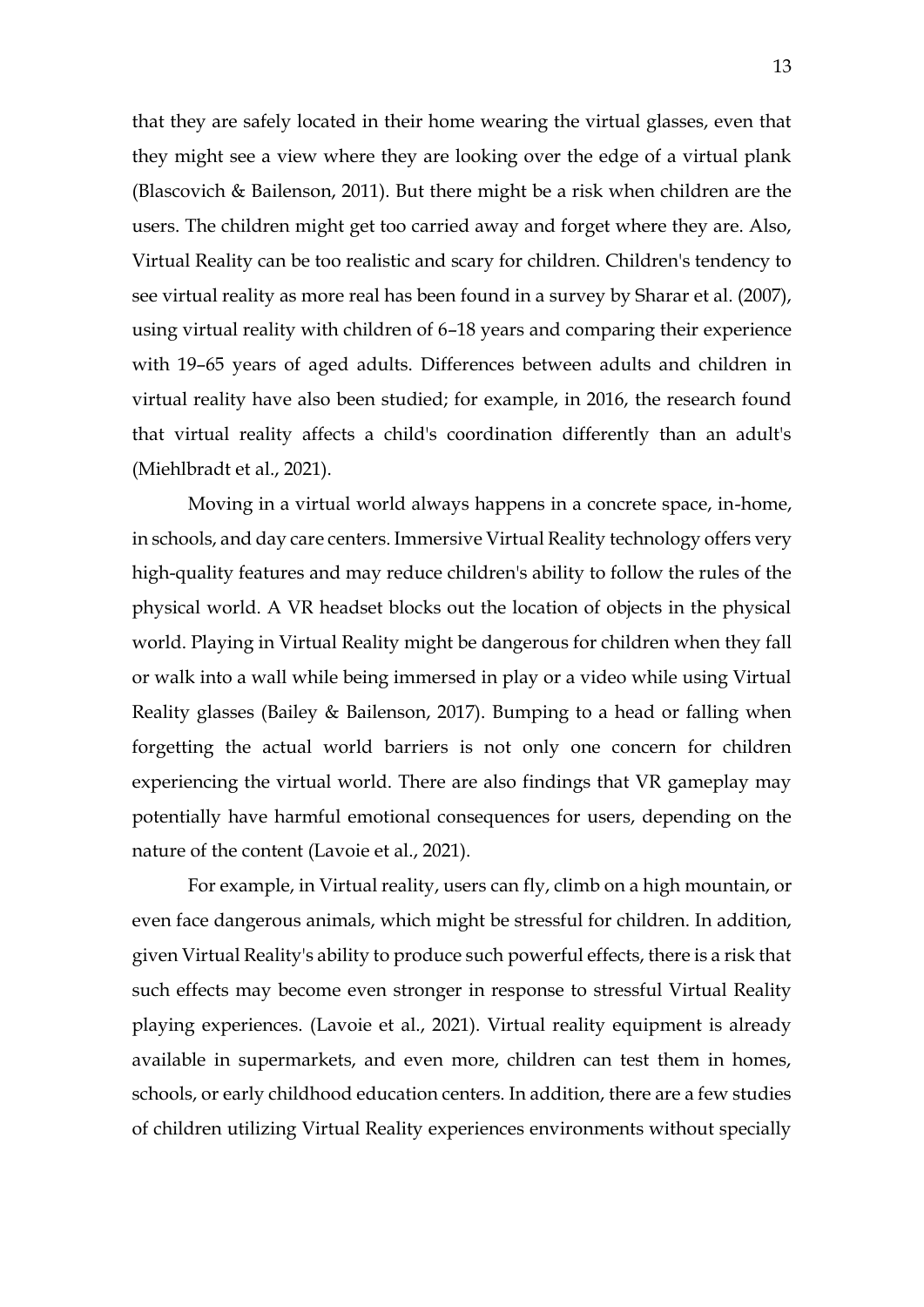that they are safely located in their home wearing the virtual glasses, even that they might see a view where they are looking over the edge of a virtual plank (Blascovich & Bailenson, 2011). But there might be a risk when children are the users. The children might get too carried away and forget where they are. Also, Virtual Reality can be too realistic and scary for children. Children's tendency to see virtual reality as more real has been found in a survey by Sharar et al. (2007), using virtual reality with children of 6–18 years and comparing their experience with 19–65 years of aged adults. Differences between adults and children in virtual reality have also been studied; for example, in 2016, the research found that virtual reality affects a child's coordination differently than an adult's (Miehlbradt et al., 2021).

Moving in a virtual world always happens in a concrete space, in-home, in schools, and day care centers. Immersive Virtual Reality technology offers very high-quality features and may reduce children's ability to follow the rules of the physical world. A VR headset blocks out the location of objects in the physical world. Playing in Virtual Reality might be dangerous for children when they fall or walk into a wall while being immersed in play or a video while using Virtual Reality glasses (Bailey & Bailenson, 2017). Bumping to a head or falling when forgetting the actual world barriers is not only one concern for children experiencing the virtual world. There are also findings that VR gameplay may potentially have harmful emotional consequences for users, depending on the nature of the content (Lavoie et al., 2021).

For example, in Virtual reality, users can fly, climb on a high mountain, or even face dangerous animals, which might be stressful for children. In addition, given Virtual Reality's ability to produce such powerful effects, there is a risk that such effects may become even stronger in response to stressful Virtual Reality playing experiences. (Lavoie et al., 2021). Virtual reality equipment is already available in supermarkets, and even more, children can test them in homes, schools, or early childhood education centers. In addition, there are a few studies of children utilizing Virtual Reality experiences environments without specially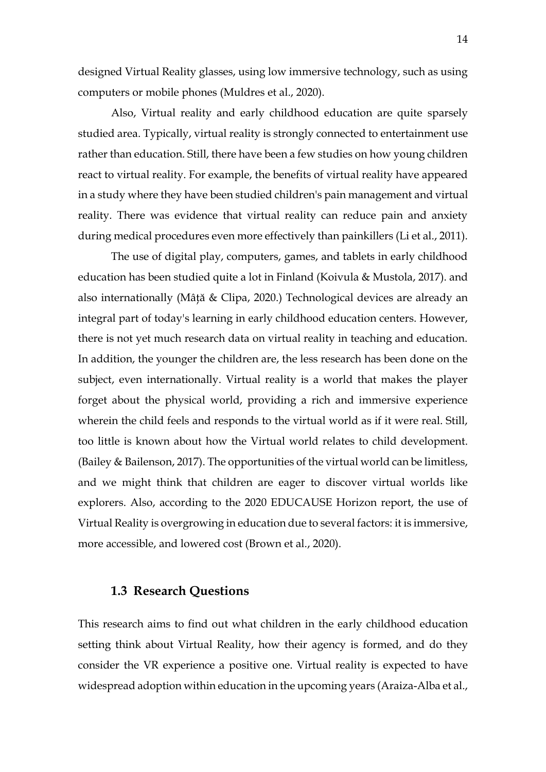designed Virtual Reality glasses, using low immersive technology, such as using computers or mobile phones (Muldres et al., 2020).

Also, Virtual reality and early childhood education are quite sparsely studied area. Typically, virtual reality is strongly connected to entertainment use rather than education. Still, there have been a few studies on how young children react to virtual reality. For example, the benefits of virtual reality have appeared in a study where they have been studied children's pain management and virtual reality. There was evidence that virtual reality can reduce pain and anxiety during medical procedures even more effectively than painkillers (Li et al., 2011).

The use of digital play, computers, games, and tablets in early childhood education has been studied quite a lot in Finland (Koivula & Mustola, 2017). and also internationally (Mâță & Clipa, 2020.) Technological devices are already an integral part of today's learning in early childhood education centers. However, there is not yet much research data on virtual reality in teaching and education. In addition, the younger the children are, the less research has been done on the subject, even internationally. Virtual reality is a world that makes the player forget about the physical world, providing a rich and immersive experience wherein the child feels and responds to the virtual world as if it were real. Still, too little is known about how the Virtual world relates to child development. (Bailey & Bailenson, 2017). The opportunities of the virtual world can be limitless, and we might think that children are eager to discover virtual worlds like explorers. Also, according to the 2020 EDUCAUSE Horizon report, the use of Virtual Reality is overgrowing in education due to several factors: it is immersive, more accessible, and lowered cost (Brown et al., 2020).

## 1.3 Research Questions

This research aims to find out what children in the early childhood education setting think about Virtual Reality, how their agency is formed, and do they consider the VR experience a positive one. Virtual reality is expected to have widespread adoption within education in the upcoming years (Araiza-Alba et al.,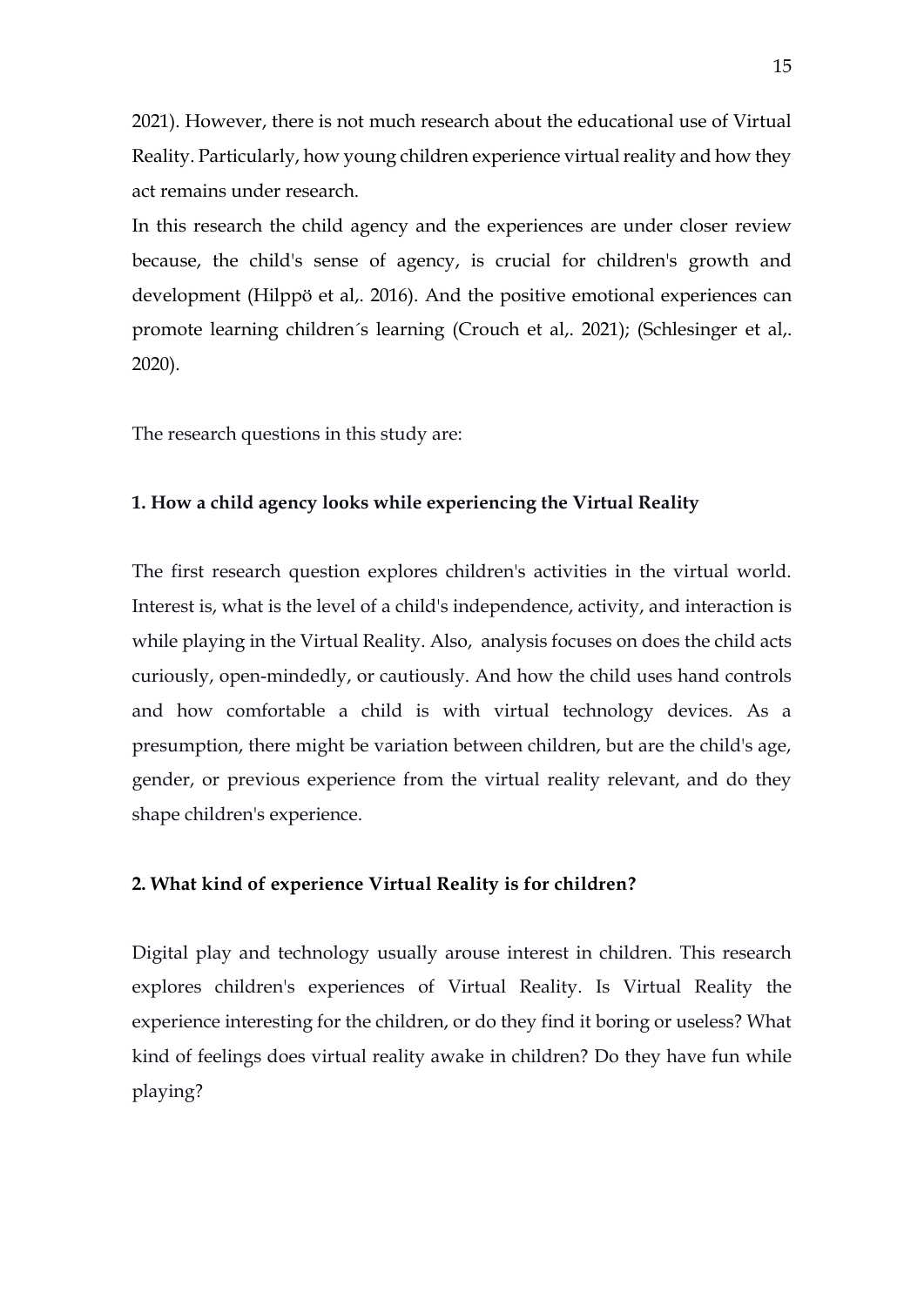2021). However, there is not much research about the educational use of Virtual Reality. Particularly, how young children experience virtual reality and how they act remains under research.

In this research the child agency and the experiences are under closer review because, the child's sense of agency, is crucial for children's growth and development (Hilppö et al,. 2016). And the positive emotional experiences can promote learning children´s learning (Crouch et al,. 2021); (Schlesinger et al,. 2020).

The research questions in this study are:

**1. How a child agency looks while experiencing the Virtual Reality**

The first research question explores children's activities in the virtual world. Interest is, what is the level of a child's independence, activity, and interaction is while playing in the Virtual Reality. Also, analysis focuses on does the child acts curiously, open-mindedly, or cautiously. And how the child uses hand controls and how comfortable a child is with virtual technology devices. As a presumption, there might be variation between children, but are the child's age, gender, or previous experience from the virtual reality relevant, and do they shape children's experience.

**2. What kind of experience Virtual Reality is for children?**

Digital play and technology usually arouse interest in children. This research explores children's experiences of Virtual Reality. Is Virtual Reality the experience interesting for the children, or do they find it boring or useless? What kind of feelings does virtual reality awake in children? Do they have fun while playing?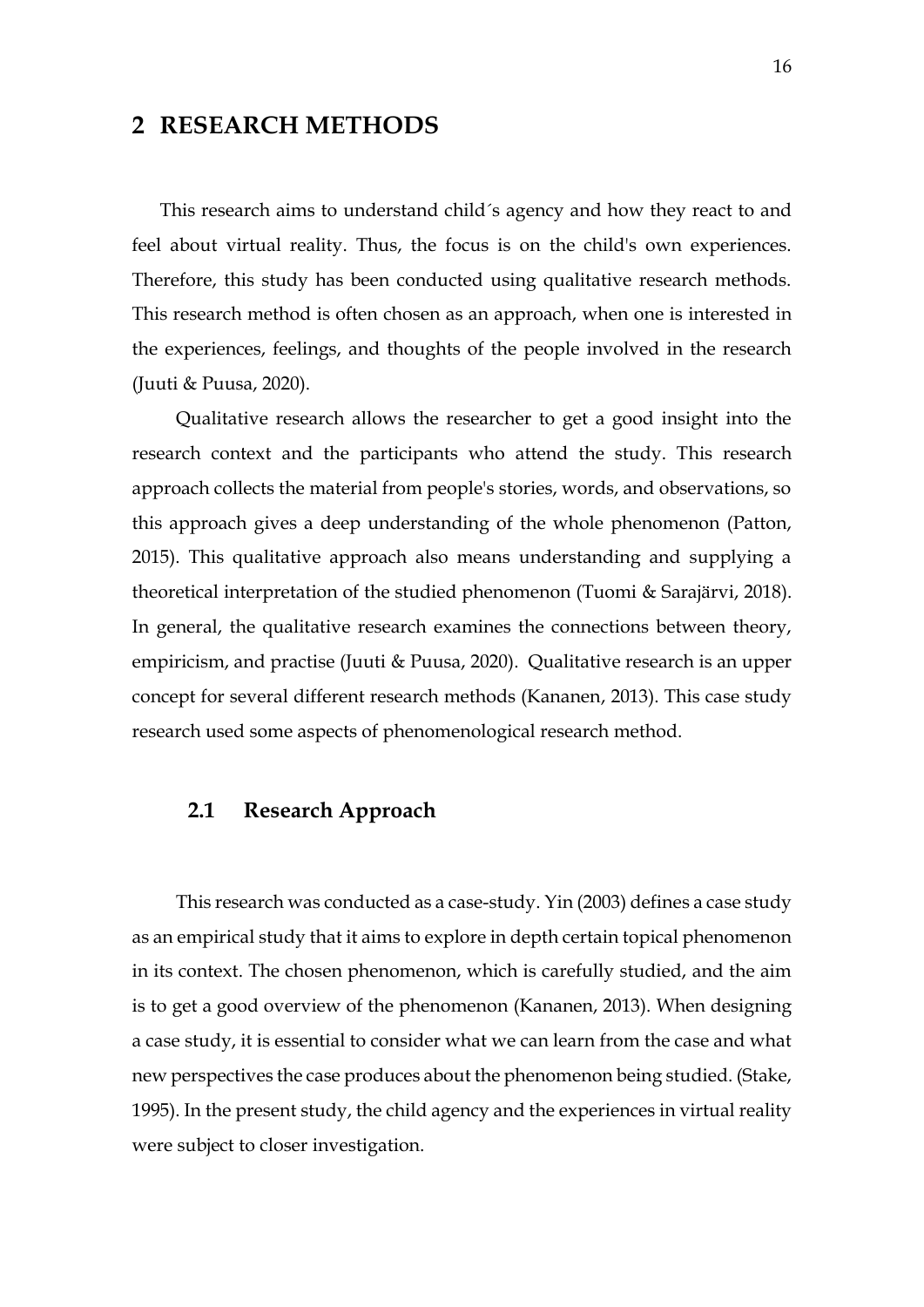# 2 RESEARCH METHODS

This research aims to understand child´s agency and how they react to and feel about virtual reality. Thus, the focus is on the child's own experiences. Therefore, this study has been conducted using qualitative research methods. This research method is often chosen as an approach, when one is interested in the experiences, feelings, and thoughts of the people involved in the research (Juuti & Puusa, 2020).

Qualitative research allows the researcher to get a good insight into the research context and the participants who attend the study. This research approach collects the material from people's stories, words, and observations, so this approach gives a deep understanding of the whole phenomenon (Patton, 2015). This qualitative approach also means understanding and supplying a theoretical interpretation of the studied phenomenon (Tuomi & Sarajärvi, 2018). In general, the qualitative research examines the connections between theory, empiricism, and practise (Juuti & Puusa, 2020). Qualitative research is an upper concept for several different research methods (Kananen, 2013). This case study research used some aspects of phenomenological research method.

## 2.1 Research Approach

This research was conducted as a case-study. Yin (2003) defines a case study as an empirical study that it aims to explore in depth certain topical phenomenon in its context. The chosen phenomenon, which is carefully studied, and the aim is to get a good overview of the phenomenon (Kananen, 2013). When designing a case study, it is essential to consider what we can learn from the case and what new perspectives the case produces about the phenomenon being studied. (Stake, 1995). In the present study, the child agency and the experiences in virtual reality were subject to closer investigation.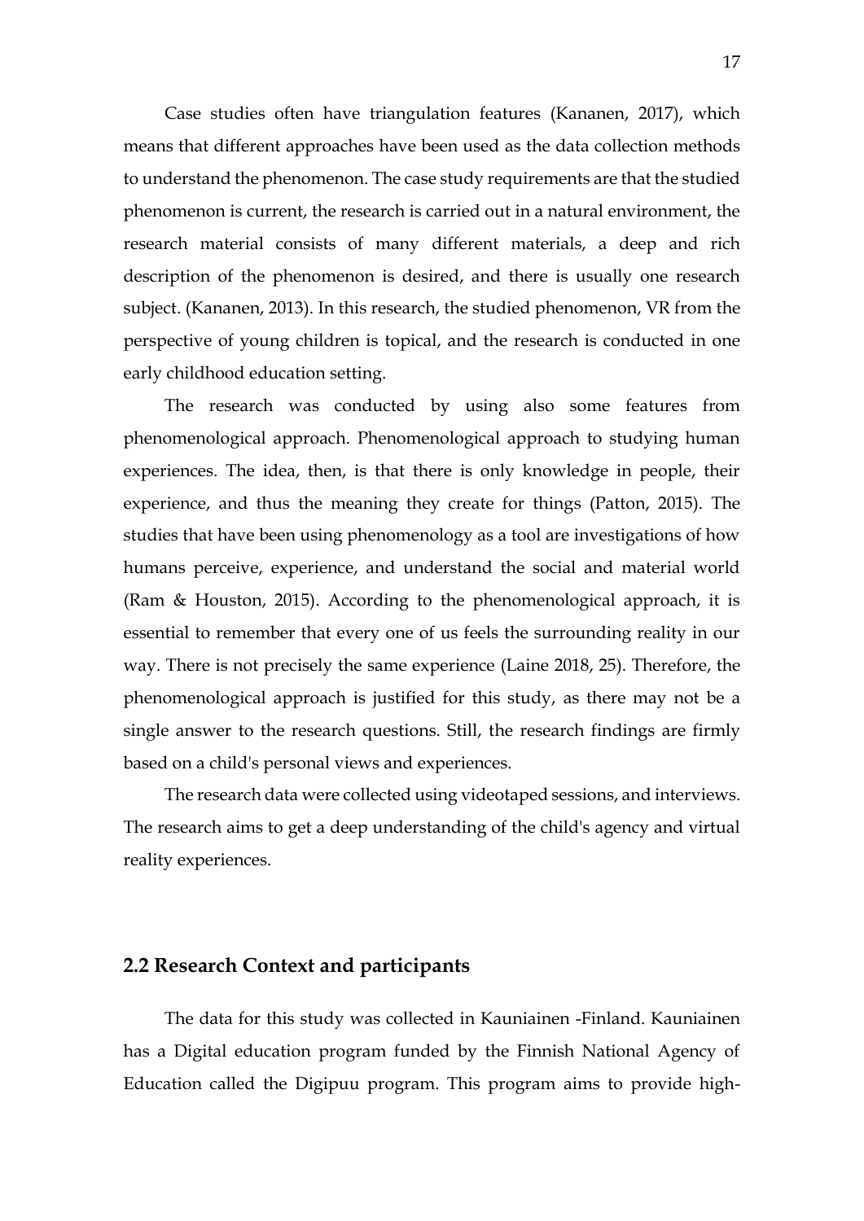Case studies often have triangulation features (Kananen, 2017), which means that different approaches have been used as the data collection methods to understand the phenomenon. The case study requirements are that the studied phenomenon is current, the research is carried out in a natural environment, the research material consists of many different materials, a deep and rich description of the phenomenon is desired, and there is usually one research subject. (Kananen, 2013). In this research, the studied phenomenon, VR from the perspective of young children is topical, and the research is conducted in one early childhood education setting.

The research was conducted by using also some features from phenomenological approach. Phenomenological approach to studying human experiences. The idea, then, is that there is only knowledge in people, their experience, and thus the meaning they create for things (Patton, 2015). The studies that have been using phenomenology as a tool are investigations of how humans perceive, experience, and understand the social and material world (Ram & Houston, 2015). According to the phenomenological approach, it is essential to remember that every one of us feels the surrounding reality in our way. There is not precisely the same experience (Laine 2018, 25). Therefore, the phenomenological approach is justified for this study, as there may not be a single answer to the research questions. Still, the research findings are firmly based on a child's personal views and experiences.

The research data were collected using videotaped sessions, and interviews. The research aims to get a deep understanding of the child's agency and virtual reality experiences.

## 2.2 Research Context and participants

The data for this study was collected in Kauniainen -Finland. Kauniainen has a Digital education program funded by the Finnish National Agency of Education called the Digipuu program. This program aims to provide high-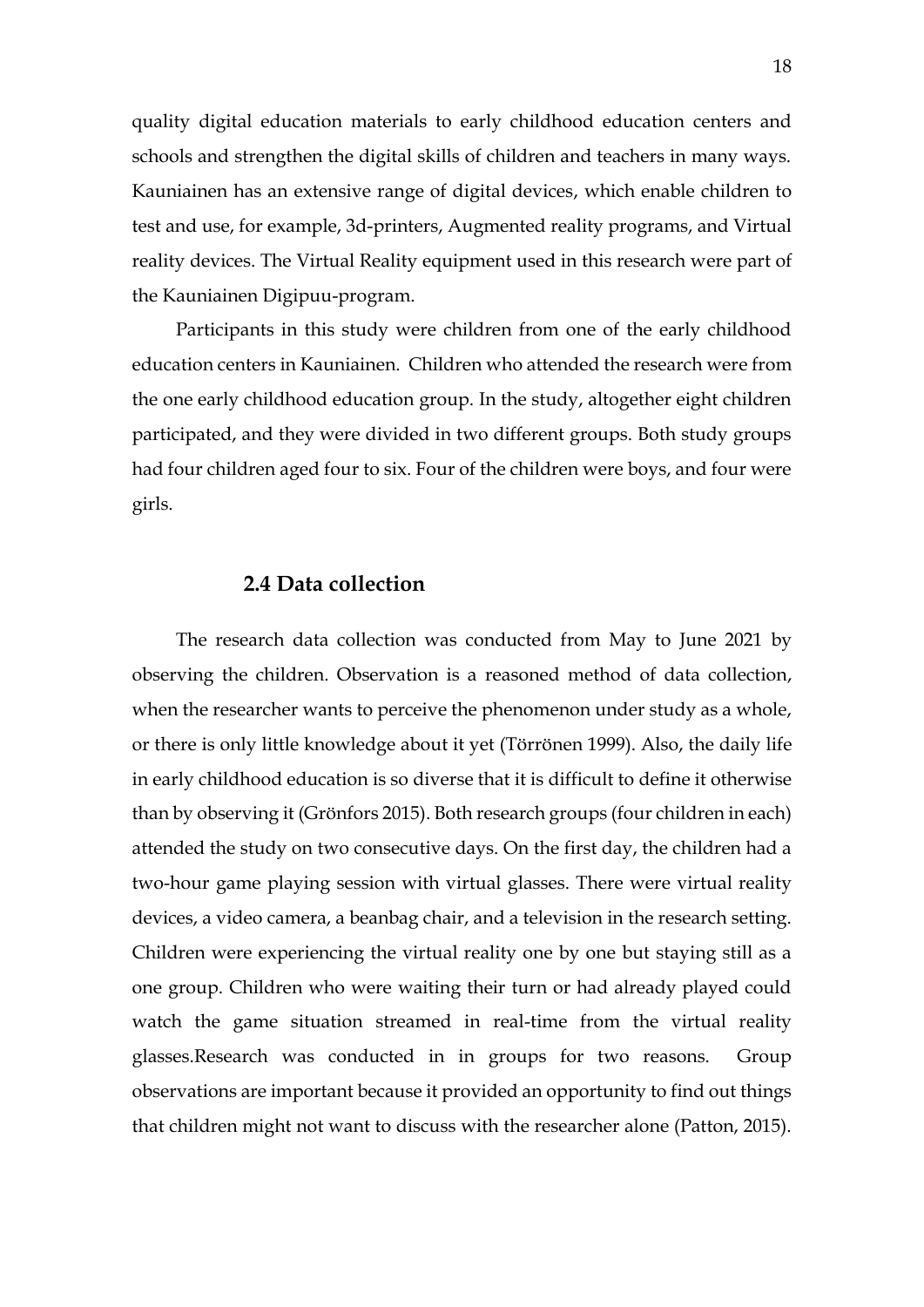quality digital education materials to early childhood education centers and schools and strengthen the digital skills of children and teachers in many ways. Kauniainen has an extensive range of digital devices, which enable children to test and use, for example, 3d-printers, Augmented reality programs, and Virtual reality devices. The Virtual Reality equipment used in this research were part of the Kauniainen Digipuu-program.

Participants in this study were children from one of the early childhood education centers in Kauniainen. Children who attended the research were from the one early childhood education group. In the study, altogether eight children participated, and they were divided in two different groups. Both study groups had four children aged four to six. Four of the children were boys, and four were girls.

### 2.4 Data collection

The research data collection was conducted from May to June 2021 by observing the children. Observation is a reasoned method of data collection, when the researcher wants to perceive the phenomenon under study as a whole, or there is only little knowledge about it yet (Törrönen 1999). Also, the daily life in early childhood education is so diverse that it is difficult to define it otherwise than by observing it (Grönfors 2015). Both research groups (four children in each) attended the study on two consecutive days. On the first day, the children had a two-hour game playing session with virtual glasses. There were virtual reality devices, a video camera, a beanbag chair, and a television in the research setting. Children were experiencing the virtual reality one by one but staying still as a one group. Children who were waiting their turn or had already played could watch the game situation streamed in real-time from the virtual reality glasses.Research was conducted in in groups for two reasons. Group observations are important because it provided an opportunity to find out things that children might not want to discuss with the researcher alone (Patton, 2015).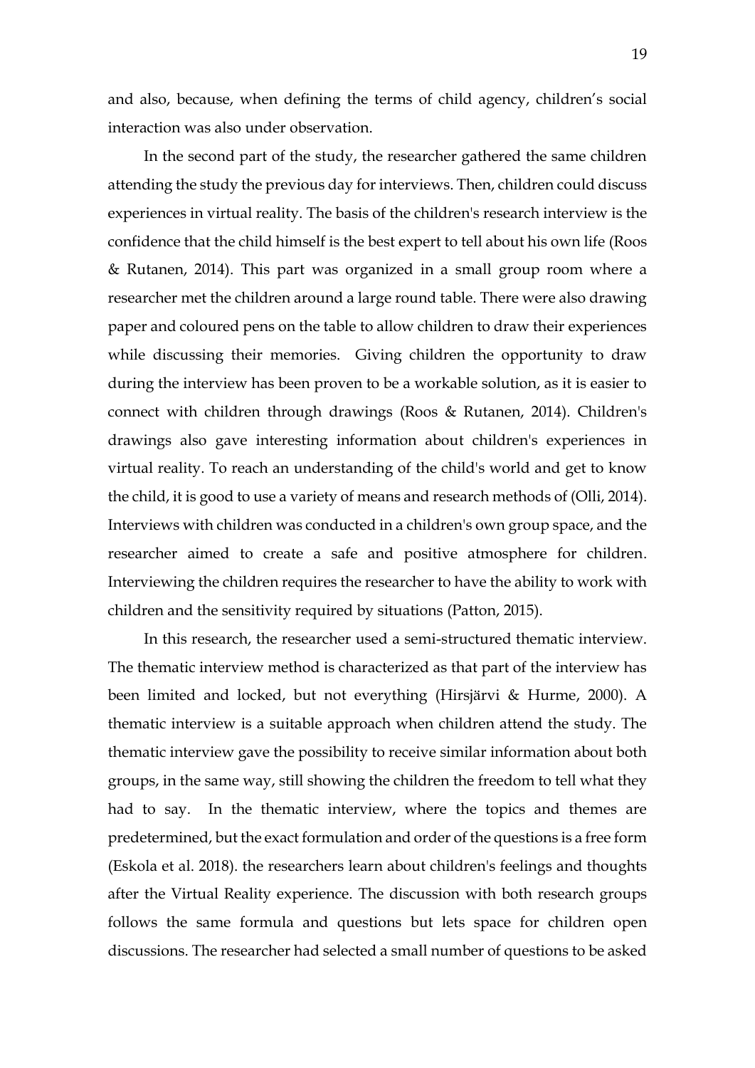and also, because, when defining the terms of child agency, children's social interaction was also under observation.

In the second part of the study, the researcher gathered the same children attending the study the previous day for interviews. Then, children could discuss experiences in virtual reality. The basis of the children's research interview is the confidence that the child himself is the best expert to tell about his own life (Roos & Rutanen, 2014). This part was organized in a small group room where a researcher met the children around a large round table. There were also drawing paper and coloured pens on the table to allow children to draw their experiences while discussing their memories. Giving children the opportunity to draw during the interview has been proven to be a workable solution, as it is easier to connect with children through drawings (Roos & Rutanen, 2014). Children's drawings also gave interesting information about children's experiences in virtual reality. To reach an understanding of the child's world and get to know the child, it is good to use a variety of means and research methods of (Olli, 2014). Interviews with children was conducted in a children's own group space, and the researcher aimed to create a safe and positive atmosphere for children. Interviewing the children requires the researcher to have the ability to work with children and the sensitivity required by situations (Patton, 2015).

In this research, the researcher used a semi-structured thematic interview. The thematic interview method is characterized as that part of the interview has been limited and locked, but not everything (Hirsjärvi & Hurme, 2000). A thematic interview is a suitable approach when children attend the study. The thematic interview gave the possibility to receive similar information about both groups, in the same way, still showing the children the freedom to tell what they had to say. In the thematic interview, where the topics and themes are predetermined, but the exact formulation and order of the questions is a free form (Eskola et al. 2018). the researchers learn about children's feelings and thoughts after the Virtual Reality experience. The discussion with both research groups follows the same formula and questions but lets space for children open discussions. The researcher had selected a small number of questions to be asked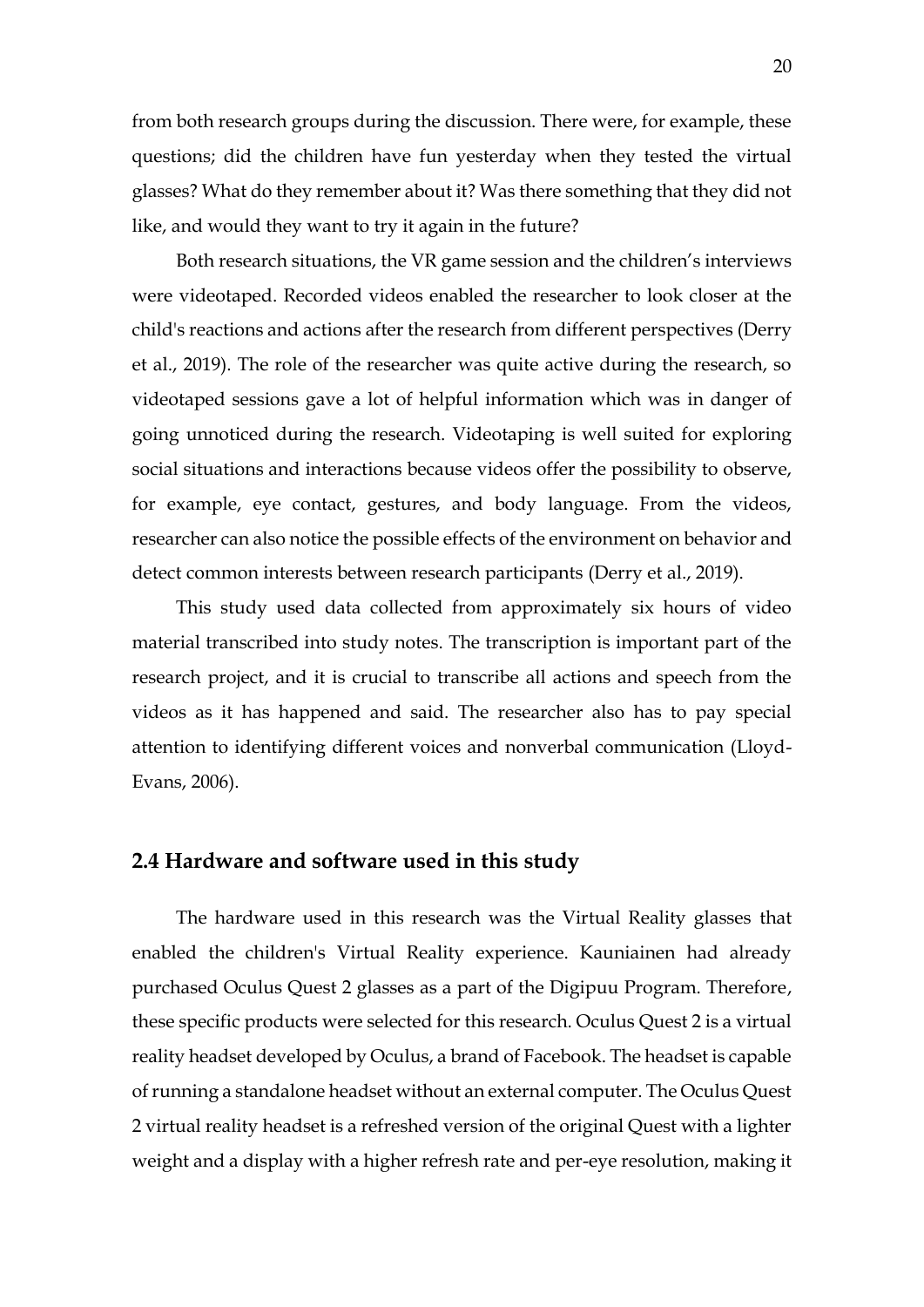from both research groups during the discussion. There were, for example, these questions; did the children have fun yesterday when they tested the virtual glasses? What do they remember about it? Was there something that they did not like, and would they want to try it again in the future?

Both research situations, the VR game session and the children's interviews were videotaped. Recorded videos enabled the researcher to look closer at the child's reactions and actions after the research from different perspectives (Derry et al., 2019). The role of the researcher was quite active during the research, so videotaped sessions gave a lot of helpful information which was in danger of going unnoticed during the research. Videotaping is well suited for exploring social situations and interactions because videos offer the possibility to observe, for example, eye contact, gestures, and body language. From the videos, researcher can also notice the possible effects of the environment on behavior and detect common interests between research participants (Derry et al., 2019).

This study used data collected from approximately six hours of video material transcribed into study notes. The transcription is important part of the research project, and it is crucial to transcribe all actions and speech from the videos as it has happened and said. The researcher also has to pay special attention to identifying different voices and nonverbal communication (Lloyd-Evans, 2006).

### 2.4 Hardware and software used in this study

The hardware used in this research was the Virtual Reality glasses that enabled the children's Virtual Reality experience. Kauniainen had already purchased Oculus Quest 2 glasses as a part of the Digipuu Program. Therefore, these specific products were selected for this research. Oculus Quest 2 is a virtual reality headset developed by Oculus, a brand of Facebook. The headset is capable of running a standalone headset without an external computer. The Oculus Quest 2 virtual reality headset is a refreshed version of the original Quest with a lighter weight and a display with a higher refresh rate and per-eye resolution, making it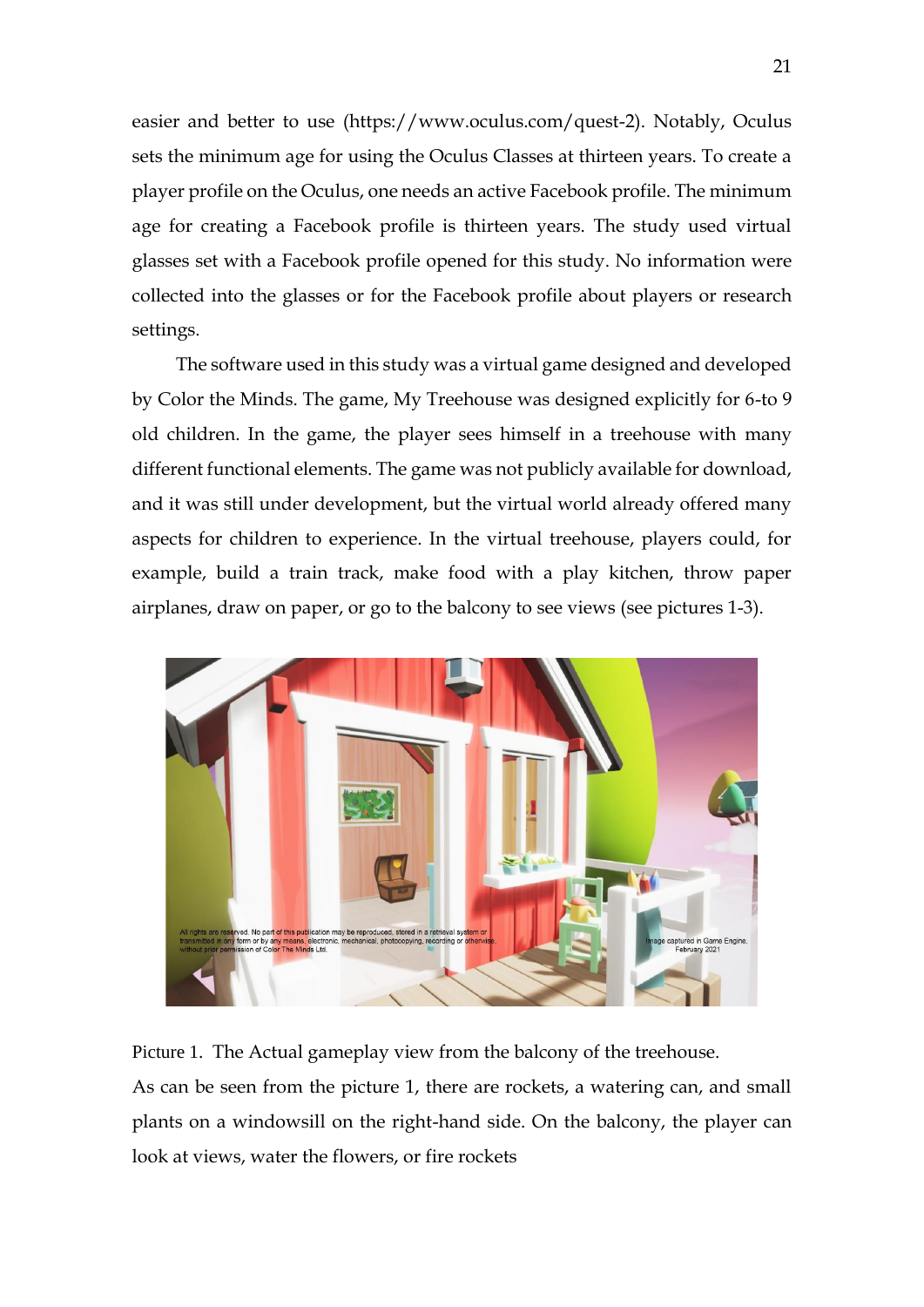easier and better to use (https://www.oculus.com/quest-2). Notably, Oculus sets the minimum age for using the Oculus Classes at thirteen years. To create a player profile on the Oculus, one needs an active Facebook profile. The minimum age for creating a Facebook profile is thirteen years. The study used virtual glasses set with a Facebook profile opened for this study. No information were collected into the glasses or for the Facebook profile about players or research settings.

The software used in this study was a virtual game designed and developed by Color the Minds. The game, My Treehouse was designed explicitly for 6-to 9 old children. In the game, the player sees himself in a treehouse with many different functional elements. The game was not publicly available for download, and it was still under development, but the virtual world already offered many aspects for children to experience. In the virtual treehouse, players could, for example, build a train track, make food with a play kitchen, throw paper airplanes, draw on paper, or go to the balcony to see views (see pictures 1-3).

Picture 1. The Actual gameplay view from the balcony of the treehouse.

As can be seen from the picture 1, there are rockets, a watering can, and small plants on a windowsill on the right-hand side. On the balcony, the player can look at views, water the flowers, or fire rockets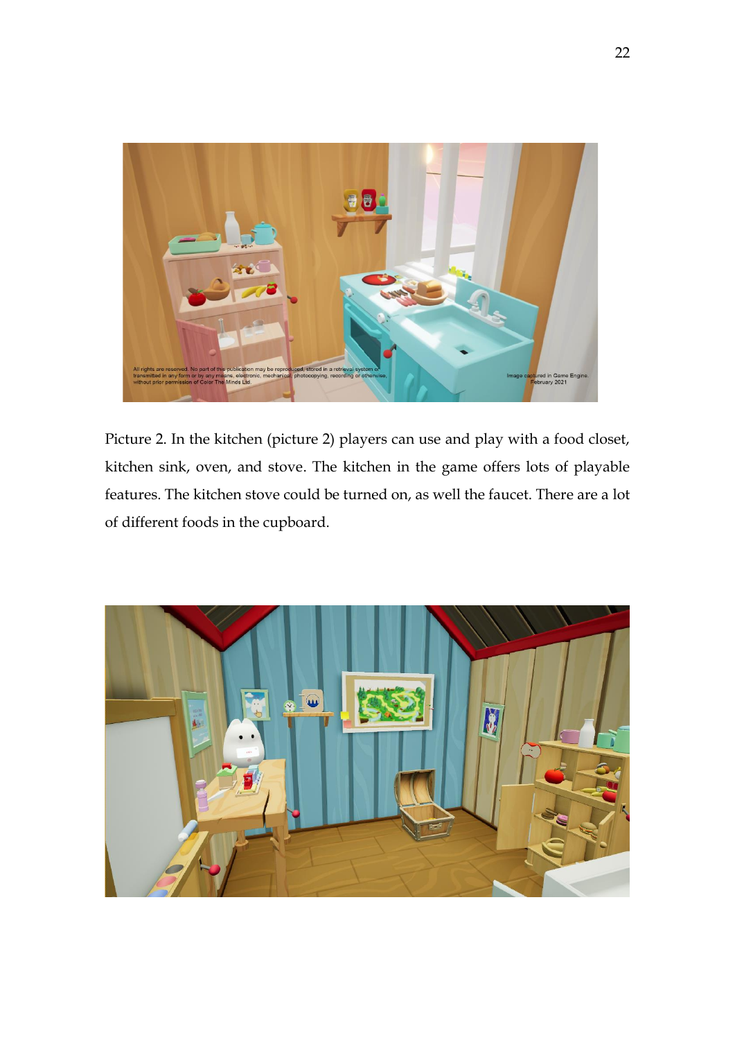Picture 2. In the kitchen (picture 2) players can use and play with a food closet, kitchen sink, oven, and stove. The kitchen in the game offers lots of playable features. The kitchen stove could be turned on, as well the faucet. There are a lot of different foods in the cupboard.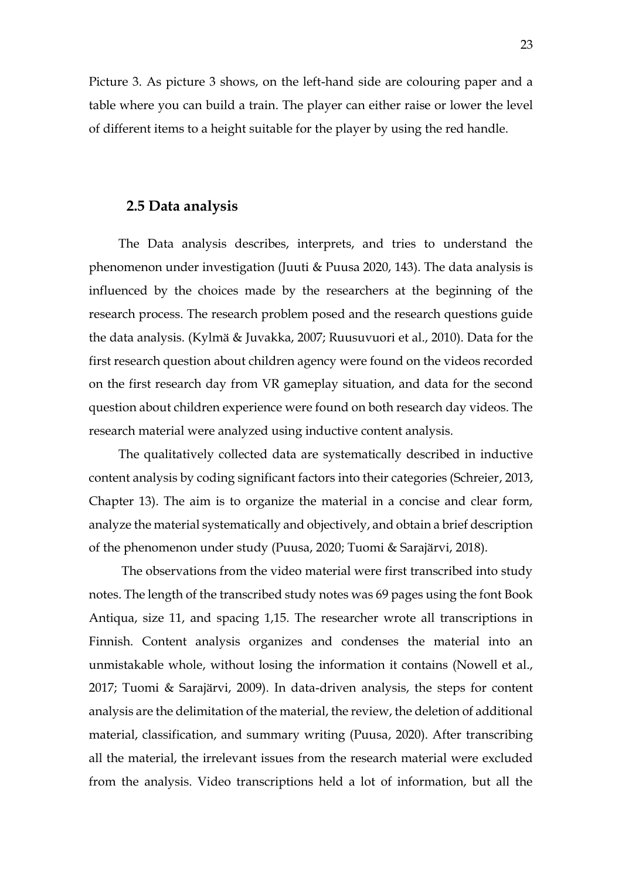Picture 3. As picture 3 shows, on the left-hand side are colouring paper and a table where you can build a train. The player can either raise or lower the level of different items to a height suitable for the player by using the red handle.

## 2.5 Data analysis

The Data analysis describes, interprets, and tries to understand the phenomenon under investigation (Juuti & Puusa 2020, 143). The data analysis is influenced by the choices made by the researchers at the beginning of the research process. The research problem posed and the research questions guide the data analysis. (Kylmä & Juvakka, 2007; Ruusuvuori et al., 2010). Data for the first research question about children agency were found on the videos recorded on the first research day from VR gameplay situation, and data for the second question about children experience were found on both research day videos. The research material were analyzed using inductive content analysis.

The qualitatively collected data are systematically described in inductive content analysis by coding significant factors into their categories (Schreier, 2013, Chapter 13). The aim is to organize the material in a concise and clear form, analyze the material systematically and objectively, and obtain a brief description of the phenomenon under study (Puusa, 2020; Tuomi & Sarajärvi, 2018).

The observations from the video material were first transcribed into study notes. The length of the transcribed study notes was 69 pages using the font Book Antiqua, size 11, and spacing 1,15. The researcher wrote all transcriptions in Finnish. Content analysis organizes and condenses the material into an unmistakable whole, without losing the information it contains (Nowell et al., 2017; Tuomi & Sarajärvi, 2009). In data-driven analysis, the steps for content analysis are the delimitation of the material, the review, the deletion of additional material, classification, and summary writing (Puusa, 2020). After transcribing all the material, the irrelevant issues from the research material were excluded from the analysis. Video transcriptions held a lot of information, but all the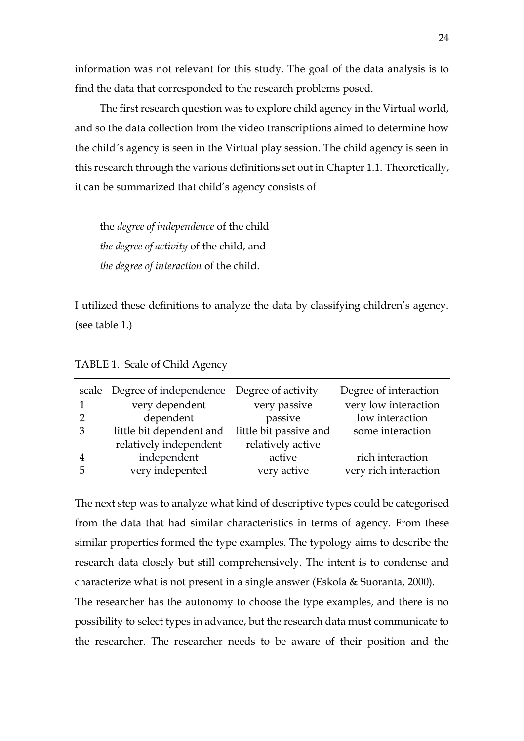information was not relevant for this study. The goal of the data analysis is to find the data that corresponded to the research problems posed.

The first research question was to explore child agency in the Virtual world, and so the data collection from the video transcriptions aimed to determine how the child´s agency is seen in the Virtual play session. The child agency is seen in this research through the various definitions set out in Chapter 1.1. Theoretically, it can be summarized that child's agency consists of

the *degree of independence* of the child
*the degree of activity* of the child, and
*the degree of interaction* of the child.

I utilized these definitions to analyze the data by classifying children's agency. (see table 1.)

TABLE 1. Scale of Child Agency

| scale | Degree of independence | Degree of activity | Degree of interaction |
|---|---|---|---|
| 1 | very dependent | very passive | very low interaction |
| 2 | dependent | passive | low interaction |
| 3 | little bit dependent and relatively independent | little bit passive and relatively active | some interaction |
| 4 | independent | active | rich interaction |
| 5 | very indepented | very active | very rich interaction |

The next step was to analyze what kind of descriptive types could be categorised from the data that had similar characteristics in terms of agency. From these similar properties formed the type examples. The typology aims to describe the research data closely but still comprehensively. The intent is to condense and characterize what is not present in a single answer (Eskola & Suoranta, 2000).
The researcher has the autonomy to choose the type examples, and there is no possibility to select types in advance, but the research data must communicate to the researcher. The researcher needs to be aware of their position and the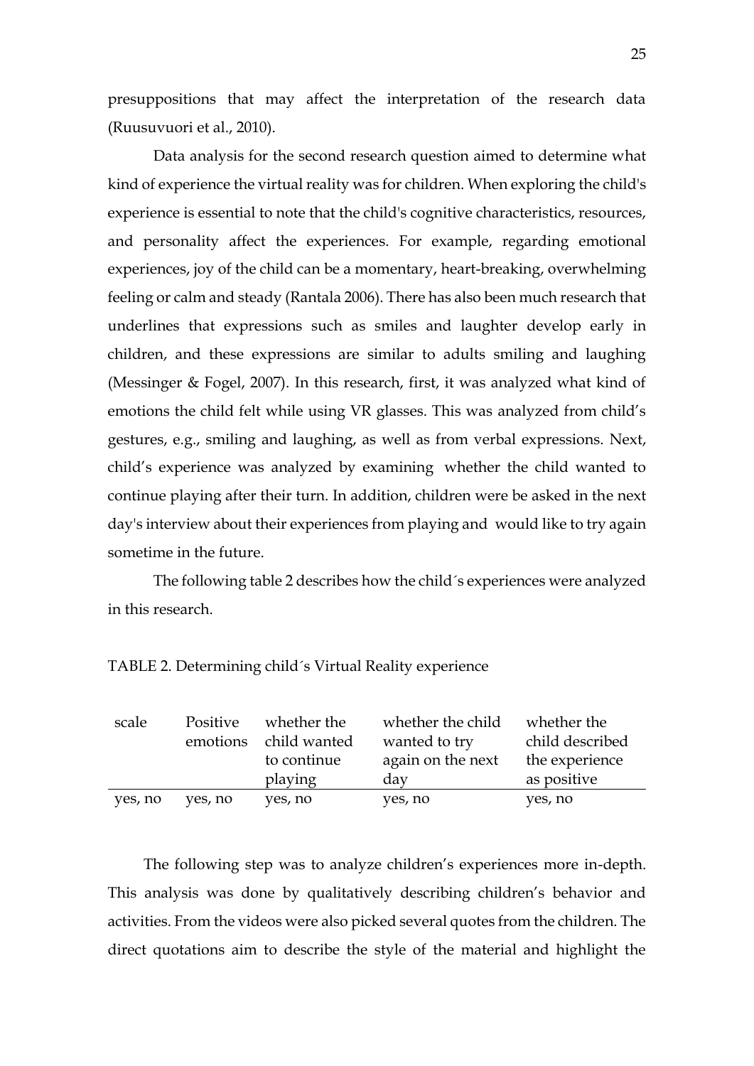presuppositions that may affect the interpretation of the research data (Ruusuvuori et al., 2010).

Data analysis for the second research question aimed to determine what kind of experience the virtual reality was for children. When exploring the child's experience is essential to note that the child's cognitive characteristics, resources, and personality affect the experiences. For example, regarding emotional experiences, joy of the child can be a momentary, heart-breaking, overwhelming feeling or calm and steady (Rantala 2006). There has also been much research that underlines that expressions such as smiles and laughter develop early in children, and these expressions are similar to adults smiling and laughing (Messinger & Fogel, 2007). In this research, first, it was analyzed what kind of emotions the child felt while using VR glasses. This was analyzed from child's gestures, e.g., smiling and laughing, as well as from verbal expressions. Next, child's experience was analyzed by examining whether the child wanted to continue playing after their turn. In addition, children were be asked in the next day's interview about their experiences from playing and would like to try again sometime in the future.

The following table 2 describes how the child´s experiences were analyzed in this research.

TABLE 2. Determining child´s Virtual Reality experience

| scale | Positive emotions | whether the child wanted to continue playing | whether the child wanted to try again on the next day | whether the child described the experience as positive |
|---|---|---|---|---|
| yes, no | yes, no | yes, no | yes, no | yes, no |

The following step was to analyze children's experiences more in-depth. This analysis was done by qualitatively describing children's behavior and activities. From the videos were also picked several quotes from the children. The direct quotations aim to describe the style of the material and highlight the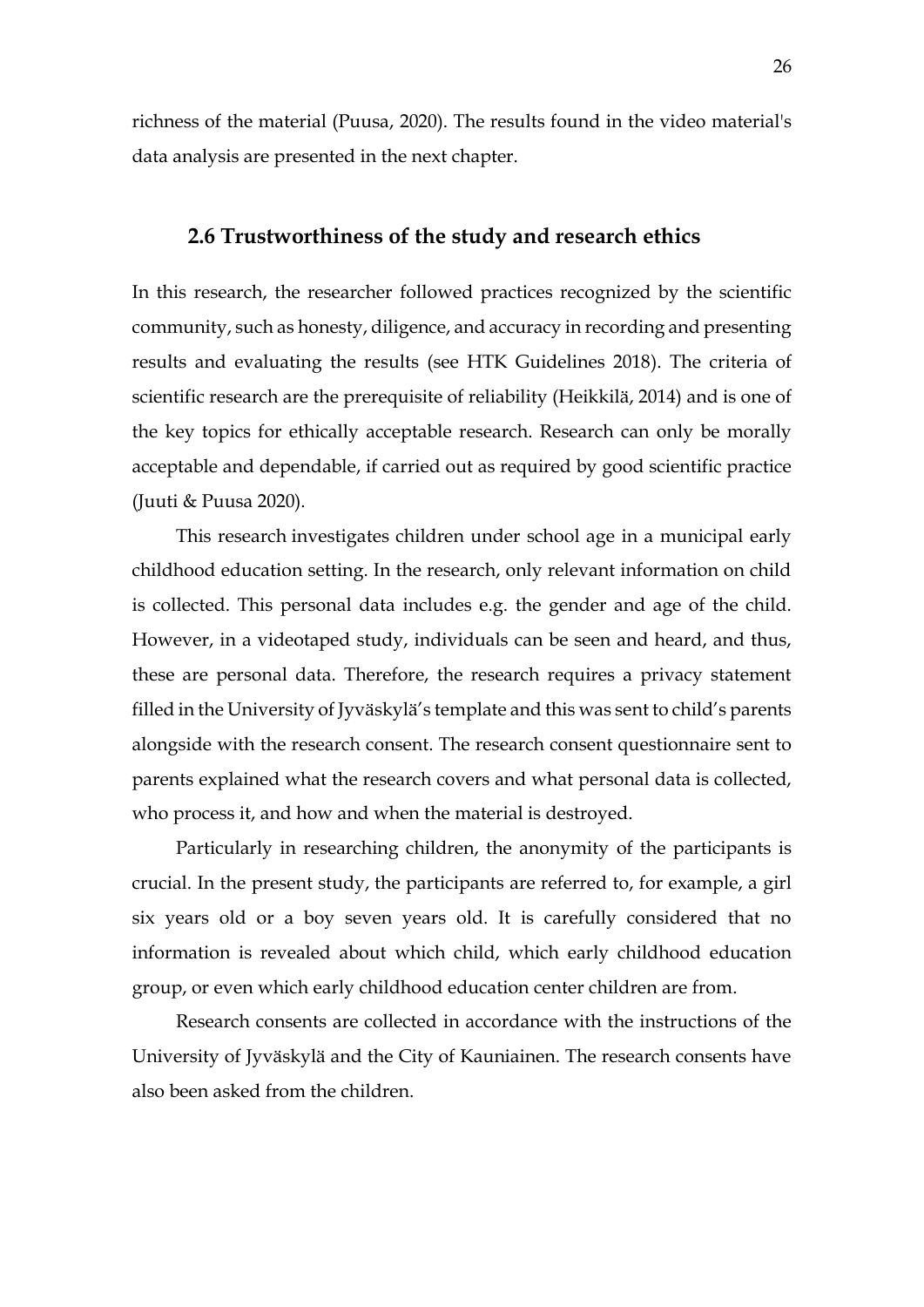richness of the material (Puusa, 2020). The results found in the video material's data analysis are presented in the next chapter.

## 2.6 Trustworthiness of the study and research ethics

In this research, the researcher followed practices recognized by the scientific community, such as honesty, diligence, and accuracy in recording and presenting results and evaluating the results (see HTK Guidelines 2018). The criteria of scientific research are the prerequisite of reliability (Heikkilä, 2014) and is one of the key topics for ethically acceptable research. Research can only be morally acceptable and dependable, if carried out as required by good scientific practice (Juuti & Puusa 2020).

This research investigates children under school age in a municipal early childhood education setting. In the research, only relevant information on child is collected. This personal data includes e.g. the gender and age of the child. However, in a videotaped study, individuals can be seen and heard, and thus, these are personal data. Therefore, the research requires a privacy statement filled in the University of Jyväskylä's template and this was sent to child's parents alongside with the research consent. The research consent questionnaire sent to parents explained what the research covers and what personal data is collected, who process it, and how and when the material is destroyed.

Particularly in researching children, the anonymity of the participants is crucial. In the present study, the participants are referred to, for example, a girl six years old or a boy seven years old. It is carefully considered that no information is revealed about which child, which early childhood education group, or even which early childhood education center children are from.

Research consents are collected in accordance with the instructions of the University of Jyväskylä and the City of Kauniainen. The research consents have also been asked from the children.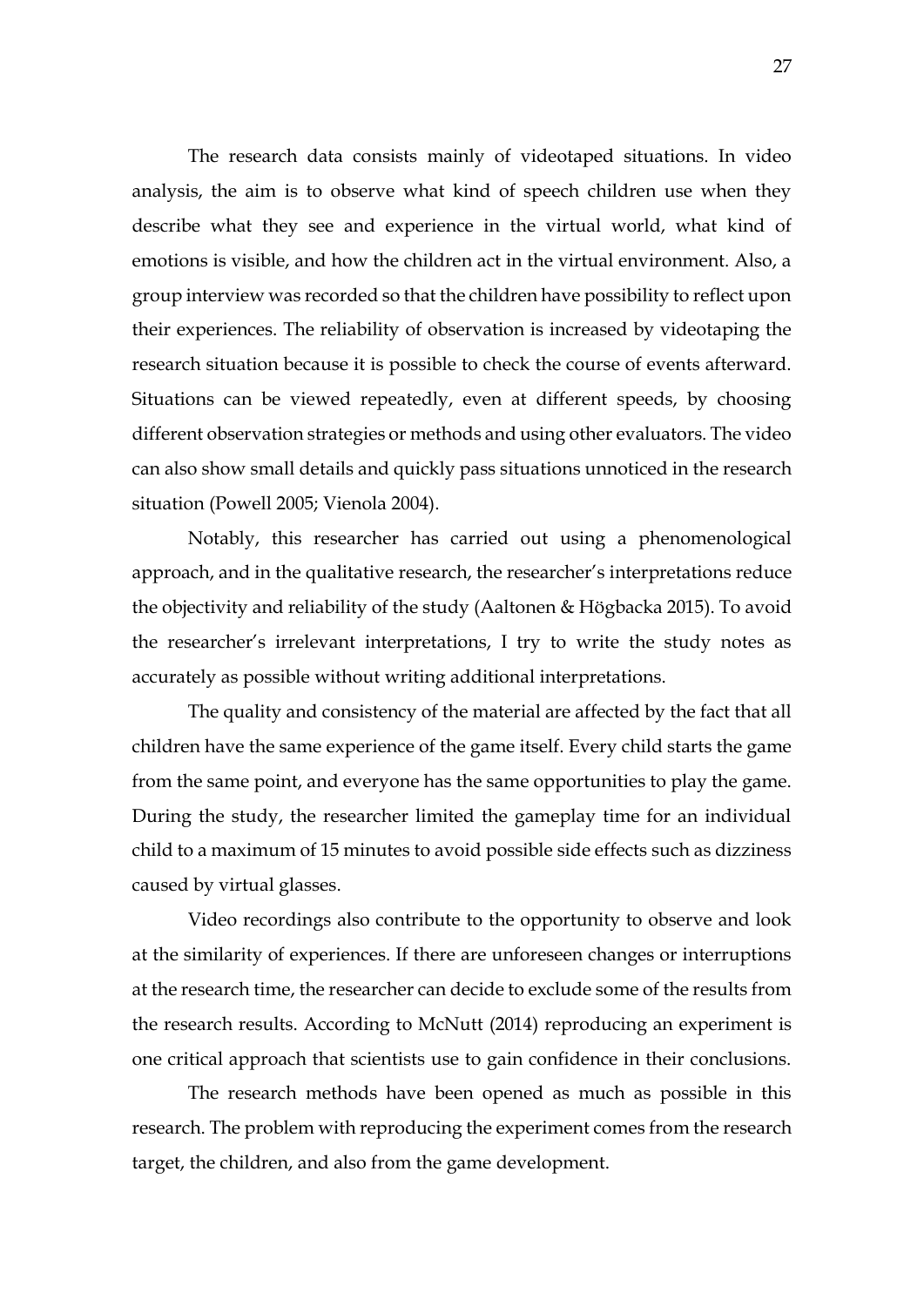The research data consists mainly of videotaped situations. In video analysis, the aim is to observe what kind of speech children use when they describe what they see and experience in the virtual world, what kind of emotions is visible, and how the children act in the virtual environment. Also, a group interview was recorded so that the children have possibility to reflect upon their experiences. The reliability of observation is increased by videotaping the research situation because it is possible to check the course of events afterward. Situations can be viewed repeatedly, even at different speeds, by choosing different observation strategies or methods and using other evaluators. The video can also show small details and quickly pass situations unnoticed in the research situation (Powell 2005; Vienola 2004).

Notably, this researcher has carried out using a phenomenological approach, and in the qualitative research, the researcher's interpretations reduce the objectivity and reliability of the study (Aaltonen & Högbacka 2015). To avoid the researcher's irrelevant interpretations, I try to write the study notes as accurately as possible without writing additional interpretations.

The quality and consistency of the material are affected by the fact that all children have the same experience of the game itself. Every child starts the game from the same point, and everyone has the same opportunities to play the game. During the study, the researcher limited the gameplay time for an individual child to a maximum of 15 minutes to avoid possible side effects such as dizziness caused by virtual glasses.

Video recordings also contribute to the opportunity to observe and look at the similarity of experiences. If there are unforeseen changes or interruptions at the research time, the researcher can decide to exclude some of the results from the research results. According to McNutt (2014) reproducing an experiment is one critical approach that scientists use to gain confidence in their conclusions.

The research methods have been opened as much as possible in this research. The problem with reproducing the experiment comes from the research target, the children, and also from the game development.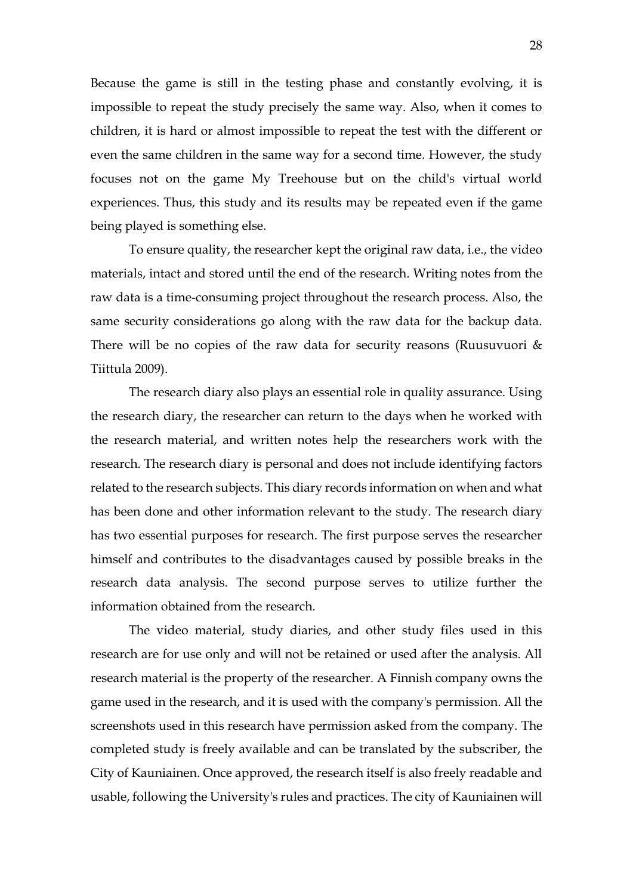Because the game is still in the testing phase and constantly evolving, it is impossible to repeat the study precisely the same way. Also, when it comes to children, it is hard or almost impossible to repeat the test with the different or even the same children in the same way for a second time. However, the study focuses not on the game My Treehouse but on the child's virtual world experiences. Thus, this study and its results may be repeated even if the game being played is something else.

To ensure quality, the researcher kept the original raw data, i.e., the video materials, intact and stored until the end of the research. Writing notes from the raw data is a time-consuming project throughout the research process. Also, the same security considerations go along with the raw data for the backup data. There will be no copies of the raw data for security reasons (Ruusuvuori & Tiittula 2009).

The research diary also plays an essential role in quality assurance. Using the research diary, the researcher can return to the days when he worked with the research material, and written notes help the researchers work with the research. The research diary is personal and does not include identifying factors related to the research subjects. This diary records information on when and what has been done and other information relevant to the study. The research diary has two essential purposes for research. The first purpose serves the researcher himself and contributes to the disadvantages caused by possible breaks in the research data analysis. The second purpose serves to utilize further the information obtained from the research.

The video material, study diaries, and other study files used in this research are for use only and will not be retained or used after the analysis. All research material is the property of the researcher. A Finnish company owns the game used in the research, and it is used with the company's permission. All the screenshots used in this research have permission asked from the company. The completed study is freely available and can be translated by the subscriber, the City of Kauniainen. Once approved, the research itself is also freely readable and usable, following the University's rules and practices. The city of Kauniainen will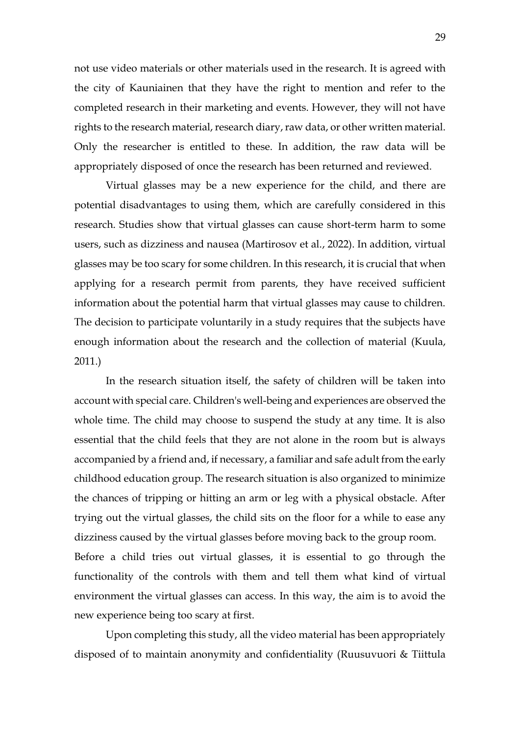not use video materials or other materials used in the research. It is agreed with the city of Kauniainen that they have the right to mention and refer to the completed research in their marketing and events. However, they will not have rights to the research material, research diary, raw data, or other written material. Only the researcher is entitled to these. In addition, the raw data will be appropriately disposed of once the research has been returned and reviewed.

Virtual glasses may be a new experience for the child, and there are potential disadvantages to using them, which are carefully considered in this research. Studies show that virtual glasses can cause short-term harm to some users, such as dizziness and nausea (Martirosov et al., 2022). In addition, virtual glasses may be too scary for some children. In this research, it is crucial that when applying for a research permit from parents, they have received sufficient information about the potential harm that virtual glasses may cause to children. The decision to participate voluntarily in a study requires that the subjects have enough information about the research and the collection of material (Kuula, 2011.)

In the research situation itself, the safety of children will be taken into account with special care. Children's well-being and experiences are observed the whole time. The child may choose to suspend the study at any time. It is also essential that the child feels that they are not alone in the room but is always accompanied by a friend and, if necessary, a familiar and safe adult from the early childhood education group. The research situation is also organized to minimize the chances of tripping or hitting an arm or leg with a physical obstacle. After trying out the virtual glasses, the child sits on the floor for a while to ease any dizziness caused by the virtual glasses before moving back to the group room.
Before a child tries out virtual glasses, it is essential to go through the functionality of the controls with them and tell them what kind of virtual environment the virtual glasses can access. In this way, the aim is to avoid the new experience being too scary at first.

Upon completing this study, all the video material has been appropriately disposed of to maintain anonymity and confidentiality (Ruusuvuori & Tiittula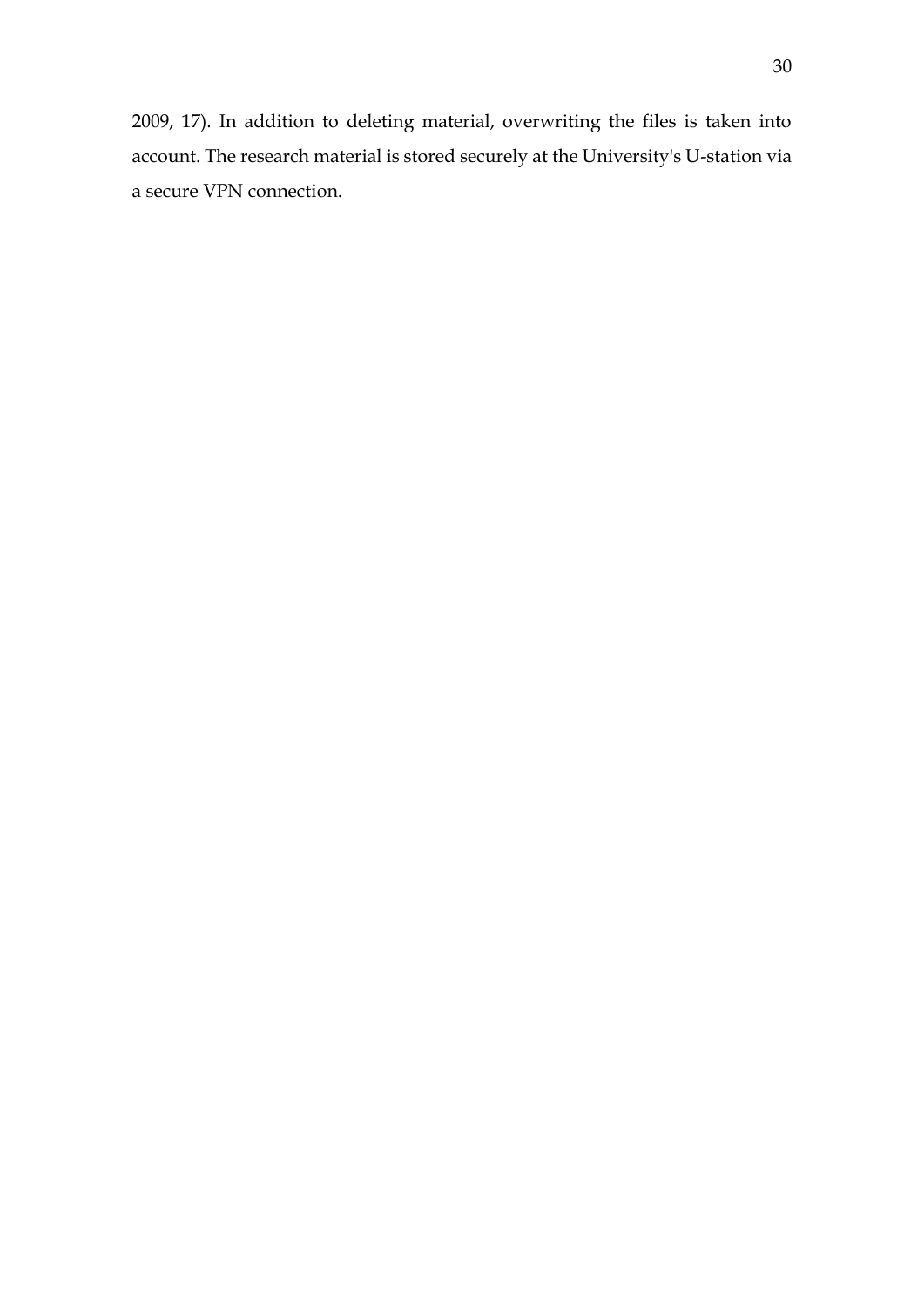2009, 17). In addition to deleting material, overwriting the files is taken into account. The research material is stored securely at the University's U-station via a secure VPN connection.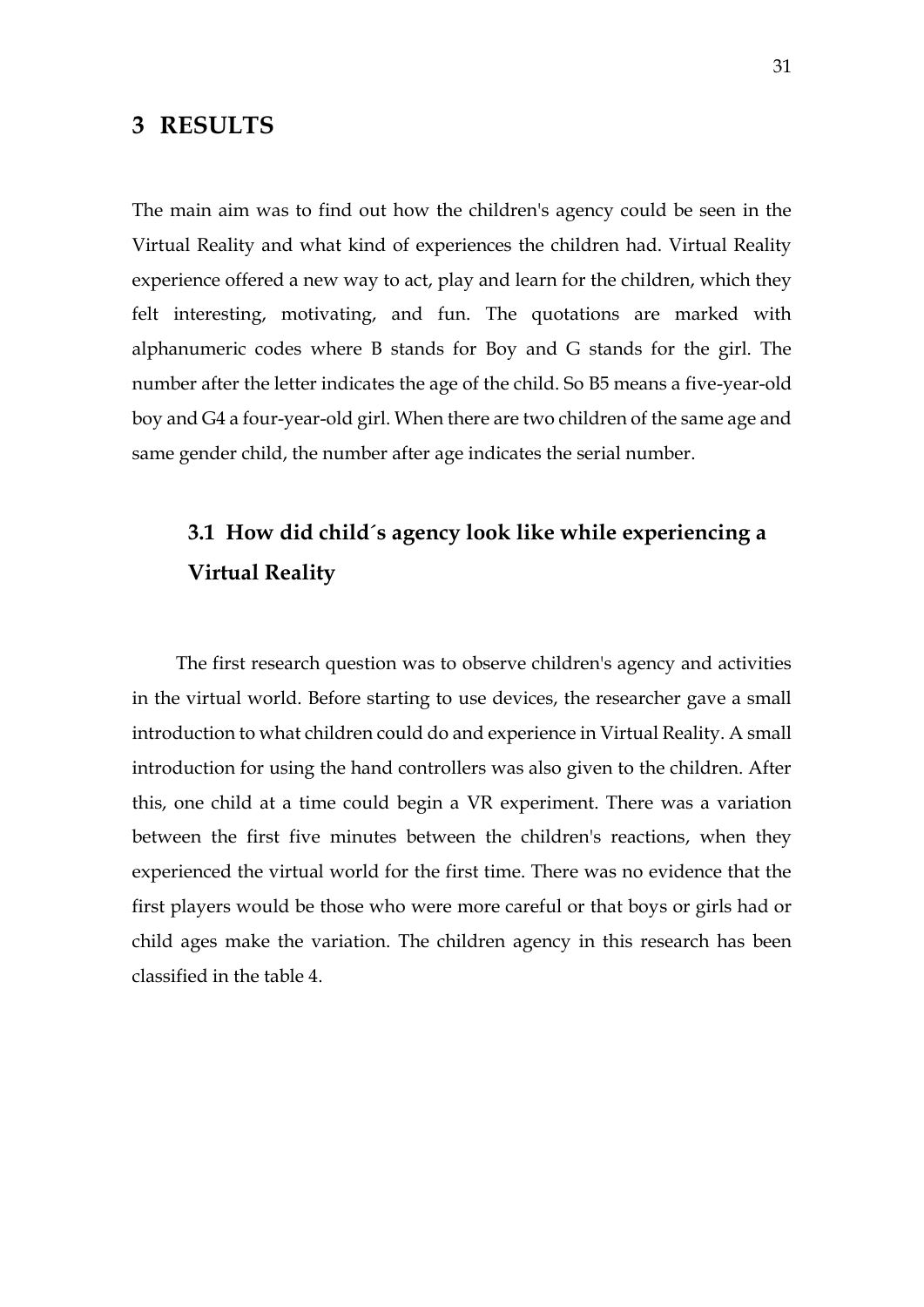# 3 RESULTS

The main aim was to find out how the children's agency could be seen in the Virtual Reality and what kind of experiences the children had. Virtual Reality experience offered a new way to act, play and learn for the children, which they felt interesting, motivating, and fun. The quotations are marked with alphanumeric codes where B stands for Boy and G stands for the girl. The number after the letter indicates the age of the child. So B5 means a five-year-old boy and G4 a four-year-old girl. When there are two children of the same age and same gender child, the number after age indicates the serial number.

## 3.1 How did child´s agency look like while experiencing a Virtual Reality

The first research question was to observe children's agency and activities in the virtual world. Before starting to use devices, the researcher gave a small introduction to what children could do and experience in Virtual Reality. A small introduction for using the hand controllers was also given to the children. After this, one child at a time could begin a VR experiment. There was a variation between the first five minutes between the children's reactions, when they experienced the virtual world for the first time. There was no evidence that the first players would be those who were more careful or that boys or girls had or child ages make the variation. The children agency in this research has been classified in the table 4.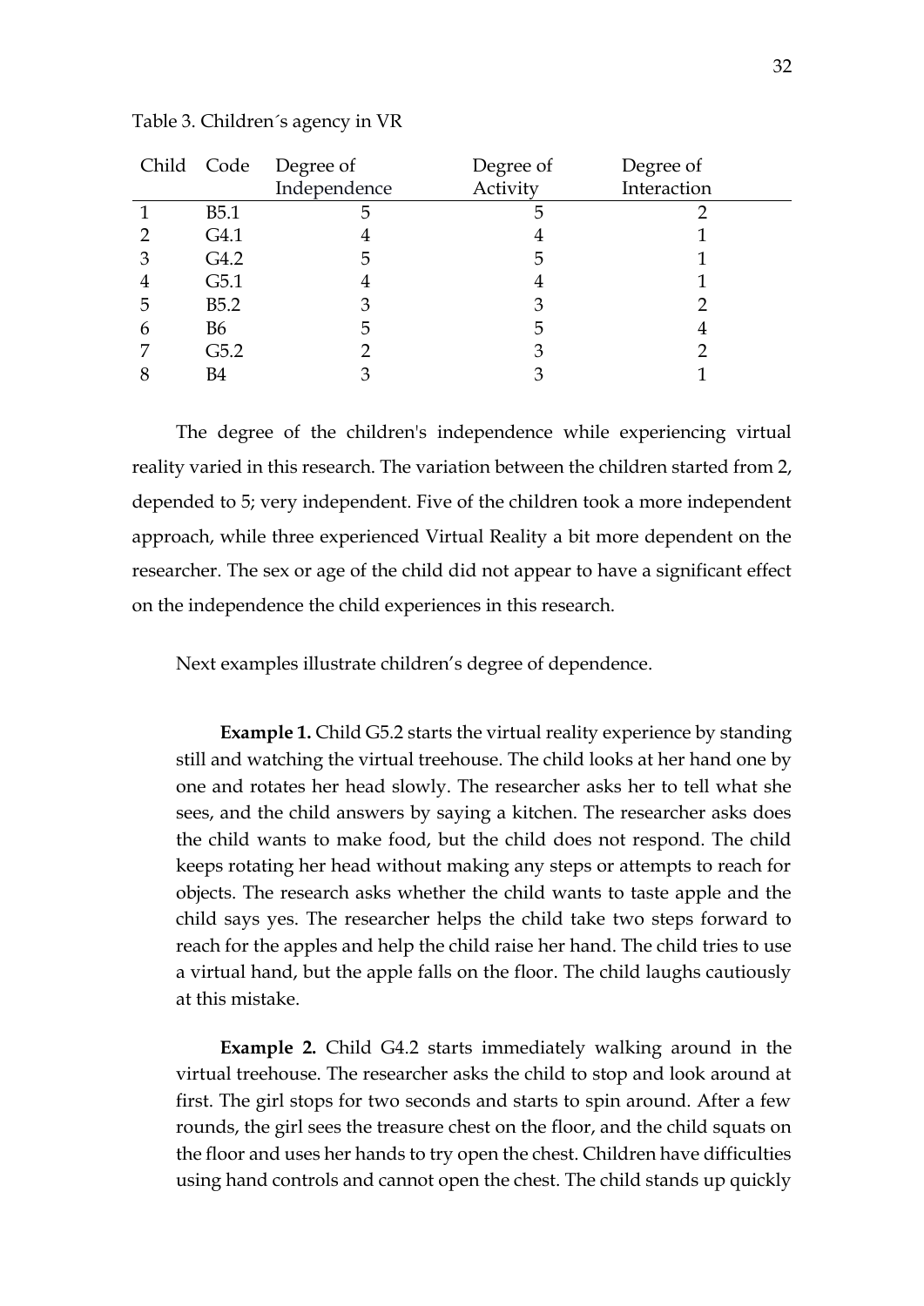Table 3. Children´s agency in VR

| Child | Code | Degree of Independence | Degree of Activity | Degree of Interaction |
|---|---|---|---|---|
| 1 | B5.1 | 5 | 5 | 2 |
| 2 | G4.1 | 4 | 4 | 1 |
| 3 | G4.2 | 5 | 5 | 1 |
| 4 | G5.1 | 4 | 4 | 1 |
| 5 | B5.2 | 3 | 3 | 2 |
| 6 | B6 | 5 | 5 | 4 |
| 7 | G5.2 | 2 | 3 | 2 |
| 8 | B4 | 3 | 3 | 1 |

The degree of the children's independence while experiencing virtual reality varied in this research. The variation between the children started from 2, depended to 5; very independent. Five of the children took a more independent approach, while three experienced Virtual Reality a bit more dependent on the researcher. The sex or age of the child did not appear to have a significant effect on the independence the child experiences in this research.

Next examples illustrate children's degree of dependence.

> **Example 1.** Child G5.2 starts the virtual reality experience by standing still and watching the virtual treehouse. The child looks at her hand one by one and rotates her head slowly. The researcher asks her to tell what she sees, and the child answers by saying a kitchen. The researcher asks does the child wants to make food, but the child does not respond. The child keeps rotating her head without making any steps or attempts to reach for objects. The research asks whether the child wants to taste apple and the child says yes. The researcher helps the child take two steps forward to reach for the apples and help the child raise her hand. The child tries to use a virtual hand, but the apple falls on the floor. The child laughs cautiously at this mistake.

> **Example 2.** Child G4.2 starts immediately walking around in the virtual treehouse. The researcher asks the child to stop and look around at first. The girl stops for two seconds and starts to spin around. After a few rounds, the girl sees the treasure chest on the floor, and the child squats on the floor and uses her hands to try open the chest. Children have difficulties using hand controls and cannot open the chest. The child stands up quickly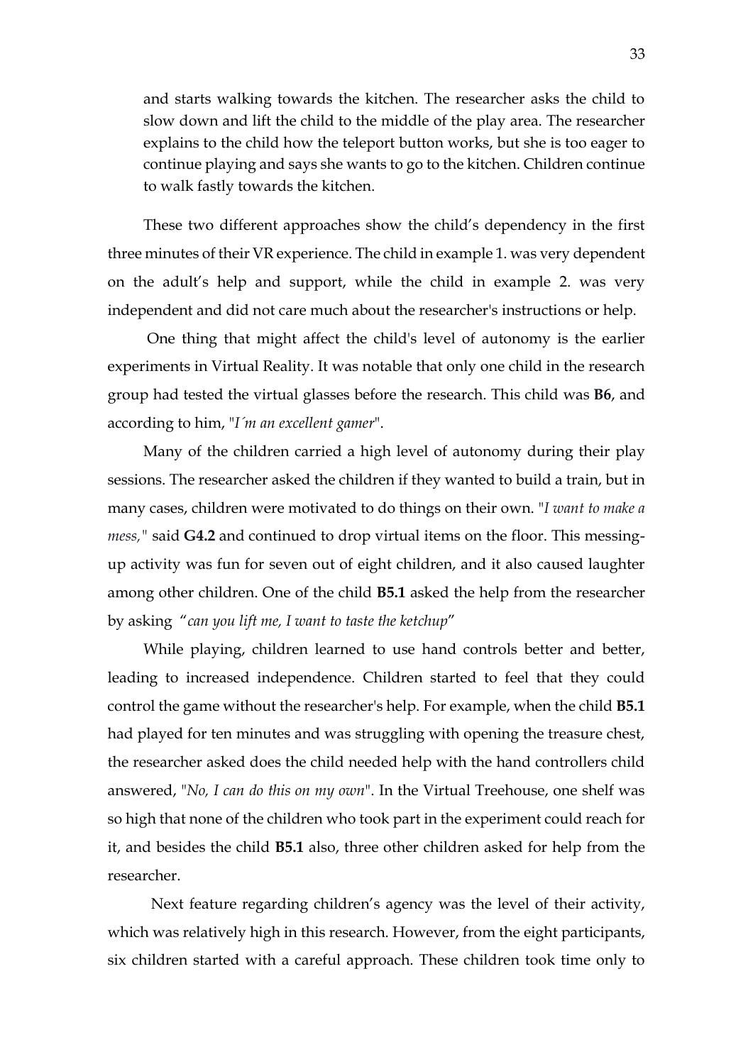> and starts walking towards the kitchen. The researcher asks the child to slow down and lift the child to the middle of the play area. The researcher explains to the child how the teleport button works, but she is too eager to continue playing and says she wants to go to the kitchen. Children continue to walk fastly towards the kitchen.

These two different approaches show the child's dependency in the first three minutes of their VR experience. The child in example 1. was very dependent on the adult's help and support, while the child in example 2. was very independent and did not care much about the researcher's instructions or help.

One thing that might affect the child's level of autonomy is the earlier experiments in Virtual Reality. It was notable that only one child in the research group had tested the virtual glasses before the research. This child was **B6**, and according to him, "*I´m an excellent gamer*".

Many of the children carried a high level of autonomy during their play sessions. The researcher asked the children if they wanted to build a train, but in many cases, children were motivated to do things on their own. "*I want to make a mess,*" said **G4.2** and continued to drop virtual items on the floor. This messing-up activity was fun for seven out of eight children, and it also caused laughter among other children. One of the child **B5.1** asked the help from the researcher by asking "*can you lift me, I want to taste the ketchup*"

While playing, children learned to use hand controls better and better, leading to increased independence. Children started to feel that they could control the game without the researcher's help. For example, when the child **B5.1** had played for ten minutes and was struggling with opening the treasure chest, the researcher asked does the child needed help with the hand controllers child answered, "*No, I can do this on my own*". In the Virtual Treehouse, one shelf was so high that none of the children who took part in the experiment could reach for it, and besides the child **B5.1** also, three other children asked for help from the researcher.

Next feature regarding children's agency was the level of their activity, which was relatively high in this research. However, from the eight participants, six children started with a careful approach. These children took time only to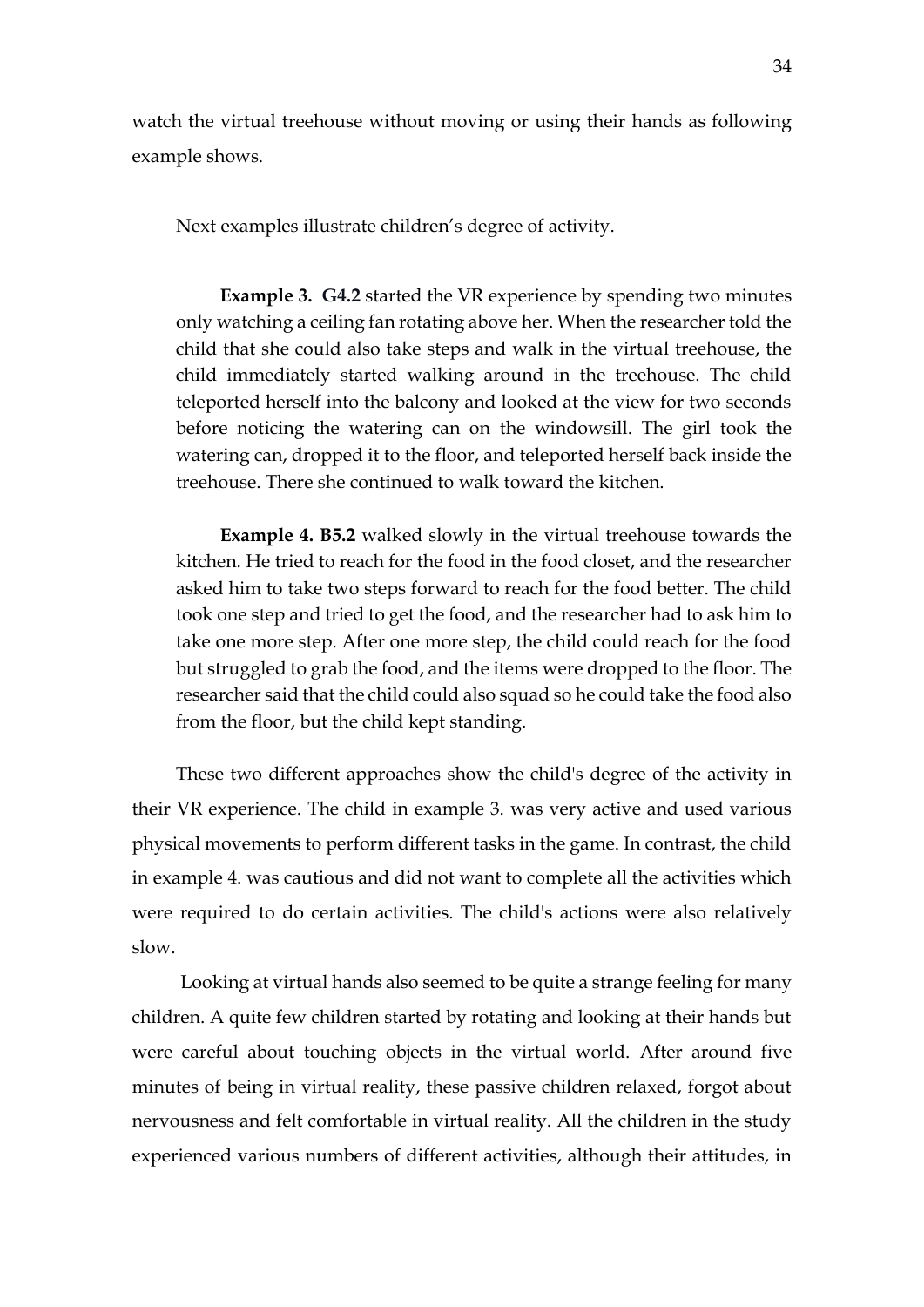watch the virtual treehouse without moving or using their hands as following example shows.

Next examples illustrate children's degree of activity.

> **Example 3. G4.2** started the VR experience by spending two minutes only watching a ceiling fan rotating above her. When the researcher told the child that she could also take steps and walk in the virtual treehouse, the child immediately started walking around in the treehouse. The child teleported herself into the balcony and looked at the view for two seconds before noticing the watering can on the windowsill. The girl took the watering can, dropped it to the floor, and teleported herself back inside the treehouse. There she continued to walk toward the kitchen.
>
> **Example 4. B5.2** walked slowly in the virtual treehouse towards the kitchen. He tried to reach for the food in the food closet, and the researcher asked him to take two steps forward to reach for the food better. The child took one step and tried to get the food, and the researcher had to ask him to take one more step. After one more step, the child could reach for the food but struggled to grab the food, and the items were dropped to the floor. The researcher said that the child could also squad so he could take the food also from the floor, but the child kept standing.

These two different approaches show the child's degree of the activity in their VR experience. The child in example 3. was very active and used various physical movements to perform different tasks in the game. In contrast, the child in example 4. was cautious and did not want to complete all the activities which were required to do certain activities. The child's actions were also relatively slow.

Looking at virtual hands also seemed to be quite a strange feeling for many children. A quite few children started by rotating and looking at their hands but were careful about touching objects in the virtual world. After around five minutes of being in virtual reality, these passive children relaxed, forgot about nervousness and felt comfortable in virtual reality. All the children in the study experienced various numbers of different activities, although their attitudes, in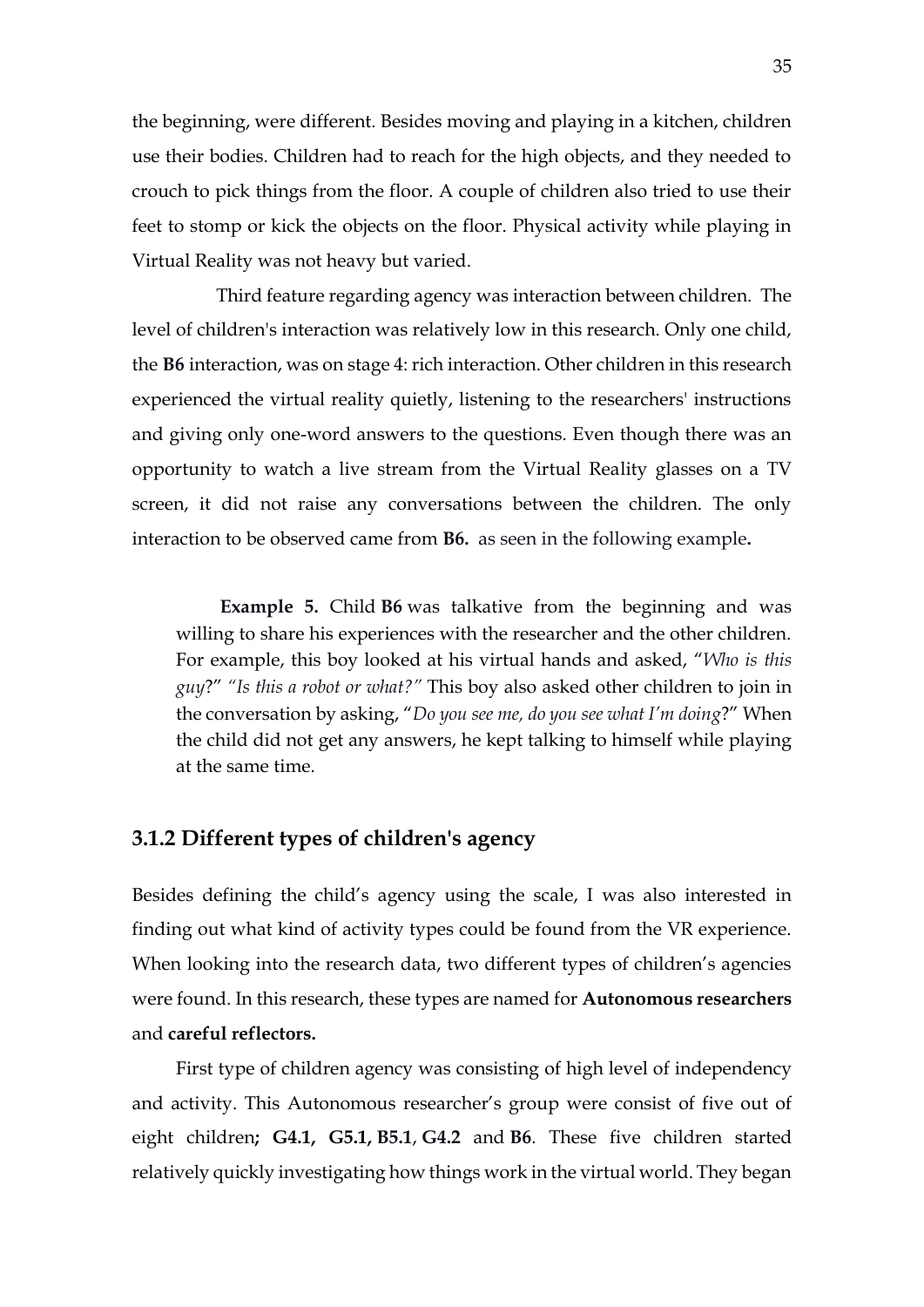the beginning, were different. Besides moving and playing in a kitchen, children use their bodies. Children had to reach for the high objects, and they needed to crouch to pick things from the floor. A couple of children also tried to use their feet to stomp or kick the objects on the floor. Physical activity while playing in Virtual Reality was not heavy but varied.

Third feature regarding agency was interaction between children. The level of children's interaction was relatively low in this research. Only one child, the **B6** interaction, was on stage 4: rich interaction. Other children in this research experienced the virtual reality quietly, listening to the researchers' instructions and giving only one-word answers to the questions. Even though there was an opportunity to watch a live stream from the Virtual Reality glasses on a TV screen, it did not raise any conversations between the children. The only interaction to be observed came from **B6.** as seen in the following example**.**

> **Example 5.** Child **B6** was talkative from the beginning and was willing to share his experiences with the researcher and the other children. For example, this boy looked at his virtual hands and asked, "*Who is this guy*?" *"Is this a robot or what?"* This boy also asked other children to join in the conversation by asking, "*Do you see me, do you see what I'm doing*?" When the child did not get any answers, he kept talking to himself while playing at the same time.

### 3.1.2 Different types of children's agency

Besides defining the child's agency using the scale, I was also interested in finding out what kind of activity types could be found from the VR experience. When looking into the research data, two different types of children's agencies were found. In this research, these types are named for **Autonomous researchers** and **careful reflectors.**

First type of children agency was consisting of high level of independency and activity. This Autonomous researcher's group were consist of five out of eight children**; G4.1, G5.1, B5.1**, **G4.2** and **B6**. These five children started relatively quickly investigating how things work in the virtual world. They began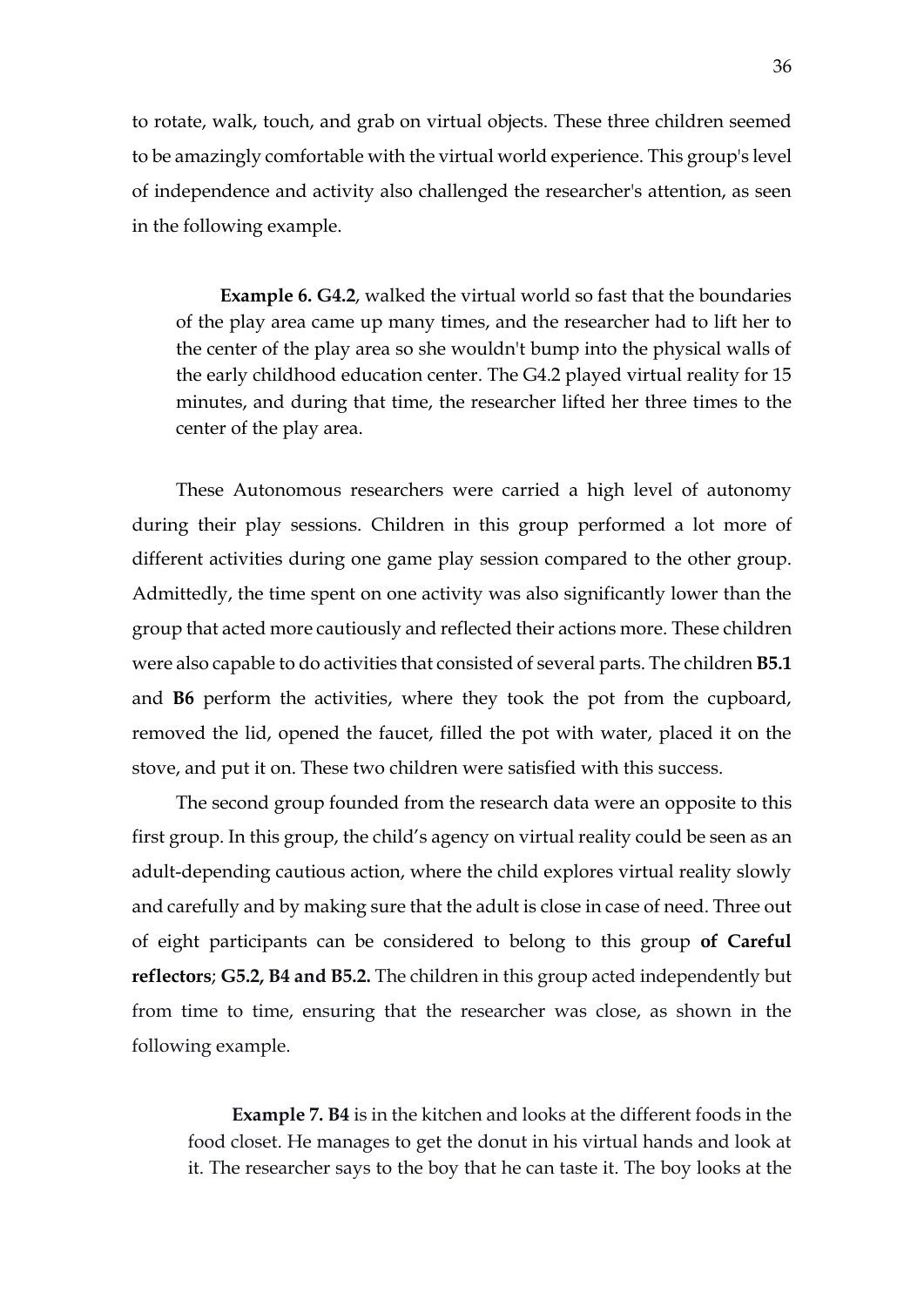to rotate, walk, touch, and grab on virtual objects. These three children seemed to be amazingly comfortable with the virtual world experience. This group's level of independence and activity also challenged the researcher's attention, as seen in the following example.

> **Example 6. G4.2**, walked the virtual world so fast that the boundaries of the play area came up many times, and the researcher had to lift her to the center of the play area so she wouldn't bump into the physical walls of the early childhood education center. The G4.2 played virtual reality for 15 minutes, and during that time, the researcher lifted her three times to the center of the play area.

These Autonomous researchers were carried a high level of autonomy during their play sessions. Children in this group performed a lot more of different activities during one game play session compared to the other group. Admittedly, the time spent on one activity was also significantly lower than the group that acted more cautiously and reflected their actions more. These children were also capable to do activities that consisted of several parts. The children **B5.1** and **B6** perform the activities, where they took the pot from the cupboard, removed the lid, opened the faucet, filled the pot with water, placed it on the stove, and put it on. These two children were satisfied with this success.

The second group founded from the research data were an opposite to this first group. In this group, the child's agency on virtual reality could be seen as an adult-depending cautious action, where the child explores virtual reality slowly and carefully and by making sure that the adult is close in case of need. Three out of eight participants can be considered to belong to this group **of Careful reflectors**; **G5.2, B4 and B5.2.** The children in this group acted independently but from time to time, ensuring that the researcher was close, as shown in the following example.

> **Example 7. B4** is in the kitchen and looks at the different foods in the food closet. He manages to get the donut in his virtual hands and look at it. The researcher says to the boy that he can taste it. The boy looks at the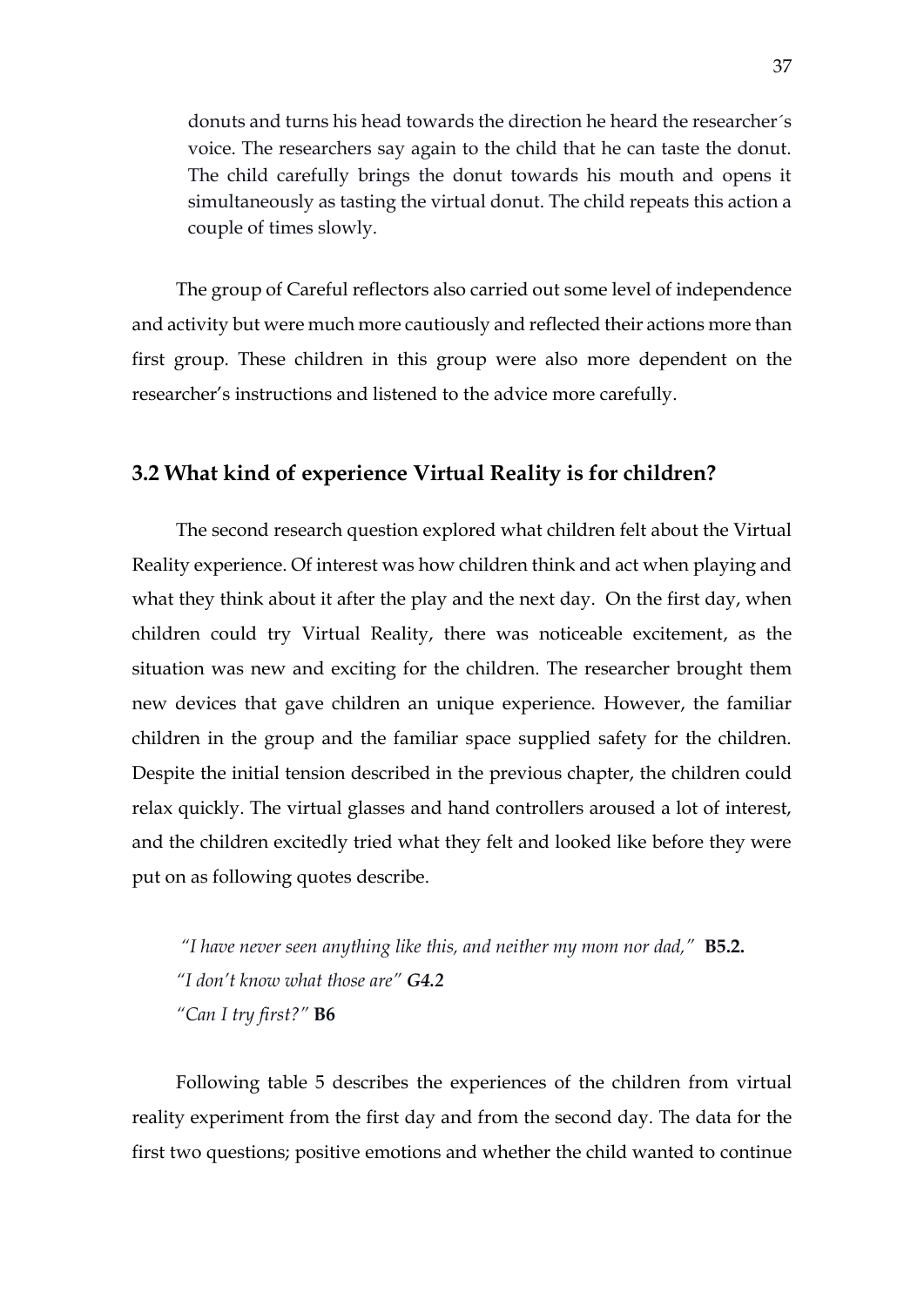donuts and turns his head towards the direction he heard the researcher´s voice. The researchers say again to the child that he can taste the donut. The child carefully brings the donut towards his mouth and opens it simultaneously as tasting the virtual donut. The child repeats this action a couple of times slowly.

The group of Careful reflectors also carried out some level of independence and activity but were much more cautiously and reflected their actions more than first group. These children in this group were also more dependent on the researcher's instructions and listened to the advice more carefully.

## 3.2 What kind of experience Virtual Reality is for children?

The second research question explored what children felt about the Virtual Reality experience. Of interest was how children think and act when playing and what they think about it after the play and the next day. On the first day, when children could try Virtual Reality, there was noticeable excitement, as the situation was new and exciting for the children. The researcher brought them new devices that gave children an unique experience. However, the familiar children in the group and the familiar space supplied safety for the children. Despite the initial tension described in the previous chapter, the children could relax quickly. The virtual glasses and hand controllers aroused a lot of interest, and the children excitedly tried what they felt and looked like before they were put on as following quotes describe.

*"I have never seen anything like this, and neither my mom nor dad,"* **B5.2.**
*"I don't know what those are"* ***G4.2***
*"Can I try first?"* **B6**

Following table 5 describes the experiences of the children from virtual reality experiment from the first day and from the second day. The data for the first two questions; positive emotions and whether the child wanted to continue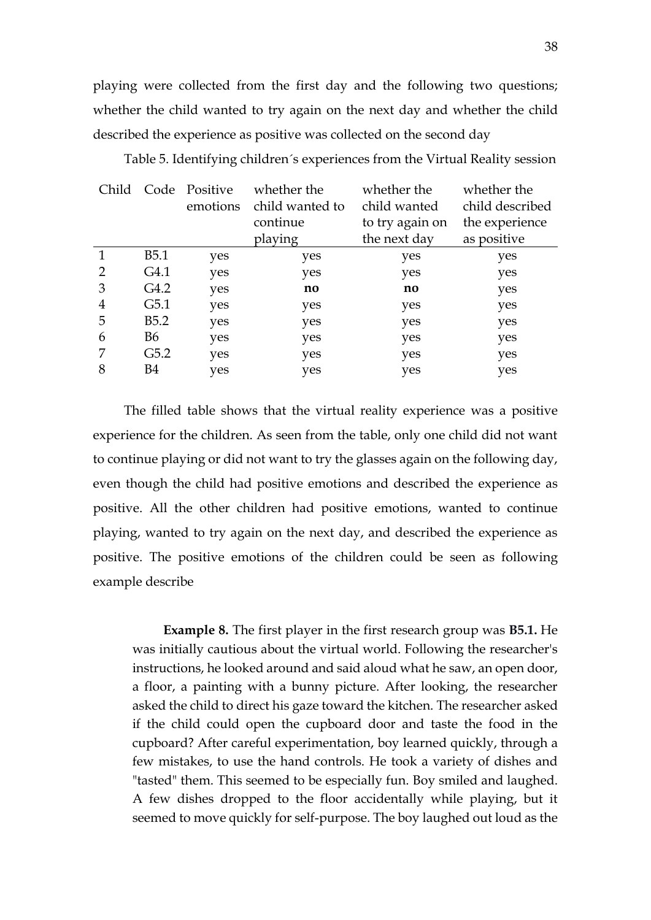playing were collected from the first day and the following two questions; whether the child wanted to try again on the next day and whether the child described the experience as positive was collected on the second day

Table 5. Identifying children´s experiences from the Virtual Reality session

| Child | Code | Positive emotions | whether the child wanted to continue playing | whether the child wanted to try again on the next day | whether the child described the experience as positive |
|---|---|---|---|---|---|
| 1 | B5.1 | yes | yes | yes | yes |
| 2 | G4.1 | yes | yes | yes | yes |
| 3 | G4.2 | yes | **no** | **no** | yes |
| 4 | G5.1 | yes | yes | yes | yes |
| 5 | B5.2 | yes | yes | yes | yes |
| 6 | B6 | yes | yes | yes | yes |
| 7 | G5.2 | yes | yes | yes | yes |
| 8 | B4 | yes | yes | yes | yes |

The filled table shows that the virtual reality experience was a positive experience for the children. As seen from the table, only one child did not want to continue playing or did not want to try the glasses again on the following day, even though the child had positive emotions and described the experience as positive. All the other children had positive emotions, wanted to continue playing, wanted to try again on the next day, and described the experience as positive. The positive emotions of the children could be seen as following example describe

> **Example 8.** The first player in the first research group was **B5.1.** He was initially cautious about the virtual world. Following the researcher's instructions, he looked around and said aloud what he saw, an open door, a floor, a painting with a bunny picture. After looking, the researcher asked the child to direct his gaze toward the kitchen. The researcher asked if the child could open the cupboard door and taste the food in the cupboard? After careful experimentation, boy learned quickly, through a few mistakes, to use the hand controls. He took a variety of dishes and "tasted" them. This seemed to be especially fun. Boy smiled and laughed. A few dishes dropped to the floor accidentally while playing, but it seemed to move quickly for self-purpose. The boy laughed out loud as the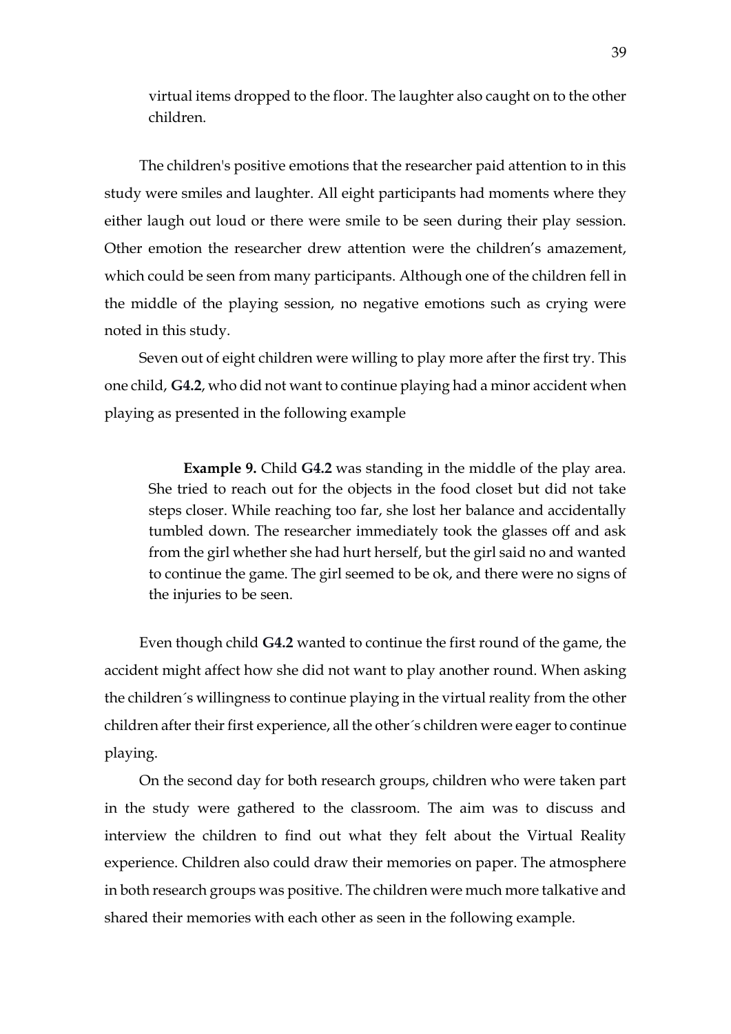virtual items dropped to the floor. The laughter also caught on to the other children.

The children's positive emotions that the researcher paid attention to in this study were smiles and laughter. All eight participants had moments where they either laugh out loud or there were smile to be seen during their play session. Other emotion the researcher drew attention were the children's amazement, which could be seen from many participants. Although one of the children fell in the middle of the playing session, no negative emotions such as crying were noted in this study.

Seven out of eight children were willing to play more after the first try. This one child, **G4.2**, who did not want to continue playing had a minor accident when playing as presented in the following example

> **Example 9.** Child **G4.2** was standing in the middle of the play area. She tried to reach out for the objects in the food closet but did not take steps closer. While reaching too far, she lost her balance and accidentally tumbled down. The researcher immediately took the glasses off and ask from the girl whether she had hurt herself, but the girl said no and wanted to continue the game. The girl seemed to be ok, and there were no signs of the injuries to be seen.

Even though child **G4.2** wanted to continue the first round of the game, the accident might affect how she did not want to play another round. When asking the children´s willingness to continue playing in the virtual reality from the other children after their first experience, all the other´s children were eager to continue playing.

On the second day for both research groups, children who were taken part in the study were gathered to the classroom. The aim was to discuss and interview the children to find out what they felt about the Virtual Reality experience. Children also could draw their memories on paper. The atmosphere in both research groups was positive. The children were much more talkative and shared their memories with each other as seen in the following example.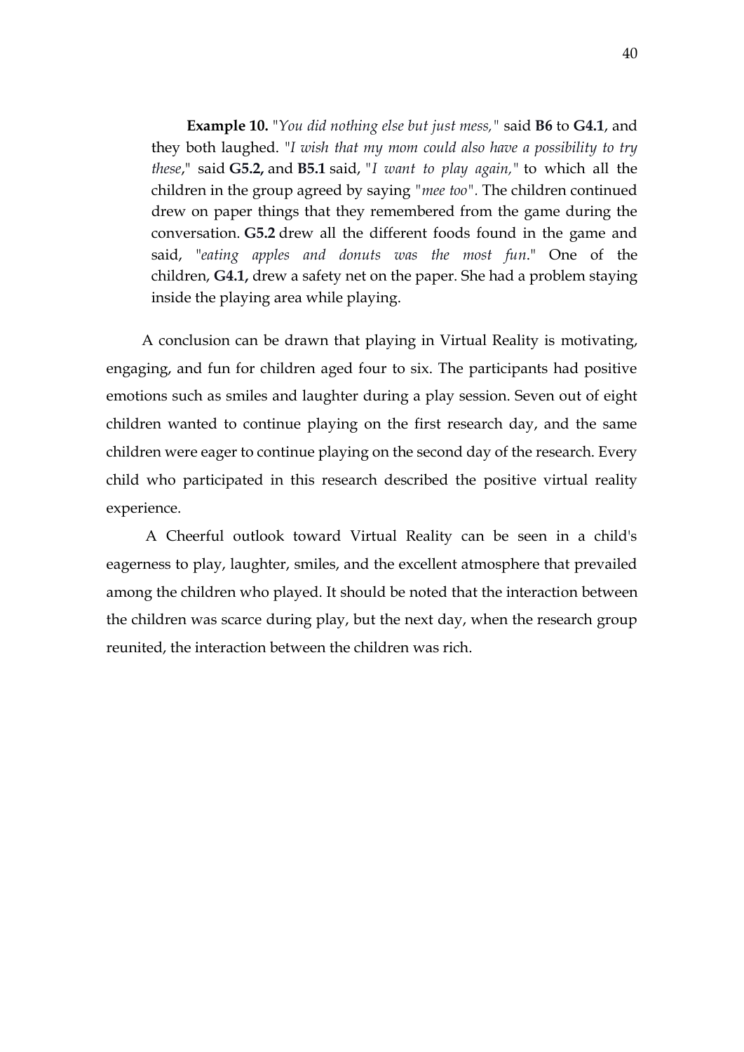**Example 10.** "*You did nothing else but just mess,*" said **B6** to **G4.1**, and they both laughed. "*I wish that my mom could also have a possibility to try these*," said **G5.2,** and **B5.1** said, "*I want to play again,*" to which all the children in the group agreed by saying "*mee too*". The children continued drew on paper things that they remembered from the game during the conversation. **G5.2** drew all the different foods found in the game and said, "*eating apples and donuts was the most fun*." One of the children, **G4.1,** drew a safety net on the paper. She had a problem staying inside the playing area while playing.

A conclusion can be drawn that playing in Virtual Reality is motivating, engaging, and fun for children aged four to six. The participants had positive emotions such as smiles and laughter during a play session. Seven out of eight children wanted to continue playing on the first research day, and the same children were eager to continue playing on the second day of the research. Every child who participated in this research described the positive virtual reality experience.

A Cheerful outlook toward Virtual Reality can be seen in a child's eagerness to play, laughter, smiles, and the excellent atmosphere that prevailed among the children who played. It should be noted that the interaction between the children was scarce during play, but the next day, when the research group reunited, the interaction between the children was rich.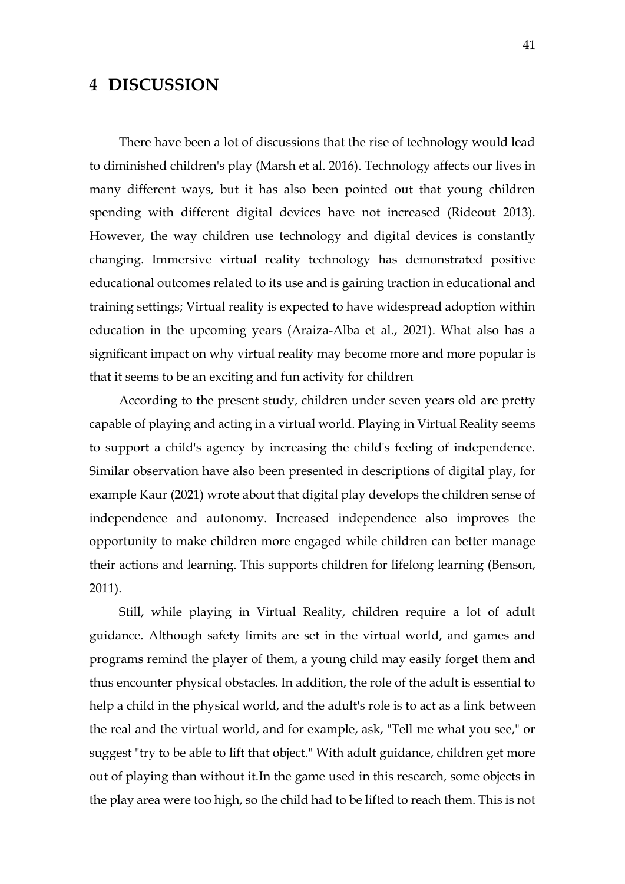# 4 DISCUSSION

There have been a lot of discussions that the rise of technology would lead to diminished children's play (Marsh et al. 2016). Technology affects our lives in many different ways, but it has also been pointed out that young children spending with different digital devices have not increased (Rideout 2013). However, the way children use technology and digital devices is constantly changing. Immersive virtual reality technology has demonstrated positive educational outcomes related to its use and is gaining traction in educational and training settings; Virtual reality is expected to have widespread adoption within education in the upcoming years (Araiza-Alba et al., 2021). What also has a significant impact on why virtual reality may become more and more popular is that it seems to be an exciting and fun activity for children

According to the present study, children under seven years old are pretty capable of playing and acting in a virtual world. Playing in Virtual Reality seems to support a child's agency by increasing the child's feeling of independence. Similar observation have also been presented in descriptions of digital play, for example Kaur (2021) wrote about that digital play develops the children sense of independence and autonomy. Increased independence also improves the opportunity to make children more engaged while children can better manage their actions and learning. This supports children for lifelong learning (Benson, 2011).

Still, while playing in Virtual Reality, children require a lot of adult guidance. Although safety limits are set in the virtual world, and games and programs remind the player of them, a young child may easily forget them and thus encounter physical obstacles. In addition, the role of the adult is essential to help a child in the physical world, and the adult's role is to act as a link between the real and the virtual world, and for example, ask, "Tell me what you see," or suggest "try to be able to lift that object." With adult guidance, children get more out of playing than without it.In the game used in this research, some objects in the play area were too high, so the child had to be lifted to reach them. This is not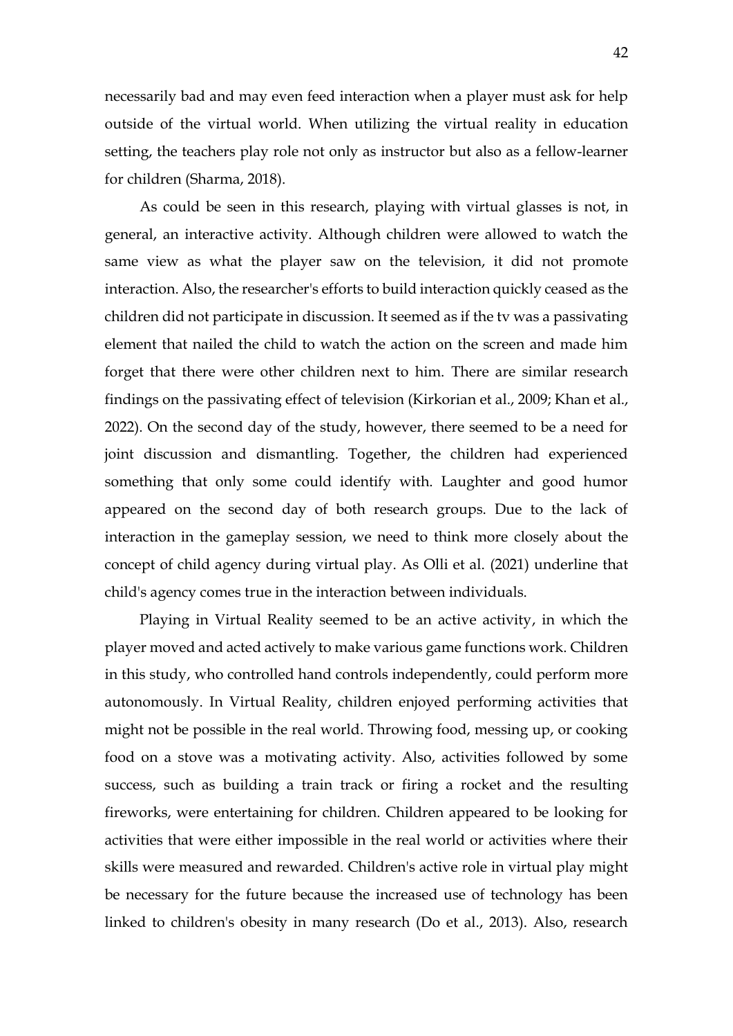necessarily bad and may even feed interaction when a player must ask for help outside of the virtual world. When utilizing the virtual reality in education setting, the teachers play role not only as instructor but also as a fellow-learner for children (Sharma, 2018).

As could be seen in this research, playing with virtual glasses is not, in general, an interactive activity. Although children were allowed to watch the same view as what the player saw on the television, it did not promote interaction. Also, the researcher's efforts to build interaction quickly ceased as the children did not participate in discussion. It seemed as if the tv was a passivating element that nailed the child to watch the action on the screen and made him forget that there were other children next to him. There are similar research findings on the passivating effect of television (Kirkorian et al., 2009; Khan et al., 2022). On the second day of the study, however, there seemed to be a need for joint discussion and dismantling. Together, the children had experienced something that only some could identify with. Laughter and good humor appeared on the second day of both research groups. Due to the lack of interaction in the gameplay session, we need to think more closely about the concept of child agency during virtual play. As Olli et al. (2021) underline that child's agency comes true in the interaction between individuals.

Playing in Virtual Reality seemed to be an active activity, in which the player moved and acted actively to make various game functions work. Children in this study, who controlled hand controls independently, could perform more autonomously. In Virtual Reality, children enjoyed performing activities that might not be possible in the real world. Throwing food, messing up, or cooking food on a stove was a motivating activity. Also, activities followed by some success, such as building a train track or firing a rocket and the resulting fireworks, were entertaining for children. Children appeared to be looking for activities that were either impossible in the real world or activities where their skills were measured and rewarded. Children's active role in virtual play might be necessary for the future because the increased use of technology has been linked to children's obesity in many research (Do et al., 2013). Also, research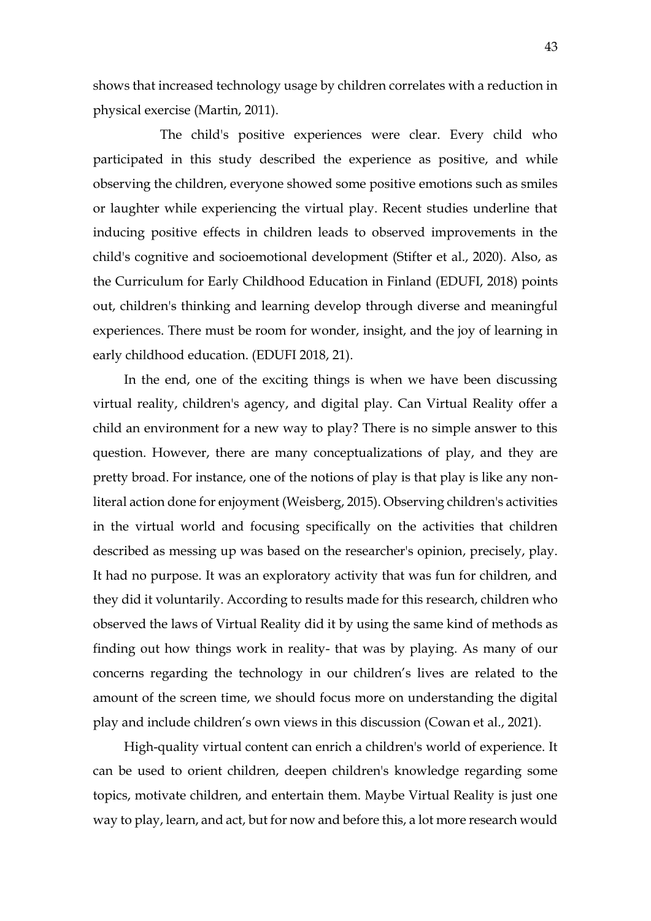shows that increased technology usage by children correlates with a reduction in physical exercise (Martin, 2011).

The child's positive experiences were clear. Every child who participated in this study described the experience as positive, and while observing the children, everyone showed some positive emotions such as smiles or laughter while experiencing the virtual play. Recent studies underline that inducing positive effects in children leads to observed improvements in the child's cognitive and socioemotional development (Stifter et al., 2020). Also, as the Curriculum for Early Childhood Education in Finland (EDUFI, 2018) points out, children's thinking and learning develop through diverse and meaningful experiences. There must be room for wonder, insight, and the joy of learning in early childhood education. (EDUFI 2018, 21).

In the end, one of the exciting things is when we have been discussing virtual reality, children's agency, and digital play. Can Virtual Reality offer a child an environment for a new way to play? There is no simple answer to this question. However, there are many conceptualizations of play, and they are pretty broad. For instance, one of the notions of play is that play is like any non-literal action done for enjoyment (Weisberg, 2015). Observing children's activities in the virtual world and focusing specifically on the activities that children described as messing up was based on the researcher's opinion, precisely, play. It had no purpose. It was an exploratory activity that was fun for children, and they did it voluntarily. According to results made for this research, children who observed the laws of Virtual Reality did it by using the same kind of methods as finding out how things work in reality- that was by playing. As many of our concerns regarding the technology in our children's lives are related to the amount of the screen time, we should focus more on understanding the digital play and include children's own views in this discussion (Cowan et al., 2021).

High-quality virtual content can enrich a children's world of experience. It can be used to orient children, deepen children's knowledge regarding some topics, motivate children, and entertain them. Maybe Virtual Reality is just one way to play, learn, and act, but for now and before this, a lot more research would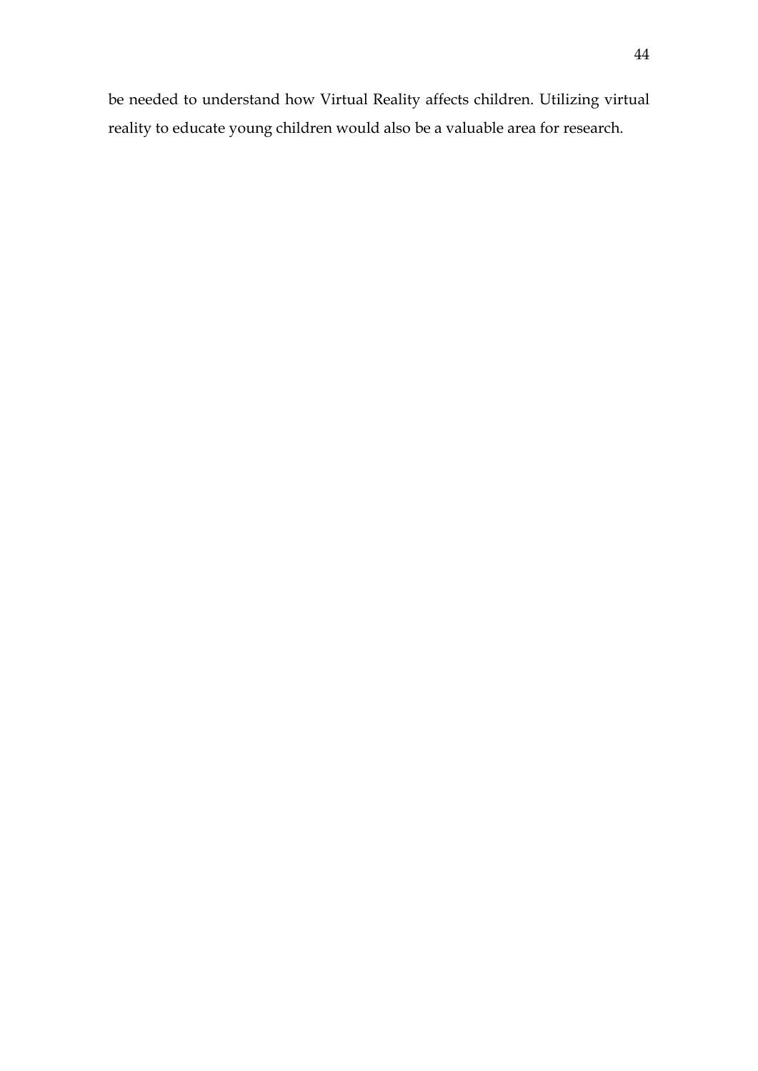be needed to understand how Virtual Reality affects children. Utilizing virtual reality to educate young children would also be a valuable area for research.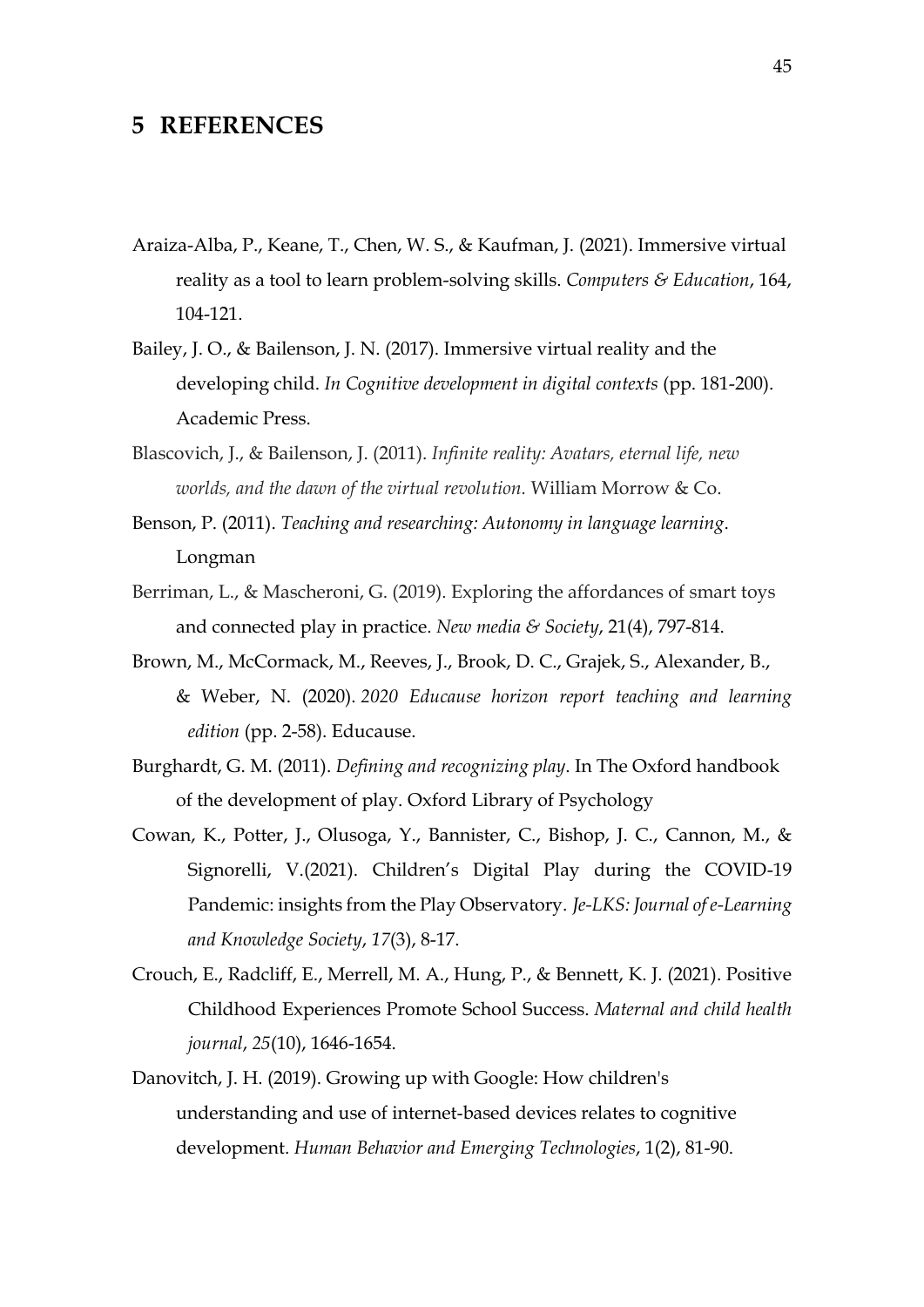# 5 REFERENCES

Araiza-Alba, P., Keane, T., Chen, W. S., & Kaufman, J. (2021). Immersive virtual reality as a tool to learn problem-solving skills. *Computers & Education*, 164, 104-121.

Bailey, J. O., & Bailenson, J. N. (2017). Immersive virtual reality and the developing child. *In Cognitive development in digital contexts* (pp. 181-200). Academic Press.

Blascovich, J., & Bailenson, J. (2011). *Infinite reality: Avatars, eternal life, new worlds, and the dawn of the virtual revolution.* William Morrow & Co.

Benson, P. (2011). *Teaching and researching: Autonomy in language learning*. Longman

Berriman, L., & Mascheroni, G. (2019). Exploring the affordances of smart toys and connected play in practice. *New media & Society*, 21(4), 797-814.

Brown, M., McCormack, M., Reeves, J., Brook, D. C., Grajek, S., Alexander, B., & Weber, N. (2020). *2020 Educause horizon report teaching and learning edition* (pp. 2-58). Educause.

Burghardt, G. M. (2011). *Defining and recognizing play*. In The Oxford handbook of the development of play. Oxford Library of Psychology

Cowan, K., Potter, J., Olusoga, Y., Bannister, C., Bishop, J. C., Cannon, M., & Signorelli, V.(2021). Children's Digital Play during the COVID-19 Pandemic: insights from the Play Observatory. *Je-LKS: Journal of e-Learning and Knowledge Society*, *17*(3), 8-17.

Crouch, E., Radcliff, E., Merrell, M. A., Hung, P., & Bennett, K. J. (2021). Positive Childhood Experiences Promote School Success. *Maternal and child health journal*, *25*(10), 1646-1654.

Danovitch, J. H. (2019). Growing up with Google: How children's understanding and use of internet-based devices relates to cognitive development. *Human Behavior and Emerging Technologies*, 1(2), 81-90.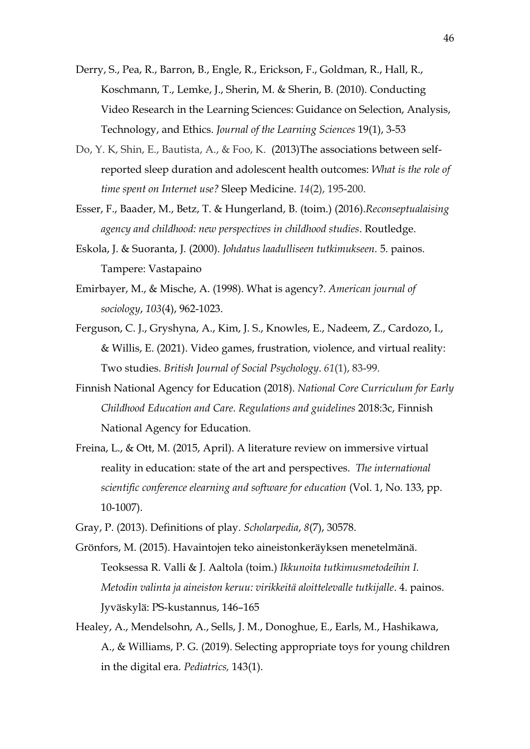Derry, S., Pea, R., Barron, B., Engle, R., Erickson, F., Goldman, R., Hall, R., Koschmann, T., Lemke, J., Sherin, M. & Sherin, B. (2010). Conducting Video Research in the Learning Sciences: Guidance on Selection, Analysis, Technology, and Ethics. *Journal of the Learning Sciences* 19(1), 3-53

Do, Y. K, Shin, E., Bautista, A., & Foo, K. (2013)The associations between self-reported sleep duration and adolescent health outcomes: *What is the role of time spent on Internet use?* Sleep Medicine. *14*(2), 195-200.

Esser, F., Baader, M., Betz, T. & Hungerland, B. (toim.) (2016).*Reconseptualaising agency and childhood: new perspectives in childhood studies*. Routledge.

Eskola, J. & Suoranta, J. (2000). *Johdatus laadulliseen tutkimukseen.* 5. painos. Tampere: Vastapaino

Emirbayer, M., & Mische, A. (1998). What is agency?. *American journal of sociology*, *103*(4), 962-1023.

Ferguson, C. J., Gryshyna, A., Kim, J. S., Knowles, E., Nadeem, Z., Cardozo, I., & Willis, E. (2021). Video games, frustration, violence, and virtual reality: Two studies. *British Journal of Social Psychology*. *61*(1), 83-99.

Finnish National Agency for Education (2018). *National Core Curriculum for Early Childhood Education and Care. Regulations and guidelines* 2018:3c, Finnish National Agency for Education.

Freina, L., & Ott, M. (2015, April). A literature review on immersive virtual reality in education: state of the art and perspectives. *The international scientific conference elearning and software for education* (Vol. 1, No. 133, pp. 10-1007).

Gray, P. (2013). Definitions of play. *Scholarpedia*, *8*(7), 30578.

Grönfors, M. (2015). Havaintojen teko aineistonkeräyksen menetelmänä. Teoksessa R. Valli & J. Aaltola (toim.) *Ikkunoita tutkimusmetodeihin I. Metodin valinta ja aineiston keruu: virikkeitä aloittelevalle tutkijalle*. 4. painos. Jyväskylä: PS-kustannus, 146–165

Healey, A., Mendelsohn, A., Sells, J. M., Donoghue, E., Earls, M., Hashikawa, A., & Williams, P. G. (2019). Selecting appropriate toys for young children in the digital era. *Pediatrics,* 143(1).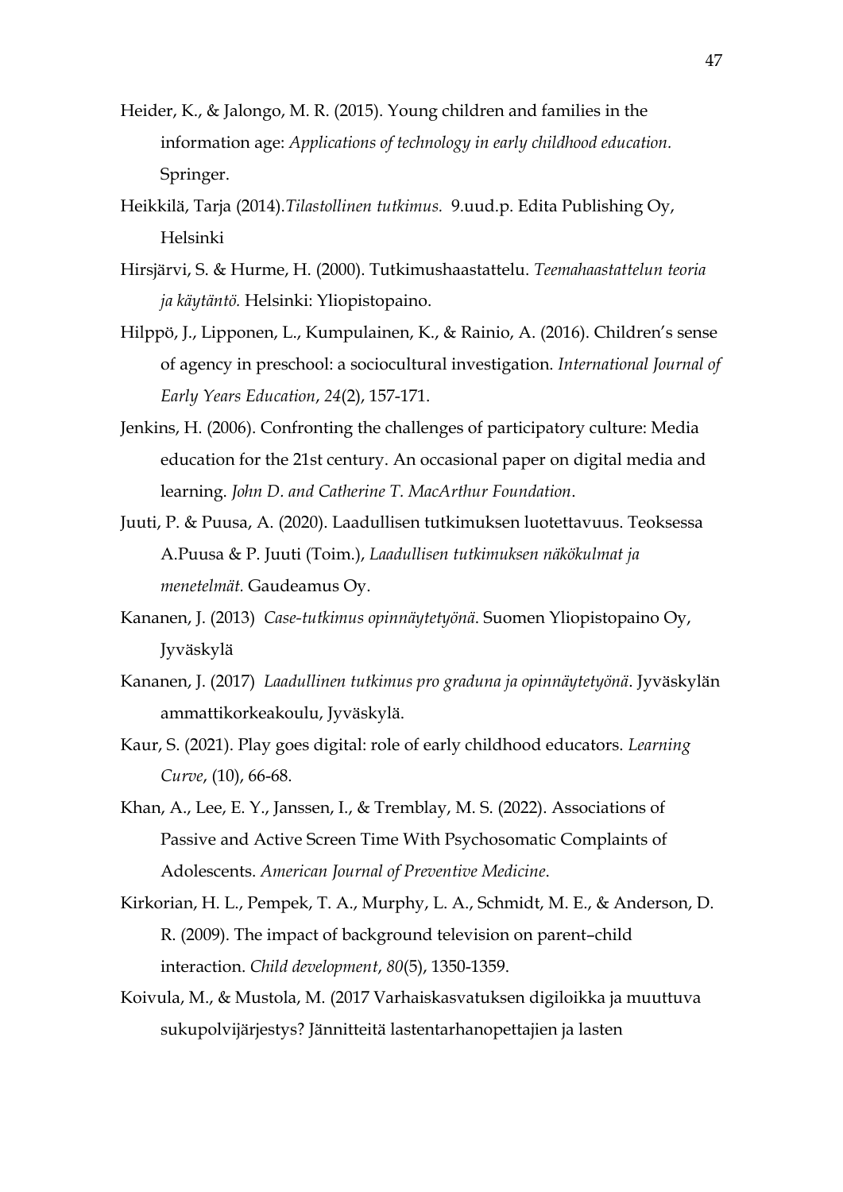Heider, K., & Jalongo, M. R. (2015). Young children and families in the information age: *Applications of technology in early childhood education.* Springer.

Heikkilä, Tarja (2014).*Tilastollinen tutkimus.* 9.uud.p. Edita Publishing Oy, Helsinki

Hirsjärvi, S. & Hurme, H. (2000). Tutkimushaastattelu. *Teemahaastattelun teoria ja käytäntö.* Helsinki: Yliopistopaino.

Hilppö, J., Lipponen, L., Kumpulainen, K., & Rainio, A. (2016). Children's sense of agency in preschool: a sociocultural investigation. *International Journal of Early Years Education*, *24*(2), 157-171.

Jenkins, H. (2006). Confronting the challenges of participatory culture: Media education for the 21st century. An occasional paper on digital media and learning. *John D. and Catherine T. MacArthur Foundation*.

Juuti, P. & Puusa, A. (2020). Laadullisen tutkimuksen luotettavuus. Teoksessa A.Puusa & P. Juuti (Toim.), *Laadullisen tutkimuksen näkökulmat ja menetelmät.* Gaudeamus Oy.

Kananen, J. (2013) *Case-tutkimus opinnäytetyönä*. Suomen Yliopistopaino Oy, Jyväskylä

Kananen, J. (2017) *Laadullinen tutkimus pro graduna ja opinnäytetyönä*. Jyväskylän ammattikorkeakoulu, Jyväskylä.

Kaur, S. (2021). Play goes digital: role of early childhood educators. *Learning Curve*, (10), 66-68.

Khan, A., Lee, E. Y., Janssen, I., & Tremblay, M. S. (2022). Associations of Passive and Active Screen Time With Psychosomatic Complaints of Adolescents. *American Journal of Preventive Medicine*.

Kirkorian, H. L., Pempek, T. A., Murphy, L. A., Schmidt, M. E., & Anderson, D. R. (2009). The impact of background television on parent–child interaction. *Child development*, *80*(5), 1350-1359.

Koivula, M., & Mustola, M. (2017 Varhaiskasvatuksen digiloikka ja muuttuva sukupolvijärjestys? Jännitteitä lastentarhanopettajien ja lasten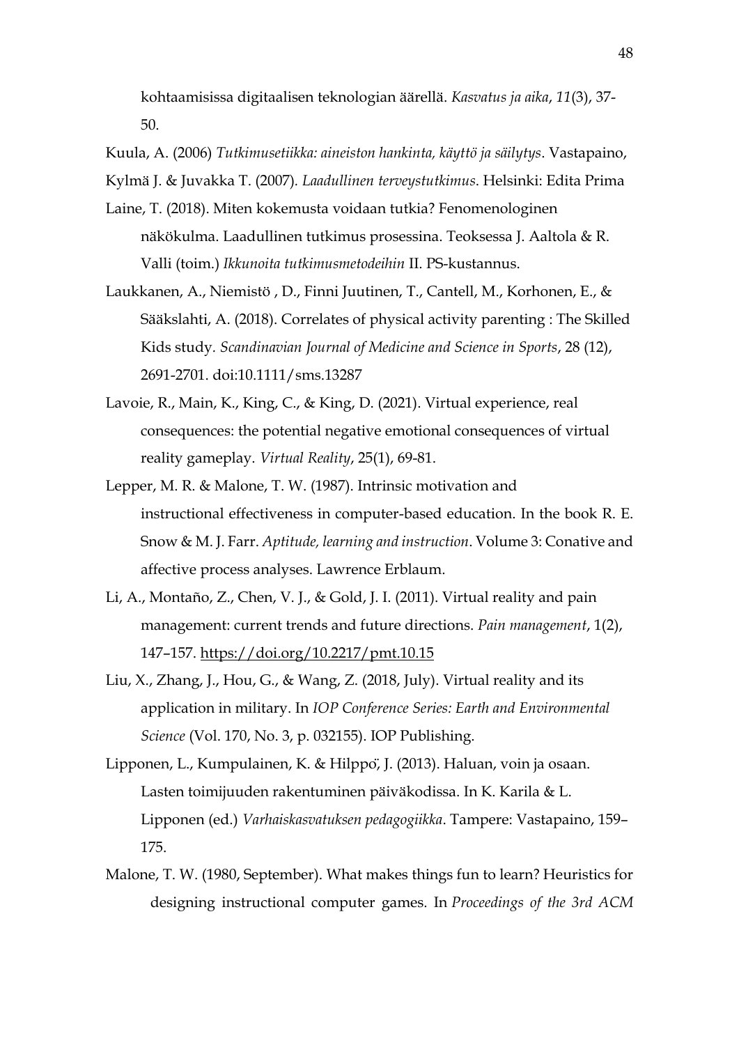kohtaamisissa digitaalisen teknologian äärellä. *Kasvatus ja aika*, *11*(3), 37-50.

Kuula, A. (2006) *Tutkimusetiikka: aineiston hankinta, käyttö ja säilytys*. Vastapaino,

Kylmä J. & Juvakka T. (2007). *Laadullinen terveystutkimus*. Helsinki: Edita Prima

Laine, T. (2018). Miten kokemusta voidaan tutkia? Fenomenologinen näkökulma. Laadullinen tutkimus prosessina. Teoksessa J. Aaltola & R. Valli (toim.) *Ikkunoita tutkimusmetodeihin* II. PS-kustannus.

Laukkanen, A., Niemistö , D., Finni Juutinen, T., Cantell, M., Korhonen, E., & Sääkslahti, A. (2018). Correlates of physical activity parenting : The Skilled Kids study. *Scandinavian Journal of Medicine and Science in Sports*, 28 (12), 2691-2701. doi:10.1111/sms.13287

Lavoie, R., Main, K., King, C., & King, D. (2021). Virtual experience, real consequences: the potential negative emotional consequences of virtual reality gameplay. *Virtual Reality*, 25(1), 69-81.

Lepper, M. R. & Malone, T. W. (1987). Intrinsic motivation and instructional effectiveness in computer-based education. In the book R. E. Snow & M. J. Farr. *Aptitude, learning and instruction*. Volume 3: Conative and affective process analyses. Lawrence Erblaum.

Li, A., Montaño, Z., Chen, V. J., & Gold, J. I. (2011). Virtual reality and pain management: current trends and future directions. *Pain management*, 1(2), 147–157. https://doi.org/10.2217/pmt.10.15

Liu, X., Zhang, J., Hou, G., & Wang, Z. (2018, July). Virtual reality and its application in military. In *IOP Conference Series: Earth and Environmental Science* (Vol. 170, No. 3, p. 032155). IOP Publishing.

Lipponen, L., Kumpulainen, K. & Hilppö, J. (2013). Haluan, voin ja osaan. Lasten toimijuuden rakentuminen päiväkodissa. In K. Karila & L. Lipponen (ed.) *Varhaiskasvatuksen pedagogiikka*. Tampere: Vastapaino, 159–175.

Malone, T. W. (1980, September). What makes things fun to learn? Heuristics for designing instructional computer games. In *Proceedings of the 3rd ACM*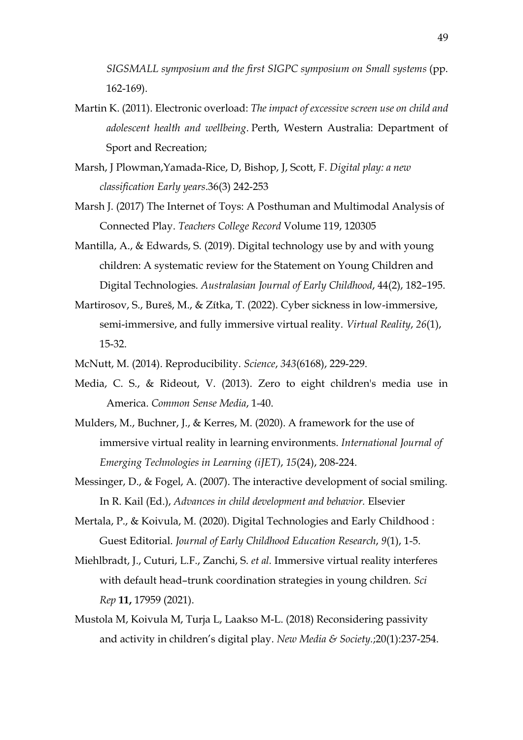*SIGSMALL symposium and the first SIGPC symposium on Small systems* (pp. 162-169).

Martin K. (2011). Electronic overload: *The impact of excessive screen use on child and adolescent health and wellbeing*. Perth, Western Australia: Department of Sport and Recreation;

Marsh, J Plowman,Yamada-Rice, D, Bishop, J, Scott, F. *Digital play: a new classification Early years*.36(3) 242-253

Marsh J. (2017) The Internet of Toys: A Posthuman and Multimodal Analysis of Connected Play. *Teachers College Record* Volume 119, 120305

Mantilla, A., & Edwards, S. (2019). Digital technology use by and with young children: A systematic review for the Statement on Young Children and Digital Technologies. *Australasian Journal of Early Childhood*, 44(2), 182–195.

Martirosov, S., Bureš, M., & Zítka, T. (2022). Cyber sickness in low-immersive, semi-immersive, and fully immersive virtual reality. *Virtual Reality*, *26*(1), 15-32.

McNutt, M. (2014). Reproducibility. *Science*, *343*(6168), 229-229.

Media, C. S., & Rideout, V. (2013). Zero to eight children's media use in America. *Common Sense Media*, 1-40.

Mulders, M., Buchner, J., & Kerres, M. (2020). A framework for the use of immersive virtual reality in learning environments. *International Journal of Emerging Technologies in Learning (iJET)*, *15*(24), 208-224.

Messinger, D., & Fogel, A. (2007). The interactive development of social smiling. In R. Kail (Ed.), *Advances in child development and behavior.* Elsevier

Mertala, P., & Koivula, M. (2020). Digital Technologies and Early Childhood : Guest Editorial. *Journal of Early Childhood Education Research*, *9*(1), 1-5.

Miehlbradt, J., Cuturi, L.F., Zanchi, S. *et al.* Immersive virtual reality interferes with default head–trunk coordination strategies in young children. *Sci Rep* **11,** 17959 (2021).

Mustola M, Koivula M, Turja L, Laakso M-L. (2018) Reconsidering passivity and activity in children's digital play. *New Media & Society.*;20(1):237-254.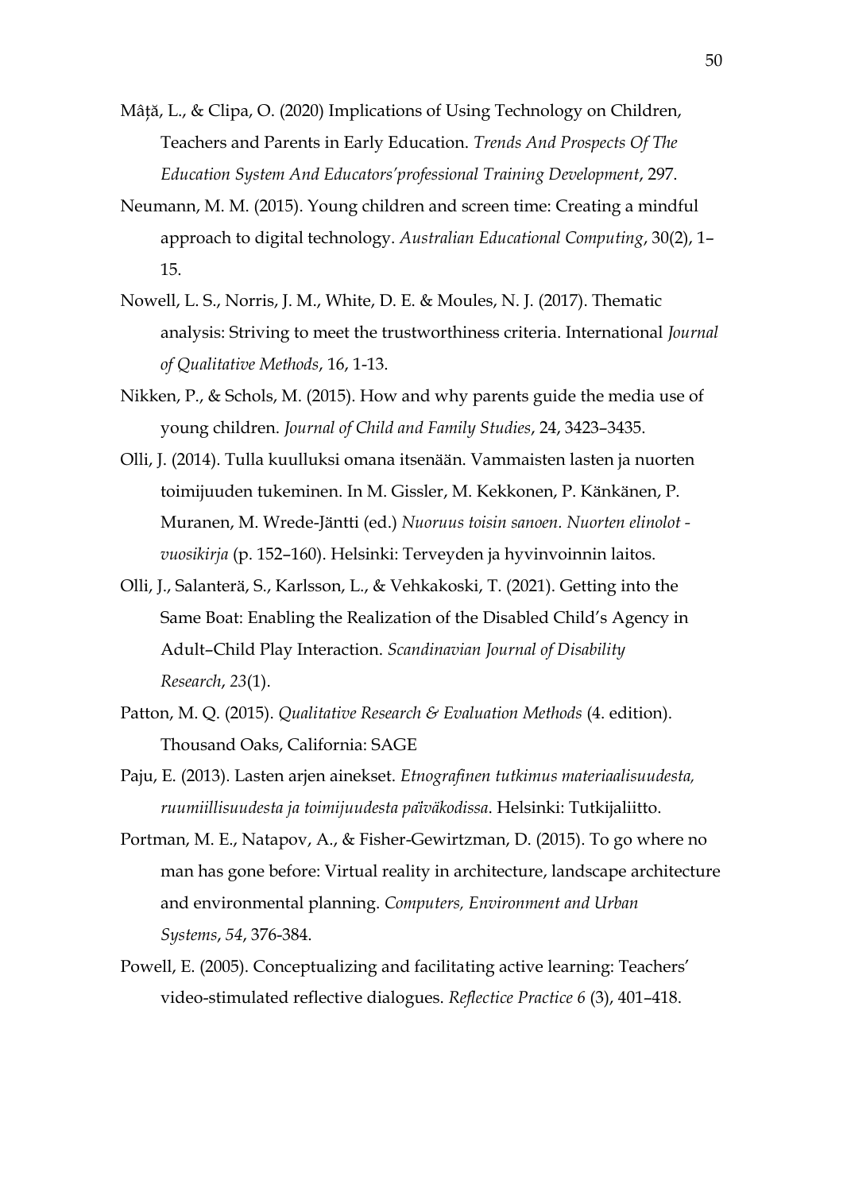Mâță, L., & Clipa, O. (2020) Implications of Using Technology on Children, Teachers and Parents in Early Education. *Trends And Prospects Of The Education System And Educators'professional Training Development*, 297.

Neumann, M. M. (2015). Young children and screen time: Creating a mindful approach to digital technology. *Australian Educational Computing*, 30(2), 1–15.

Nowell, L. S., Norris, J. M., White, D. E. & Moules, N. J. (2017). Thematic analysis: Striving to meet the trustworthiness criteria. International *Journal of Qualitative Methods*, 16, 1-13.

Nikken, P., & Schols, M. (2015). How and why parents guide the media use of young children. *Journal of Child and Family Studies*, 24, 3423–3435.

Olli, J. (2014). Tulla kuulluksi omana itsenään. Vammaisten lasten ja nuorten toimijuuden tukeminen. In M. Gissler, M. Kekkonen, P. Känkänen, P. Muranen, M. Wrede-Jäntti (ed.) *Nuoruus toisin sanoen. Nuorten elinolot -vuosikirja* (p. 152–160). Helsinki: Terveyden ja hyvinvoinnin laitos.

Olli, J., Salanterä, S., Karlsson, L., & Vehkakoski, T. (2021). Getting into the Same Boat: Enabling the Realization of the Disabled Child's Agency in Adult–Child Play Interaction. *Scandinavian Journal of Disability Research*, *23*(1).

Patton, M. Q. (2015). *Qualitative Research & Evaluation Methods* (4. edition). Thousand Oaks, California: SAGE

Paju, E. (2013). Lasten arjen ainekset. *Etnografinen tutkimus materiaalisuudesta, ruumiillisuudesta ja toimijuudesta päiväkodissa*. Helsinki: Tutkijaliitto.

Portman, M. E., Natapov, A., & Fisher-Gewirtzman, D. (2015). To go where no man has gone before: Virtual reality in architecture, landscape architecture and environmental planning. *Computers, Environment and Urban Systems*, *54*, 376-384.

Powell, E. (2005). Conceptualizing and facilitating active learning: Teachers' video-stimulated reflective dialogues. *Reflectice Practice 6* (3), 401–418.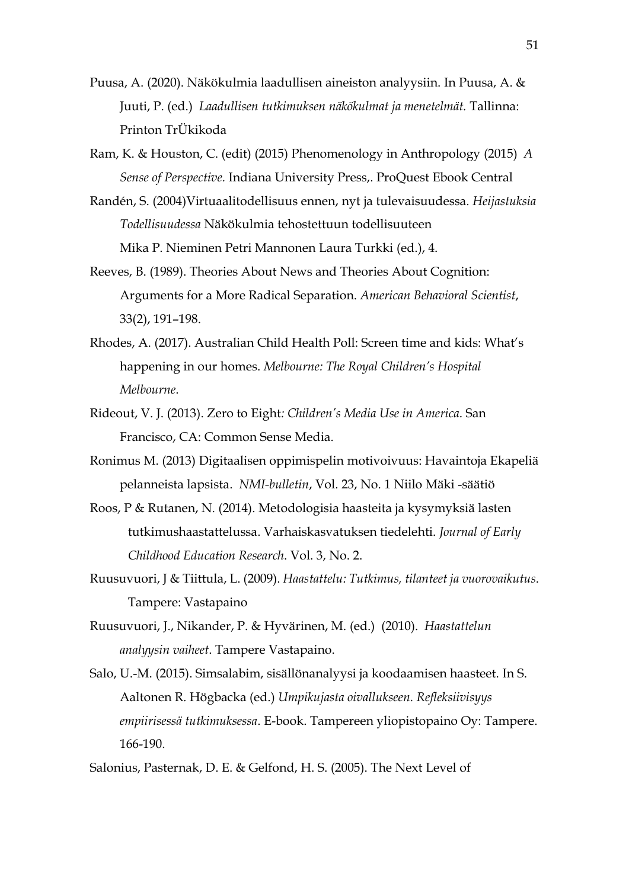Puusa, A. (2020). Näkökulmia laadullisen aineiston analyysiin. In Puusa, A. & Juuti, P. (ed.) *Laadullisen tutkimuksen näkökulmat ja menetelmät.* Tallinna: Printon TrÜkikoda

Ram, K. & Houston, C. (edit) (2015) Phenomenology in Anthropology (2015) *A Sense of Perspective.* Indiana University Press,. ProQuest Ebook Central

Randén, S. (2004)Virtuaalitodellisuus ennen, nyt ja tulevaisuudessa. *Heijastuksia Todellisuudessa* Näkökulmia tehostettuun todellisuuteen Mika P. Nieminen Petri Mannonen Laura Turkki (ed.), 4.

Reeves, B. (1989). Theories About News and Theories About Cognition: Arguments for a More Radical Separation. *American Behavioral Scientist*, 33(2), 191–198.

Rhodes, A. (2017). Australian Child Health Poll: Screen time and kids: What's happening in our homes. *Melbourne: The Royal Children's Hospital Melbourne*.

Rideout, V. J. (2013). Zero to Eight*: Children's Media Use in America*. San Francisco, CA: Common Sense Media.

Ronimus M. (2013) Digitaalisen oppimispelin motivoivuus: Havaintoja Ekapeliä pelanneista lapsista. *NMI-bulletin*, Vol. 23, No. 1 Niilo Mäki -säätiö

Roos, P & Rutanen, N. (2014). Metodologisia haasteita ja kysymyksiä lasten tutkimushaastattelussa. Varhaiskasvatuksen tiedelehti. *Journal of Early Childhood Education Research*. Vol. 3, No. 2.

Ruusuvuori, J & Tiittula, L. (2009). *Haastattelu: Tutkimus, tilanteet ja vuorovaikutus*. Tampere: Vastapaino

Ruusuvuori, J., Nikander, P. & Hyvärinen, M. (ed.) (2010). *Haastattelun analyysin vaiheet*. Tampere Vastapaino.

Salo, U.-M. (2015). Simsalabim, sisällönanalyysi ja koodaamisen haasteet. In S. Aaltonen R. Högbacka (ed.) *Umpikujasta oivallukseen. Refleksiivisyys empiirisessä tutkimuksessa*. E-book. Tampereen yliopistopaino Oy: Tampere. 166-190.

Salonius, Pasternak, D. E. & Gelfond, H. S. (2005). The Next Level of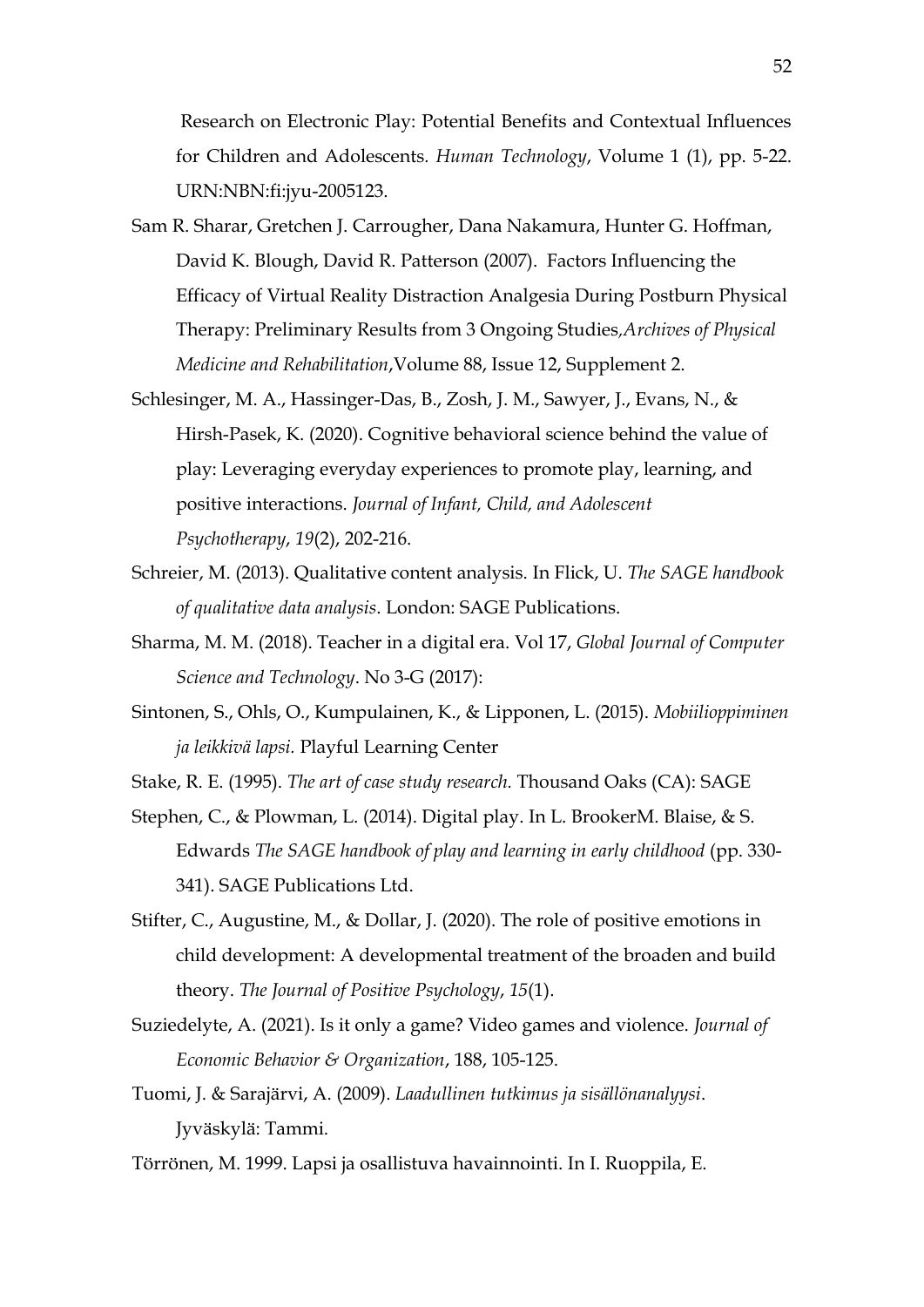Research on Electronic Play: Potential Benefits and Contextual Influences for Children and Adolescents. *Human Technology*, Volume 1 (1), pp. 5-22. URN:NBN:fi:jyu-2005123.

Sam R. Sharar, Gretchen J. Carrougher, Dana Nakamura, Hunter G. Hoffman, David K. Blough, David R. Patterson (2007). Factors Influencing the Efficacy of Virtual Reality Distraction Analgesia During Postburn Physical Therapy: Preliminary Results from 3 Ongoing Studies,*Archives of Physical Medicine and Rehabilitation*,Volume 88, Issue 12, Supplement 2.

Schlesinger, M. A., Hassinger-Das, B., Zosh, J. M., Sawyer, J., Evans, N., & Hirsh-Pasek, K. (2020). Cognitive behavioral science behind the value of play: Leveraging everyday experiences to promote play, learning, and positive interactions. *Journal of Infant, Child, and Adolescent Psychotherapy*, *19*(2), 202-216.

Schreier, M. (2013). Qualitative content analysis. In Flick, U. *The SAGE handbook of qualitative data analysis*. London: SAGE Publications.

Sharma, M. M. (2018). Teacher in a digital era. Vol 17, *Global Journal of Computer Science and Technology*. No 3-G (2017):

Sintonen, S., Ohls, O., Kumpulainen, K., & Lipponen, L. (2015). *Mobiilioppiminen ja leikkivä lapsi.* Playful Learning Center

Stake, R. E. (1995). *The art of case study research.* Thousand Oaks (CA): SAGE

Stephen, C., & Plowman, L. (2014). Digital play. In L. BrookerM. Blaise, & S. Edwards *The SAGE handbook of play and learning in early childhood* (pp. 330-341). SAGE Publications Ltd.

Stifter, C., Augustine, M., & Dollar, J. (2020). The role of positive emotions in child development: A developmental treatment of the broaden and build theory. *The Journal of Positive Psychology*, *15*(1).

Suziedelyte, A. (2021). Is it only a game? Video games and violence. *Journal of Economic Behavior & Organization*, 188, 105-125.

Tuomi, J. & Sarajärvi, A. (2009). *Laadullinen tutkimus ja sisällönanalyysi*. Jyväskylä: Tammi.

Törrönen, M. 1999. Lapsi ja osallistuva havainnointi. In I. Ruoppila, E.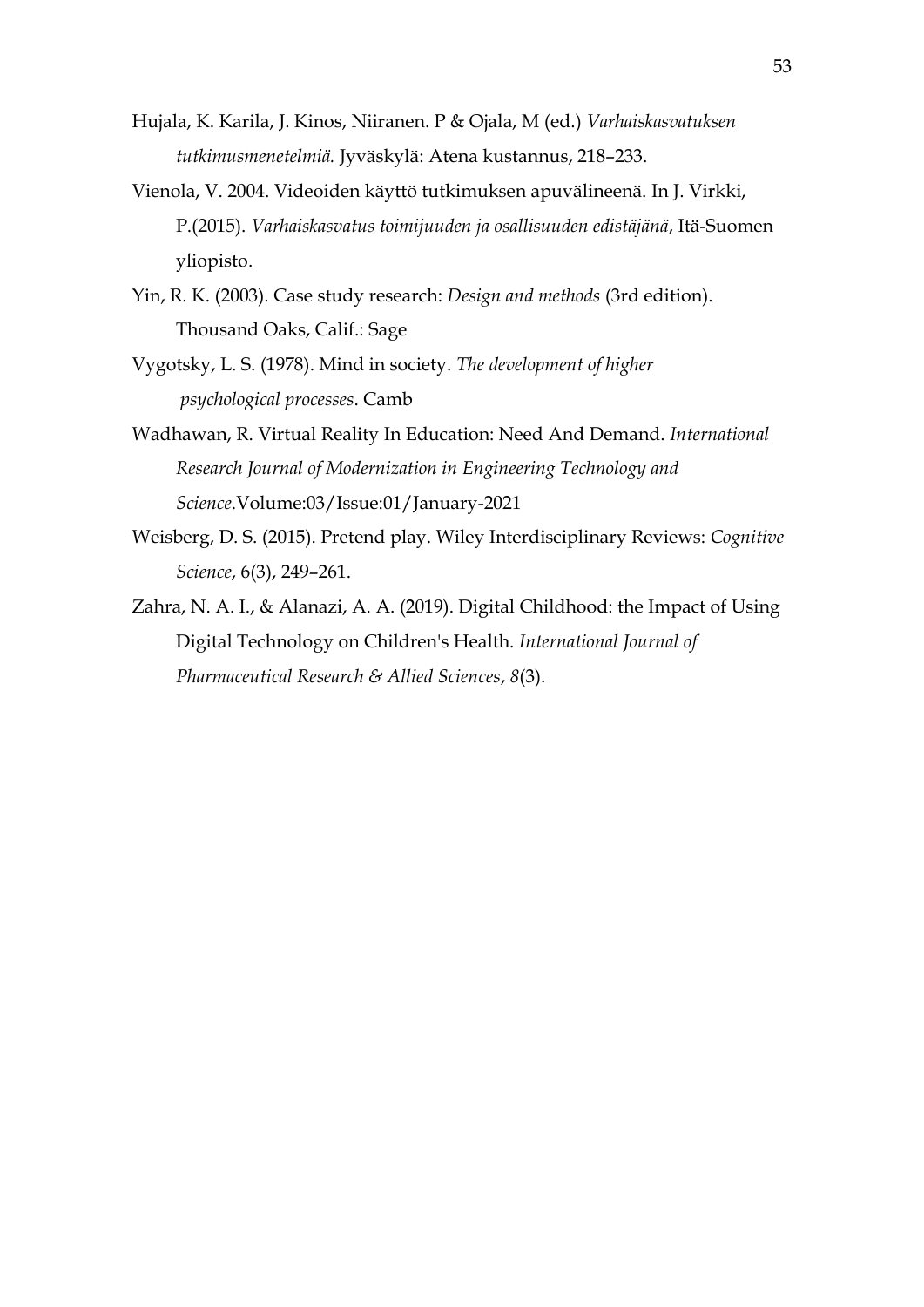Hujala, K. Karila, J. Kinos, Niiranen. P & Ojala, M (ed.) *Varhaiskasvatuksen tutkimusmenetelmiä.* Jyväskylä: Atena kustannus, 218–233.

Vienola, V. 2004. Videoiden käyttö tutkimuksen apuvälineenä. In J. Virkki, P.(2015). *Varhaiskasvatus toimijuuden ja osallisuuden edistäjänä*, Itä-Suomen yliopisto.

Yin, R. K. (2003). Case study research: *Design and methods* (3rd edition). Thousand Oaks, Calif.: Sage

Vygotsky, L. S. (1978). Mind in society. *The development of higher psychological processes*. Camb

Wadhawan, R. Virtual Reality In Education: Need And Demand. *International Research Journal of Modernization in Engineering Technology and Science*.Volume:03/Issue:01/January-2021

Weisberg, D. S. (2015). Pretend play. Wiley Interdisciplinary Reviews: *Cognitive Science*, 6(3), 249–261.

Zahra, N. A. I., & Alanazi, A. A. (2019). Digital Childhood: the Impact of Using Digital Technology on Children's Health. *International Journal of Pharmaceutical Research & Allied Sciences*, *8*(3).